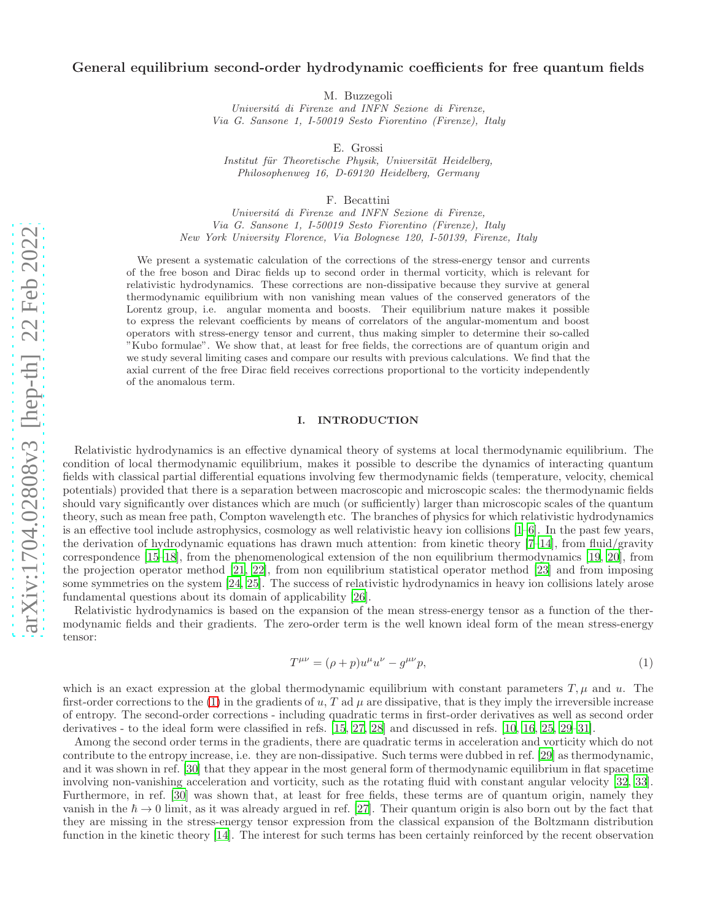# General equilibrium second-order hydrodynamic coefficients for free quantum fields

M. Buzzegoli

*Universitá di Firenze and INFN Sezione di Firenze,*
*Via G. Sansone 1, I-50019 Sesto Fiorentino (Firenze), Italy*

E. Grossi

*Institut für Theoretische Physik, Universität Heidelberg,*
*Philosophenweg 16, D-69120 Heidelberg, Germany*

F. Becattini

*Universitá di Firenze and INFN Sezione di Firenze,*
*Via G. Sansone 1, I-50019 Sesto Fiorentino (Firenze), Italy*
*New York University Florence, Via Bolognese 120, I-50139, Firenze, Italy*

We present a systematic calculation of the corrections of the stress-energy tensor and currents of the free boson and Dirac fields up to second order in thermal vorticity, which is relevant for relativistic hydrodynamics. These corrections are non-dissipative because they survive at general thermodynamic equilibrium with non vanishing mean values of the conserved generators of the Lorentz group, i.e. angular momenta and boosts. Their equilibrium nature makes it possible to express the relevant coefficients by means of correlators of the angular-momentum and boost operators with stress-energy tensor and current, thus making simpler to determine their so-called "Kubo formulae". We show that, at least for free fields, the corrections are of quantum origin and we study several limiting cases and compare our results with previous calculations. We find that the axial current of the free Dirac field receives corrections proportional to the vorticity independently of the anomalous term.

## I. INTRODUCTION

Relativistic hydrodynamics is an effective dynamical theory of systems at local thermodynamic equilibrium. The condition of local thermodynamic equilibrium, makes it possible to describe the dynamics of interacting quantum fields with classical partial differential equations involving few thermodynamic fields (temperature, velocity, chemical potentials) provided that there is a separation between macroscopic and microscopic scales: the thermodynamic fields should vary significantly over distances which are much (or sufficiently) larger than microscopic scales of the quantum theory, such as mean free path, Compton wavelength etc. The branches of physics for which relativistic hydrodynamics is an effective tool include astrophysics, cosmology as well relativistic heavy ion collisions [1–6]. In the past few years, the derivation of hydrodynamic equations has drawn much attention: from kinetic theory [7–14], from fluid/gravity correspondence [15–18], from the phenomenological extension of the non equilibrium thermodynamics [19, 20], from the projection operator method [21, 22], from non equilibrium statistical operator method [23] and from imposing some symmetries on the system [24, 25]. The success of relativistic hydrodynamics in heavy ion collisions lately arose fundamental questions about its domain of applicability [26].

Relativistic hydrodynamics is based on the expansion of the mean stress-energy tensor as a function of the thermodynamic fields and their gradients. The zero-order term is the well known ideal form of the mean stress-energy tensor:

$$T^{\mu\nu} = (\rho + p)u^\mu u^\nu - g^{\mu\nu} p, \tag{1}$$

which is an exact expression at the global thermodynamic equilibrium with constant parameters $T, \mu$ and $u$. The first-order corrections to the (1) in the gradients of $u$, $T$ ad $\mu$ are dissipative, that is they imply the irreversible increase of entropy. The second-order corrections - including quadratic terms in first-order derivatives as well as second order derivatives - to the ideal form were classified in refs. [15, 27, 28] and discussed in refs. [10, 16, 25, 29–31].

Among the second order terms in the gradients, there are quadratic terms in acceleration and vorticity which do not contribute to the entropy increase, i.e. they are non-dissipative. Such terms were dubbed in ref. [29] as thermodynamic, and it was shown in ref. [30] that they appear in the most general form of thermodynamic equilibrium in flat spacetime involving non-vanishing acceleration and vorticity, such as the rotating fluid with constant angular velocity [32, 33]. Furthermore, in ref. [30] was shown that, at least for free fields, these terms are of quantum origin, namely they vanish in the $\hbar \to 0$ limit, as it was already argued in ref. [27]. Their quantum origin is also born out by the fact that they are missing in the stress-energy tensor expression from the classical expansion of the Boltzmann distribution function in the kinetic theory [14]. The interest for such terms has been certainly reinforced by the recent observation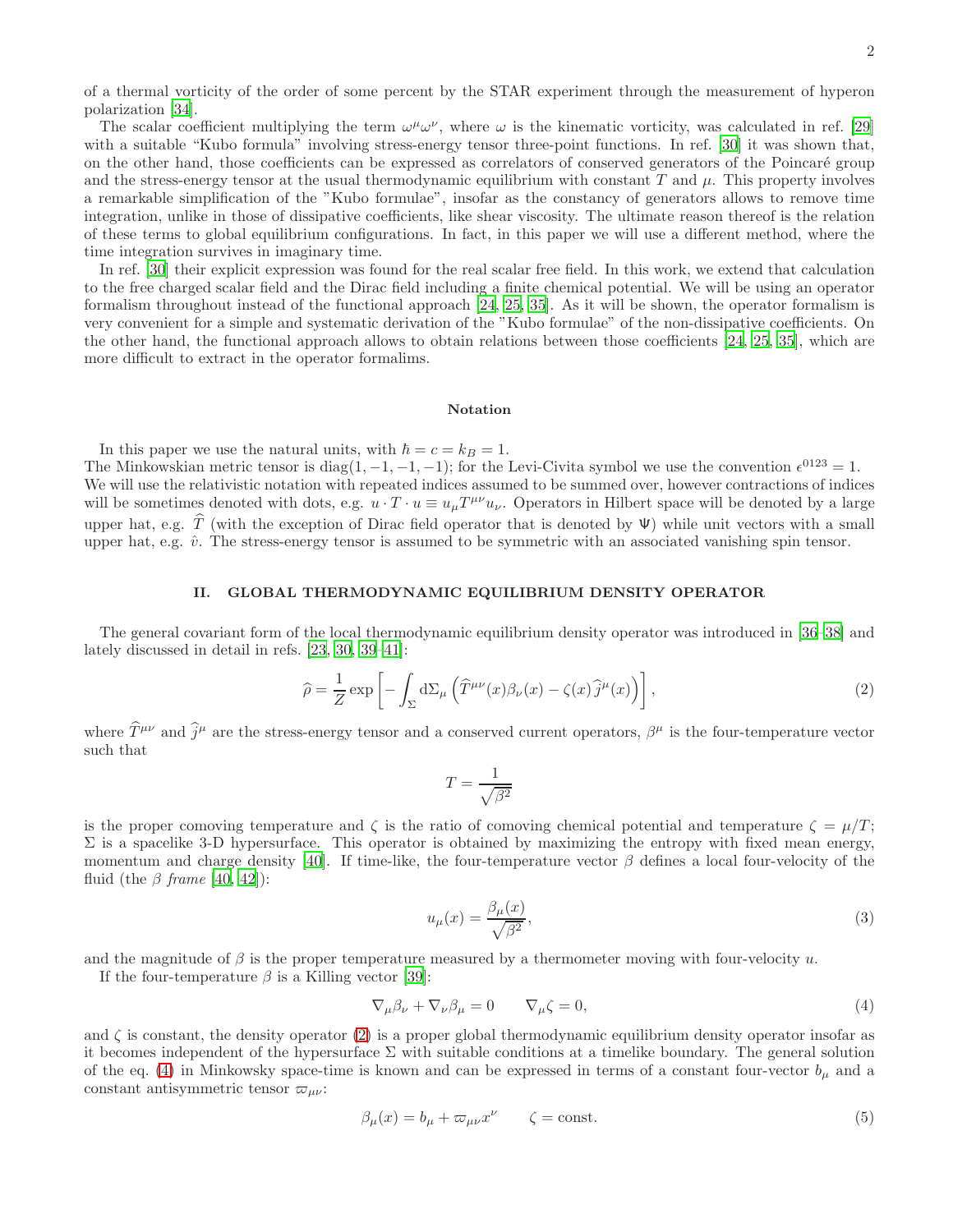of a thermal vorticity of the order of some percent by the STAR experiment through the measurement of hyperon polarization [34].

The scalar coefficient multiplying the term $\omega^\mu\omega^\nu$, where $\omega$ is the kinematic vorticity, was calculated in ref. [29] with a suitable "Kubo formula" involving stress-energy tensor three-point functions. In ref. [30] it was shown that, on the other hand, those coefficients can be expressed as correlators of conserved generators of the Poincaré group and the stress-energy tensor at the usual thermodynamic equilibrium with constant $T$ and $\mu$. This property involves a remarkable simplification of the "Kubo formulae", insofar as the constancy of generators allows to remove time integration, unlike in those of dissipative coefficients, like shear viscosity. The ultimate reason thereof is the relation of these terms to global equilibrium configurations. In fact, in this paper we will use a different method, where the time integration survives in imaginary time.

In ref. [30] their explicit expression was found for the real scalar free field. In this work, we extend that calculation to the free charged scalar field and the Dirac field including a finite chemical potential. We will be using an operator formalism throughout instead of the functional approach [24, 25, 35]. As it will be shown, the operator formalism is very convenient for a simple and systematic derivation of the "Kubo formulae" of the non-dissipative coefficients. On the other hand, the functional approach allows to obtain relations between those coefficients [24, 25, 35], which are more difficult to extract in the operator formalims.

### Notation

In this paper we use the natural units, with $\hbar = c = k_B = 1$.
The Minkowskian metric tensor is diag$(1, -1, -1, -1)$; for the Levi-Civita symbol we use the convention $\epsilon^{0123} = 1$. We will use the relativistic notation with repeated indices assumed to be summed over, however contractions of indices will be sometimes denoted with dots, e.g. $u \cdot T \cdot u \equiv u_\mu T^{\mu\nu} u_\nu$. Operators in Hilbert space will be denoted by a large upper hat, e.g. $\widehat{T}$ (with the exception of Dirac field operator that is denoted by $\Psi$) while unit vectors with a small upper hat, e.g. $\hat{v}$. The stress-energy tensor is assumed to be symmetric with an associated vanishing spin tensor.

## II. GLOBAL THERMODYNAMIC EQUILIBRIUM DENSITY OPERATOR

The general covariant form of the local thermodynamic equilibrium density operator was introduced in [36–38] and lately discussed in detail in refs. [23, 30, 39–41]:

$$\widehat{\rho} = \frac{1}{Z} \exp\left[ -\int_\Sigma \mathrm{d}\Sigma_\mu \left( \widehat{T}^{\mu\nu}(x)\beta_\nu(x) - \zeta(x)\widehat{j}^\mu(x) \right) \right], \tag{2}$$

where $\widehat{T}^{\mu\nu}$ and $\widehat{j}^\mu$ are the stress-energy tensor and a conserved current operators, $\beta^\mu$ is the four-temperature vector such that

$$T = \frac{1}{\sqrt{\beta^2}}$$

is the proper comoving temperature and $\zeta$ is the ratio of comoving chemical potential and temperature $\zeta = \mu/T$; $\Sigma$ is a spacelike 3-D hypersurface. This operator is obtained by maximizing the entropy with fixed mean energy, momentum and charge density [40]. If time-like, the four-temperature vector $\beta$ defines a local four-velocity of the fluid (the *$\beta$ frame* [40, 42]):

$$u_\mu(x) = \frac{\beta_\mu(x)}{\sqrt{\beta^2}}, \tag{3}$$

and the magnitude of $\beta$ is the proper temperature measured by a thermometer moving with four-velocity $u$.

If the four-temperature $\beta$ is a Killing vector [39]:

$$\nabla_\mu \beta_\nu + \nabla_\nu \beta_\mu = 0 \qquad \nabla_\mu \zeta = 0, \tag{4}$$

and $\zeta$ is constant, the density operator (2) is a proper global thermodynamic equilibrium density operator insofar as it becomes independent of the hypersurface $\Sigma$ with suitable conditions at a timelike boundary. The general solution of the eq. (4) in Minkowsky space-time is known and can be expressed in terms of a constant four-vector $b_\mu$ and a constant antisymmetric tensor $\varpi_{\mu\nu}$:

$$\beta_\mu(x) = b_\mu + \varpi_{\mu\nu} x^\nu \qquad \zeta = \text{const.} \tag{5}$$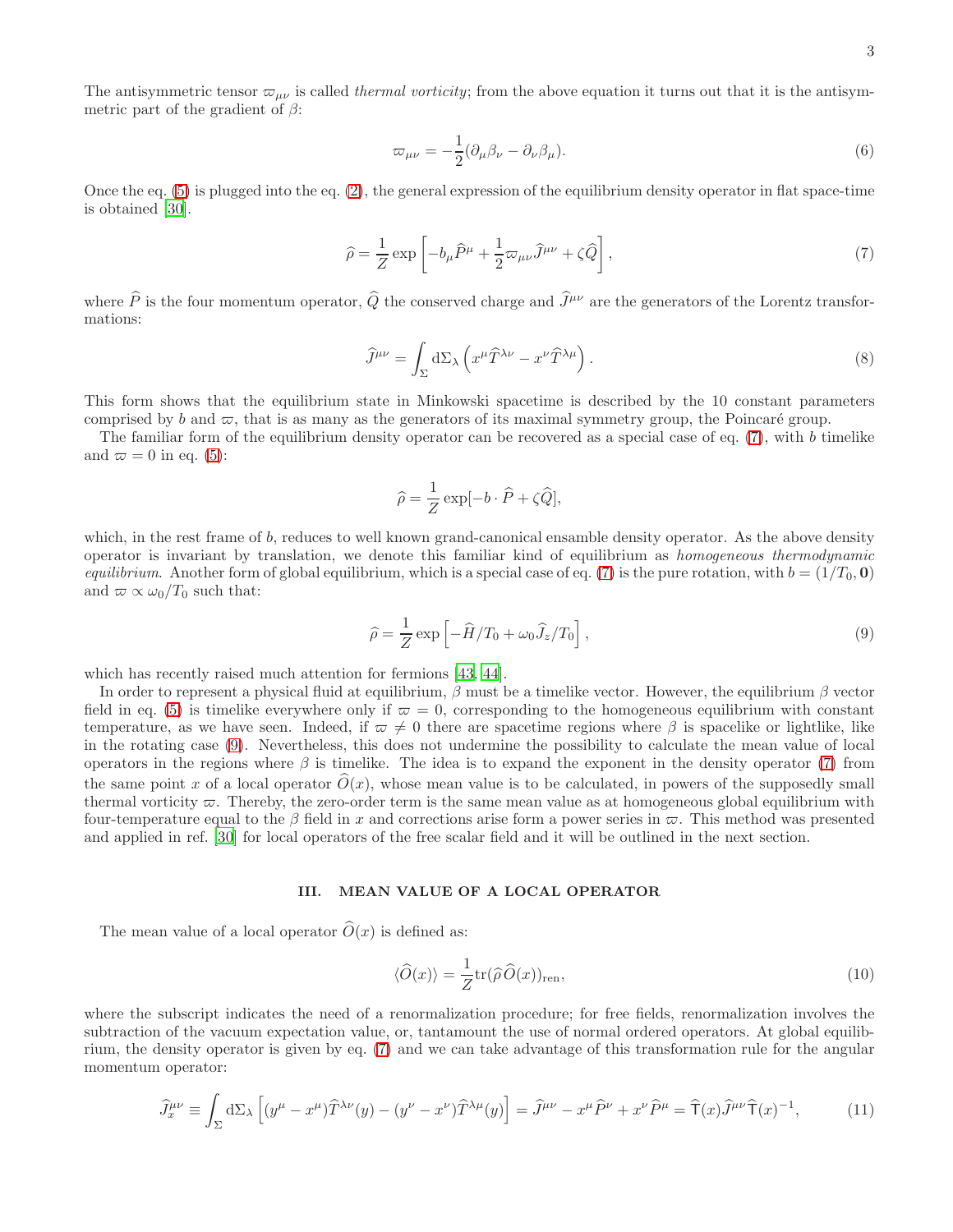The antisymmetric tensor $\varpi_{\mu\nu}$ is called *thermal vorticity*; from the above equation it turns out that it is the antisymmetric part of the gradient of $\beta$:

$$
\varpi_{\mu\nu} = -\frac{1}{2}(\partial_\mu \beta_\nu - \partial_\nu \beta_\mu). \tag{6}
$$

Once the eq. (5) is plugged into the eq. (2), the general expression of the equilibrium density operator in flat space-time is obtained [30].

$$
\widehat{\rho} = \frac{1}{Z} \exp\left[ -b_\mu \widehat{P}^\mu + \frac{1}{2}\varpi_{\mu\nu}\widehat{J}^{\mu\nu} + \zeta \widehat{Q} \right], \tag{7}
$$

where $\widehat{P}$ is the four momentum operator, $\widehat{Q}$ the conserved charge and $\widehat{J}^{\mu\nu}$ are the generators of the Lorentz transformations:

$$
\widehat{J}^{\mu\nu} = \int_\Sigma \mathrm{d}\Sigma_\lambda \left( x^\mu \widehat{T}^{\lambda\nu} - x^\nu \widehat{T}^{\lambda\mu} \right). \tag{8}
$$

This form shows that the equilibrium state in Minkowski spacetime is described by the 10 constant parameters comprised by $b$ and $\varpi$, that is as many as the generators of its maximal symmetry group, the Poincaré group.

The familiar form of the equilibrium density operator can be recovered as a special case of eq. (7), with $b$ timelike and $\varpi = 0$ in eq. (5):

$$
\widehat{\rho} = \frac{1}{Z} \exp[-b \cdot \widehat{P} + \zeta \widehat{Q}],
$$

which, in the rest frame of $b$, reduces to well known grand-canonical ensamble density operator. As the above density operator is invariant by translation, we denote this familiar kind of equilibrium as *homogeneous thermodynamic equilibrium*. Another form of global equilibrium, which is a special case of eq. (7) is the pure rotation, with $b = (1/T_0, \mathbf{0})$ and $\varpi \propto \omega_0/T_0$ such that:

$$
\widehat{\rho} = \frac{1}{Z} \exp\left[ -\widehat{H}/T_0 + \omega_0 \widehat{J}_z/T_0 \right], \tag{9}
$$

which has recently raised much attention for fermions [43, 44].

In order to represent a physical fluid at equilibrium, $\beta$ must be a timelike vector. However, the equilibrium $\beta$ vector field in eq. (5) is timelike everywhere only if $\varpi = 0$, corresponding to the homogeneous equilibrium with constant temperature, as we have seen. Indeed, if $\varpi \neq 0$ there are spacetime regions where $\beta$ is spacelike or lightlike, like in the rotating case (9). Nevertheless, this does not undermine the possibility to calculate the mean value of local operators in the regions where $\beta$ is timelike. The idea is to expand the exponent in the density operator (7) from the same point $x$ of a local operator $\widehat{O}(x)$, whose mean value is to be calculated, in powers of the supposedly small thermal vorticity $\varpi$. Thereby, the zero-order term is the same mean value as at homogeneous global equilibrium with four-temperature equal to the $\beta$ field in $x$ and corrections arise form a power series in $\varpi$. This method was presented and applied in ref. [30] for local operators of the free scalar field and it will be outlined in the next section.

## III. MEAN VALUE OF A LOCAL OPERATOR

The mean value of a local operator $\widehat{O}(x)$ is defined as:

$$
\langle \widehat{O}(x) \rangle = \frac{1}{Z} \mathrm{tr}(\widehat{\rho}\, \widehat{O}(x))_{\mathrm{ren}}, \tag{10}
$$

where the subscript indicates the need of a renormalization procedure; for free fields, renormalization involves the subtraction of the vacuum expectation value, or, tantamount the use of normal ordered operators. At global equilibrium, the density operator is given by eq. (7) and we can take advantage of this transformation rule for the angular momentum operator:

$$
\widehat{J}^{\mu\nu}_x \equiv \int_\Sigma \mathrm{d}\Sigma_\lambda \left[ (y^\mu - x^\mu)\widehat{T}^{\lambda\nu}(y) - (y^\nu - x^\nu)\widehat{T}^{\lambda\mu}(y) \right] = \widehat{J}^{\mu\nu} - x^\mu \widehat{P}^\nu + x^\nu \widehat{P}^\mu = \widehat{\mathsf{T}}(x)\widehat{J}^{\mu\nu}\widehat{\mathsf{T}}(x)^{-1}, \tag{11}
$$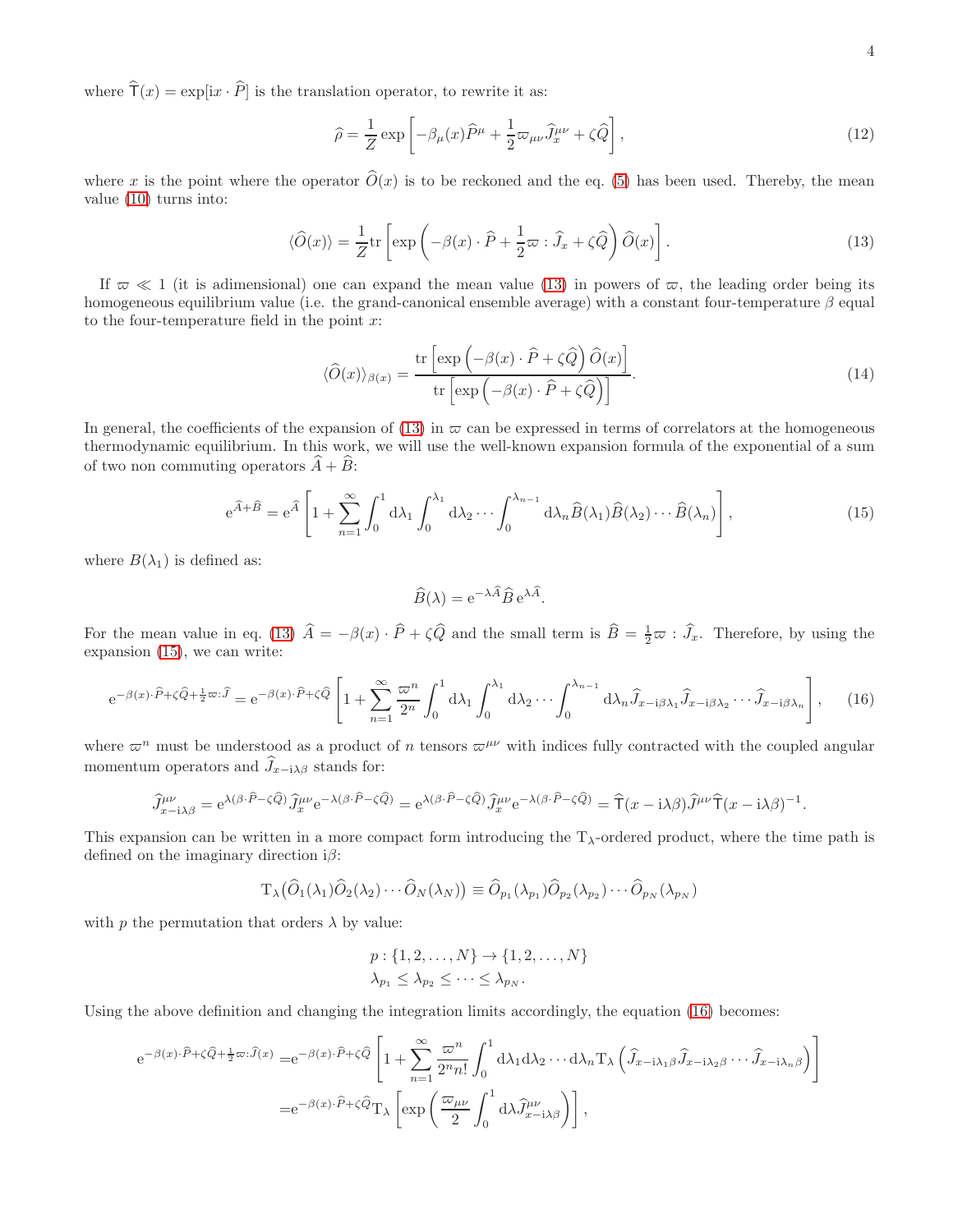where $\widehat{\mathsf{T}}(x) = \exp[\mathrm{i}x \cdot \widehat{P}]$ is the translation operator, to rewrite it as:

$$
\widehat{\rho} = \frac{1}{Z} \exp\left[-\beta_\mu(x)\widehat{P}^\mu + \frac{1}{2}\varpi_{\mu\nu}\widehat{J}_x^{\mu\nu} + \zeta\widehat{Q}\right], \tag{12}
$$

where $x$ is the point where the operator $\widehat{O}(x)$ is to be reckoned and the eq. (5) has been used. Thereby, the mean value (10) turns into:

$$
\langle\widehat{O}(x)\rangle = \frac{1}{Z}\mathrm{tr}\left[\exp\left(-\beta(x)\cdot\widehat{P} + \frac{1}{2}\varpi : \widehat{J}_x + \zeta\widehat{Q}\right)\widehat{O}(x)\right]. \tag{13}
$$

If $\varpi \ll 1$ (it is adimensional) one can expand the mean value (13) in powers of $\varpi$, the leading order being its homogeneous equilibrium value (i.e. the grand-canonical ensemble average) with a constant four-temperature $\beta$ equal to the four-temperature field in the point $x$:

$$
\langle\widehat{O}(x)\rangle_{\beta(x)} = \frac{\mathrm{tr}\left[\exp\left(-\beta(x)\cdot\widehat{P} + \zeta\widehat{Q}\right)\widehat{O}(x)\right]}{\mathrm{tr}\left[\exp\left(-\beta(x)\cdot\widehat{P} + \zeta\widehat{Q}\right)\right]}. \tag{14}
$$

In general, the coefficients of the expansion of (13) in $\varpi$ can be expressed in terms of correlators at the homogeneous thermodynamic equilibrium. In this work, we will use the well-known expansion formula of the exponential of a sum of two non commuting operators $\widehat{A} + \widehat{B}$:

$$
\mathrm{e}^{\widehat{A}+\widehat{B}} = \mathrm{e}^{\widehat{A}}\left[1 + \sum_{n=1}^{\infty}\int_0^1 \mathrm{d}\lambda_1 \int_0^{\lambda_1}\mathrm{d}\lambda_2 \cdots \int_0^{\lambda_{n-1}}\mathrm{d}\lambda_n \widehat{B}(\lambda_1)\widehat{B}(\lambda_2)\cdots\widehat{B}(\lambda_n)\right], \tag{15}
$$

where $B(\lambda_1)$ is defined as:

$$
\widehat{B}(\lambda) = \mathrm{e}^{-\lambda\widehat{A}}\widehat{B}\,\mathrm{e}^{\lambda\widehat{A}}.
$$

For the mean value in eq. (13) $\widehat{A} = -\beta(x)\cdot\widehat{P} + \zeta\widehat{Q}$ and the small term is $\widehat{B} = \frac{1}{2}\varpi : \widehat{J}_x$. Therefore, by using the expansion (15), we can write:

$$
\mathrm{e}^{-\beta(x)\cdot\widehat{P}+\zeta\widehat{Q}+\frac{1}{2}\varpi:\widehat{J}} = \mathrm{e}^{-\beta(x)\cdot\widehat{P}+\zeta\widehat{Q}}\left[1 + \sum_{n=1}^{\infty}\frac{\varpi^n}{2^n}\int_0^1\mathrm{d}\lambda_1\int_0^{\lambda_1}\mathrm{d}\lambda_2\cdots\int_0^{\lambda_{n-1}}\mathrm{d}\lambda_n\widehat{J}_{x-\mathrm{i}\beta\lambda_1}\widehat{J}_{x-\mathrm{i}\beta\lambda_2}\cdots\widehat{J}_{x-\mathrm{i}\beta\lambda_n}\right], \tag{16}
$$

where $\varpi^n$ must be understood as a product of $n$ tensors $\varpi^{\mu\nu}$ with indices fully contracted with the coupled angular momentum operators and $\widehat{J}_{x-\mathrm{i}\lambda\beta}$ stands for:

$$
\widehat{J}^{\mu\nu}_{x-\mathrm{i}\lambda\beta} = \mathrm{e}^{\lambda(\beta\cdot\widehat{P}-\zeta\widehat{Q})}\widehat{J}^{\mu\nu}_x\mathrm{e}^{-\lambda(\beta\cdot\widehat{P}-\zeta\widehat{Q})} = \mathrm{e}^{\lambda(\beta\cdot\widehat{P}-\zeta\widehat{Q})}\widehat{J}^{\mu\nu}_x\mathrm{e}^{-\lambda(\beta\cdot\widehat{P}-\zeta\widehat{Q})} = \widehat{\mathsf{T}}(x-\mathrm{i}\lambda\beta)\widehat{J}^{\mu\nu}\widehat{\mathsf{T}}(x-\mathrm{i}\lambda\beta)^{-1}.
$$

This expansion can be written in a more compact form introducing the $\mathrm{T}_\lambda$-ordered product, where the time path is defined on the imaginary direction $\mathrm{i}\beta$:

$$
\mathrm{T}_\lambda\big(\widehat{O}_1(\lambda_1)\widehat{O}_2(\lambda_2)\cdots\widehat{O}_N(\lambda_N)\big) \equiv \widehat{O}_{p_1}(\lambda_{p_1})\widehat{O}_{p_2}(\lambda_{p_2})\cdots\widehat{O}_{p_N}(\lambda_{p_N})
$$

with $p$ the permutation that orders $\lambda$ by value:

$$
\begin{aligned}
&p : \{1, 2, \ldots, N\} \to \{1, 2, \ldots, N\} \\
&\lambda_{p_1} \leq \lambda_{p_2} \leq \cdots \leq \lambda_{p_N}.
\end{aligned}
$$

Using the above definition and changing the integration limits accordingly, the equation (16) becomes:

$$
\begin{aligned}
\mathrm{e}^{-\beta(x)\cdot\widehat{P}+\zeta\widehat{Q}+\frac{1}{2}\varpi:\widehat{J}(x)} =& \mathrm{e}^{-\beta(x)\cdot\widehat{P}+\zeta\widehat{Q}}\left[1 + \sum_{n=1}^{\infty}\frac{\varpi^n}{2^n n!}\int_0^1\mathrm{d}\lambda_1\mathrm{d}\lambda_2\cdots\mathrm{d}\lambda_n\mathrm{T}_\lambda\left(\widehat{J}_{x-\mathrm{i}\lambda_1\beta}\widehat{J}_{x-\mathrm{i}\lambda_2\beta}\cdots\widehat{J}_{x-\mathrm{i}\lambda_n\beta}\right)\right] \\
=& \mathrm{e}^{-\beta(x)\cdot\widehat{P}+\zeta\widehat{Q}}\mathrm{T}_\lambda\left[\exp\left(\frac{\varpi_{\mu\nu}}{2}\int_0^1\mathrm{d}\lambda\widehat{J}^{\mu\nu}_{x-\mathrm{i}\lambda\beta}\right)\right],
\end{aligned}
$$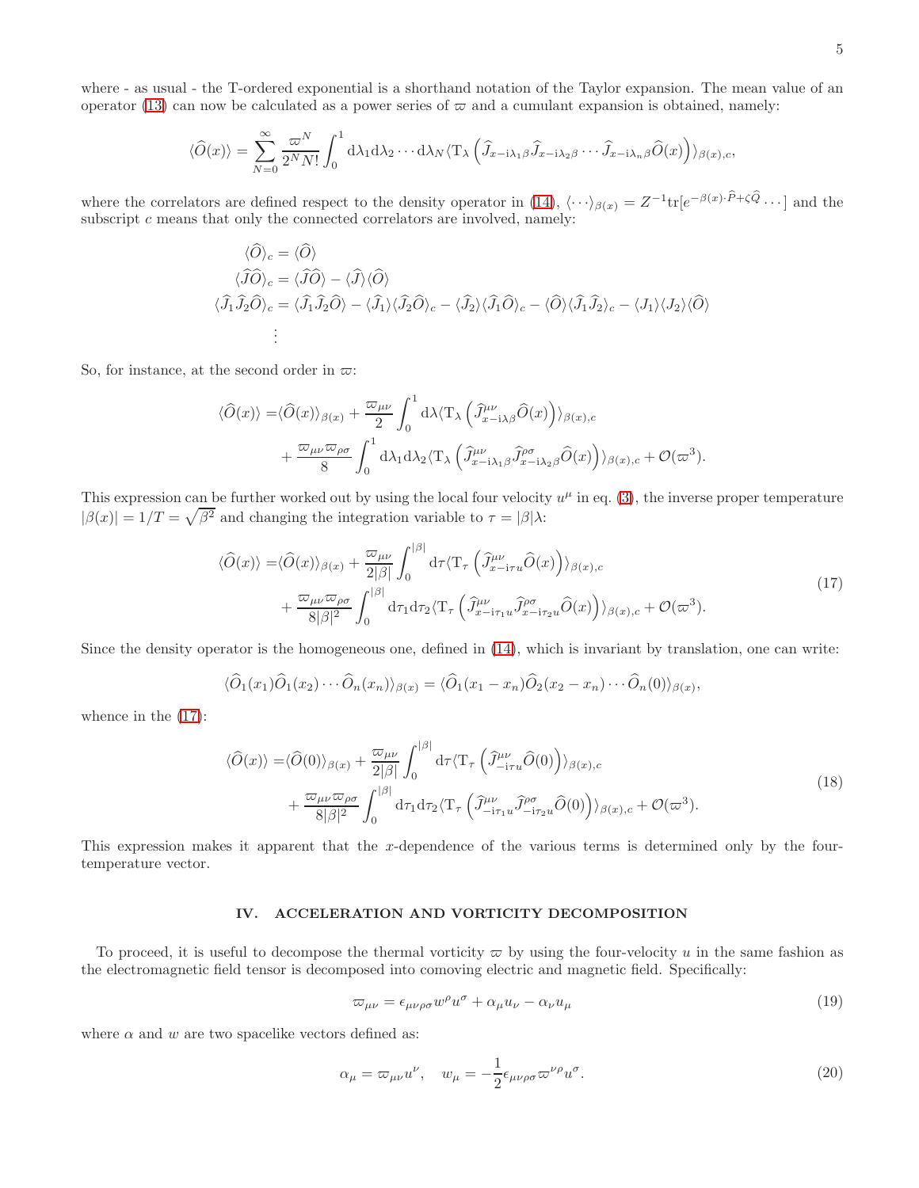where - as usual - the T-ordered exponential is a shorthand notation of the Taylor expansion. The mean value of an operator (13) can now be calculated as a power series of $\varpi$ and a cumulant expansion is obtained, namely:

$$\langle \widehat{O}(x)\rangle = \sum_{N=0}^{\infty} \frac{\varpi^N}{2^N N!} \int_0^1 \mathrm{d}\lambda_1 \mathrm{d}\lambda_2 \cdots \mathrm{d}\lambda_N \langle \mathrm{T}_\lambda \left( \widehat{J}_{x-\mathrm{i}\lambda_1\beta} \widehat{J}_{x-\mathrm{i}\lambda_2\beta} \cdots \widehat{J}_{x-\mathrm{i}\lambda_n\beta} \widehat{O}(x) \right) \rangle_{\beta(x),c},$$

where the correlators are defined respect to the density operator in (14), $\langle \cdots \rangle_{\beta(x)} = Z^{-1}\mathrm{tr}[e^{-\beta(x)\cdot\widehat{P}+\zeta\widehat{Q}} \cdots]$ and the subscript $c$ means that only the connected correlators are involved, namely:

$$\begin{aligned}
\langle \widehat{O}\rangle_c &= \langle \widehat{O}\rangle \\
\langle \widehat{J}\widehat{O}\rangle_c &= \langle \widehat{J}\widehat{O}\rangle - \langle \widehat{J}\rangle\langle \widehat{O}\rangle \\
\langle \widehat{J}_1\widehat{J}_2\widehat{O}\rangle_c &= \langle \widehat{J}_1\widehat{J}_2\widehat{O}\rangle - \langle \widehat{J}_1\rangle\langle \widehat{J}_2\widehat{O}\rangle_c - \langle \widehat{J}_2\rangle\langle \widehat{J}_1\widehat{O}\rangle_c - \langle \widehat{O}\rangle\langle \widehat{J}_1\widehat{J}_2\rangle_c - \langle J_1\rangle\langle J_2\rangle\langle \widehat{O}\rangle \\
&\vdots
\end{aligned}$$

So, for instance, at the second order in $\varpi$:

$$\begin{aligned}
\langle \widehat{O}(x)\rangle =& \langle \widehat{O}(x)\rangle_{\beta(x)} + \frac{\varpi_{\mu\nu}}{2} \int_0^1 \mathrm{d}\lambda \langle \mathrm{T}_\lambda \left( \widehat{J}^{\mu\nu}_{x-\mathrm{i}\lambda\beta} \widehat{O}(x) \right)\rangle_{\beta(x),c} \\
&+ \frac{\varpi_{\mu\nu}\varpi_{\rho\sigma}}{8} \int_0^1 \mathrm{d}\lambda_1 \mathrm{d}\lambda_2 \langle \mathrm{T}_\lambda \left( \widehat{J}^{\mu\nu}_{x-\mathrm{i}\lambda_1\beta} \widehat{J}^{\rho\sigma}_{x-\mathrm{i}\lambda_2\beta} \widehat{O}(x) \right)\rangle_{\beta(x),c} + \mathcal{O}(\varpi^3).
\end{aligned}$$

This expression can be further worked out by using the local four velocity $u^\mu$ in eq. (3), the inverse proper temperature $|\beta(x)| = 1/T = \sqrt{\beta^2}$ and changing the integration variable to $\tau = |\beta|\lambda$:

$$\begin{aligned}
\langle \widehat{O}(x)\rangle =& \langle \widehat{O}(x)\rangle_{\beta(x)} + \frac{\varpi_{\mu\nu}}{2|\beta|} \int_0^{|\beta|} \mathrm{d}\tau \langle \mathrm{T}_\tau \left( \widehat{J}^{\mu\nu}_{x-\mathrm{i}\tau u} \widehat{O}(x) \right)\rangle_{\beta(x),c} \\
&+ \frac{\varpi_{\mu\nu}\varpi_{\rho\sigma}}{8|\beta|^2} \int_0^{|\beta|} \mathrm{d}\tau_1 \mathrm{d}\tau_2 \langle \mathrm{T}_\tau \left( \widehat{J}^{\mu\nu}_{x-\mathrm{i}\tau_1 u} \widehat{J}^{\rho\sigma}_{x-\mathrm{i}\tau_2 u} \widehat{O}(x) \right)\rangle_{\beta(x),c} + \mathcal{O}(\varpi^3).
\end{aligned} \tag{17}$$

Since the density operator is the homogeneous one, defined in (14), which is invariant by translation, one can write:

$$\langle \widehat{O}_1(x_1)\widehat{O}_1(x_2)\cdots\widehat{O}_n(x_n)\rangle_{\beta(x)} = \langle \widehat{O}_1(x_1-x_n)\widehat{O}_2(x_2-x_n)\cdots\widehat{O}_n(0)\rangle_{\beta(x)},$$

whence in the (17):

$$\begin{aligned}
\langle \widehat{O}(x)\rangle =& \langle \widehat{O}(0)\rangle_{\beta(x)} + \frac{\varpi_{\mu\nu}}{2|\beta|} \int_0^{|\beta|} \mathrm{d}\tau \langle \mathrm{T}_\tau \left( \widehat{J}^{\mu\nu}_{-\mathrm{i}\tau u} \widehat{O}(0) \right)\rangle_{\beta(x),c} \\
&+ \frac{\varpi_{\mu\nu}\varpi_{\rho\sigma}}{8|\beta|^2} \int_0^{|\beta|} \mathrm{d}\tau_1 \mathrm{d}\tau_2 \langle \mathrm{T}_\tau \left( \widehat{J}^{\mu\nu}_{-\mathrm{i}\tau_1 u} \widehat{J}^{\rho\sigma}_{-\mathrm{i}\tau_2 u} \widehat{O}(0) \right)\rangle_{\beta(x),c} + \mathcal{O}(\varpi^3).
\end{aligned} \tag{18}$$

This expression makes it apparent that the $x$-dependence of the various terms is determined only by the four-temperature vector.

## IV. ACCELERATION AND VORTICITY DECOMPOSITION

To proceed, it is useful to decompose the thermal vorticity $\varpi$ by using the four-velocity $u$ in the same fashion as the electromagnetic field tensor is decomposed into comoving electric and magnetic field. Specifically:

$$\varpi_{\mu\nu} = \epsilon_{\mu\nu\rho\sigma} w^\rho u^\sigma + \alpha_\mu u_\nu - \alpha_\nu u_\mu \tag{19}$$

where $\alpha$ and $w$ are two spacelike vectors defined as:

$$\alpha_\mu = \varpi_{\mu\nu} u^\nu, \quad w_\mu = -\frac{1}{2}\epsilon_{\mu\nu\rho\sigma}\varpi^{\nu\rho} u^\sigma. \tag{20}$$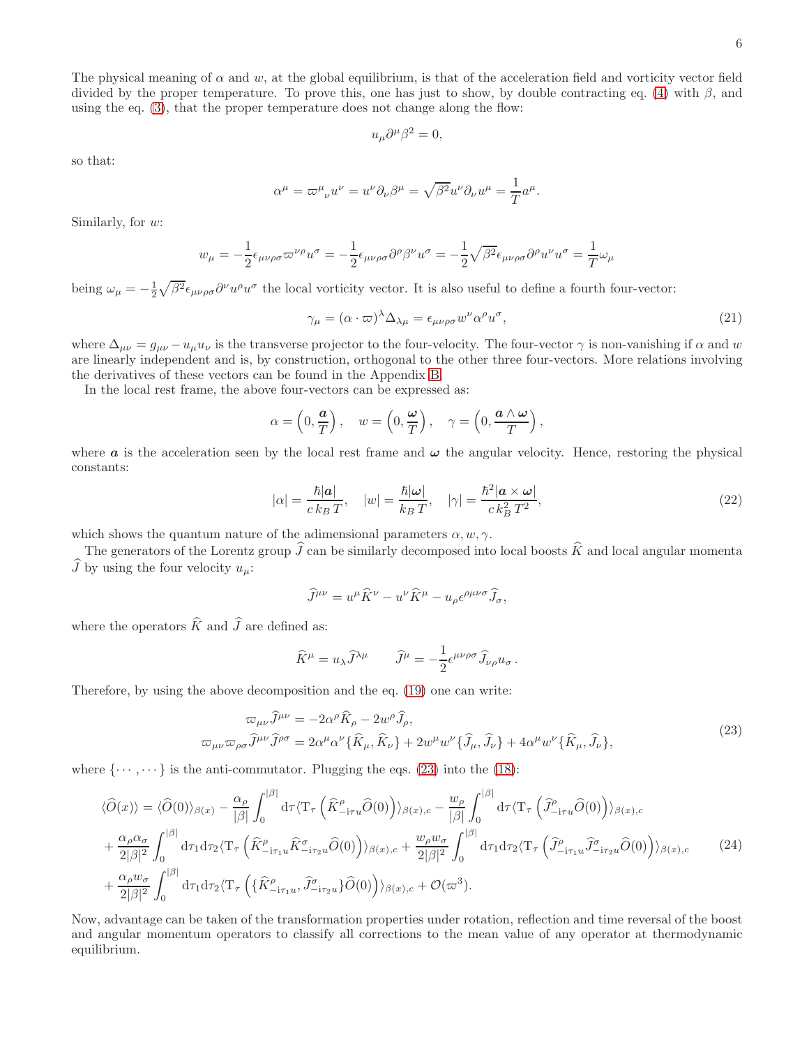The physical meaning of $\alpha$ and $w$, at the global equilibrium, is that of the acceleration field and vorticity vector field divided by the proper temperature. To prove this, one has just to show, by double contracting eq. (4) with $\beta$, and using the eq. (3), that the proper temperature does not change along the flow:

$$u_\mu \partial^\mu \beta^2 = 0,$$

so that:

$$\alpha^\mu = \varpi^\mu{}_\nu u^\nu = u^\nu \partial_\nu \beta^\mu = \sqrt{\beta^2} u^\nu \partial_\nu u^\mu = \frac{1}{T} a^\mu.$$

Similarly, for $w$:

$$w_\mu = -\frac{1}{2}\epsilon_{\mu\nu\rho\sigma}\varpi^{\nu\rho}u^\sigma = -\frac{1}{2}\epsilon_{\mu\nu\rho\sigma}\partial^\rho\beta^\nu u^\sigma = -\frac{1}{2}\sqrt{\beta^2}\epsilon_{\mu\nu\rho\sigma}\partial^\rho u^\nu u^\sigma = \frac{1}{T}\omega_\mu$$

being $\omega_\mu = -\frac{1}{2}\sqrt{\beta^2}\epsilon_{\mu\nu\rho\sigma}\partial^\nu u^\rho u^\sigma$ the local vorticity vector. It is also useful to define a fourth four-vector:

$$\gamma_\mu = (\alpha \cdot \varpi)^\lambda \Delta_{\lambda\mu} = \epsilon_{\mu\nu\rho\sigma} w^\nu \alpha^\rho u^\sigma, \tag{21}$$

where $\Delta_{\mu\nu} = g_{\mu\nu} - u_\mu u_\nu$ is the transverse projector to the four-velocity. The four-vector $\gamma$ is non-vanishing if $\alpha$ and $w$ are linearly independent and is, by construction, orthogonal to the other three four-vectors. More relations involving the derivatives of these vectors can be found in the Appendix B.

In the local rest frame, the above four-vectors can be expressed as:

$$\alpha = \left(0, \frac{\boldsymbol{a}}{T}\right), \quad w = \left(0, \frac{\boldsymbol{\omega}}{T}\right), \quad \gamma = \left(0, \frac{\boldsymbol{a}\wedge\boldsymbol{\omega}}{T}\right),$$

where $\boldsymbol{a}$ is the acceleration seen by the local rest frame and $\boldsymbol{\omega}$ the angular velocity. Hence, restoring the physical constants:

$$|\alpha| = \frac{\hbar|\boldsymbol{a}|}{c\, k_B\, T}, \quad |w| = \frac{\hbar|\boldsymbol{\omega}|}{k_B\, T}, \quad |\gamma| = \frac{\hbar^2|\boldsymbol{a}\times\boldsymbol{\omega}|}{c\, k_B^2\, T^2}, \tag{22}$$

which shows the quantum nature of the adimensional parameters $\alpha, w, \gamma$.

The generators of the Lorentz group $\widehat{J}$ can be similarly decomposed into local boosts $\widehat{K}$ and local angular momenta $\widehat{J}$ by using the four velocity $u_\mu$:

$$\widehat{J}^{\mu\nu} = u^\mu \widehat{K}^\nu - u^\nu \widehat{K}^\mu - u_\rho \epsilon^{\rho\mu\nu\sigma}\widehat{J}_\sigma,$$

where the operators $\widehat{K}$ and $\widehat{J}$ are defined as:

$$\widehat{K}^\mu = u_\lambda \widehat{J}^{\lambda\mu} \qquad \widehat{J}^\mu = -\frac{1}{2}\epsilon^{\mu\nu\rho\sigma}\widehat{J}_{\nu\rho}u_\sigma\,.$$

Therefore, by using the above decomposition and the eq. (19) one can write:

$$\begin{aligned}
&\varpi_{\mu\nu}\widehat{J}^{\mu\nu} = -2\alpha^\rho \widehat{K}_\rho - 2w^\rho \widehat{J}_\rho,\\
&\varpi_{\mu\nu}\varpi_{\rho\sigma}\widehat{J}^{\mu\nu}\widehat{J}^{\rho\sigma} = 2\alpha^\mu\alpha^\nu\{\widehat{K}_\mu, \widehat{K}_\nu\} + 2w^\mu w^\nu\{\widehat{J}_\mu, \widehat{J}_\nu\} + 4\alpha^\mu w^\nu\{\widehat{K}_\mu, \widehat{J}_\nu\},
\end{aligned} \tag{23}$$

where $\{\cdots,\cdots\}$ is the anti-commutator. Plugging the eqs. (23) into the (18):

$$\begin{aligned}
\langle \widehat{O}(x)\rangle =\; & \langle \widehat{O}(0)\rangle_{\beta(x)} - \frac{\alpha_\rho}{|\beta|}\int_0^{|\beta|}\mathrm{d}\tau \langle \mathrm{T}_\tau\left(\widehat{K}^\rho_{-\mathrm{i}\tau u}\widehat{O}(0)\right)\rangle_{\beta(x),c} - \frac{w_\rho}{|\beta|}\int_0^{|\beta|}\mathrm{d}\tau \langle \mathrm{T}_\tau\left(\widehat{J}^\rho_{-\mathrm{i}\tau u}\widehat{O}(0)\right)\rangle_{\beta(x),c}\\
&+ \frac{\alpha_\rho\alpha_\sigma}{2|\beta|^2}\int_0^{|\beta|}\mathrm{d}\tau_1\mathrm{d}\tau_2 \langle \mathrm{T}_\tau\left(\widehat{K}^\rho_{-\mathrm{i}\tau_1 u}\widehat{K}^\sigma_{-\mathrm{i}\tau_2 u}\widehat{O}(0)\right)\rangle_{\beta(x),c} + \frac{w_\rho w_\sigma}{2|\beta|^2}\int_0^{|\beta|}\mathrm{d}\tau_1\mathrm{d}\tau_2 \langle \mathrm{T}_\tau\left(\widehat{J}^\rho_{-\mathrm{i}\tau_1 u}\widehat{J}^\sigma_{-\mathrm{i}\tau_2 u}\widehat{O}(0)\right)\rangle_{\beta(x),c}\\
&+ \frac{\alpha_\rho w_\sigma}{2|\beta|^2}\int_0^{|\beta|}\mathrm{d}\tau_1\mathrm{d}\tau_2 \langle \mathrm{T}_\tau\left(\{\widehat{K}^\rho_{-\mathrm{i}\tau_1 u}, \widehat{J}^\sigma_{-\mathrm{i}\tau_2 u}\}\widehat{O}(0)\right)\rangle_{\beta(x),c} + \mathcal{O}(\varpi^3).
\end{aligned} \tag{24}$$

Now, advantage can be taken of the transformation properties under rotation, reflection and time reversal of the boost and angular momentum operators to classify all corrections to the mean value of any operator at thermodynamic equilibrium.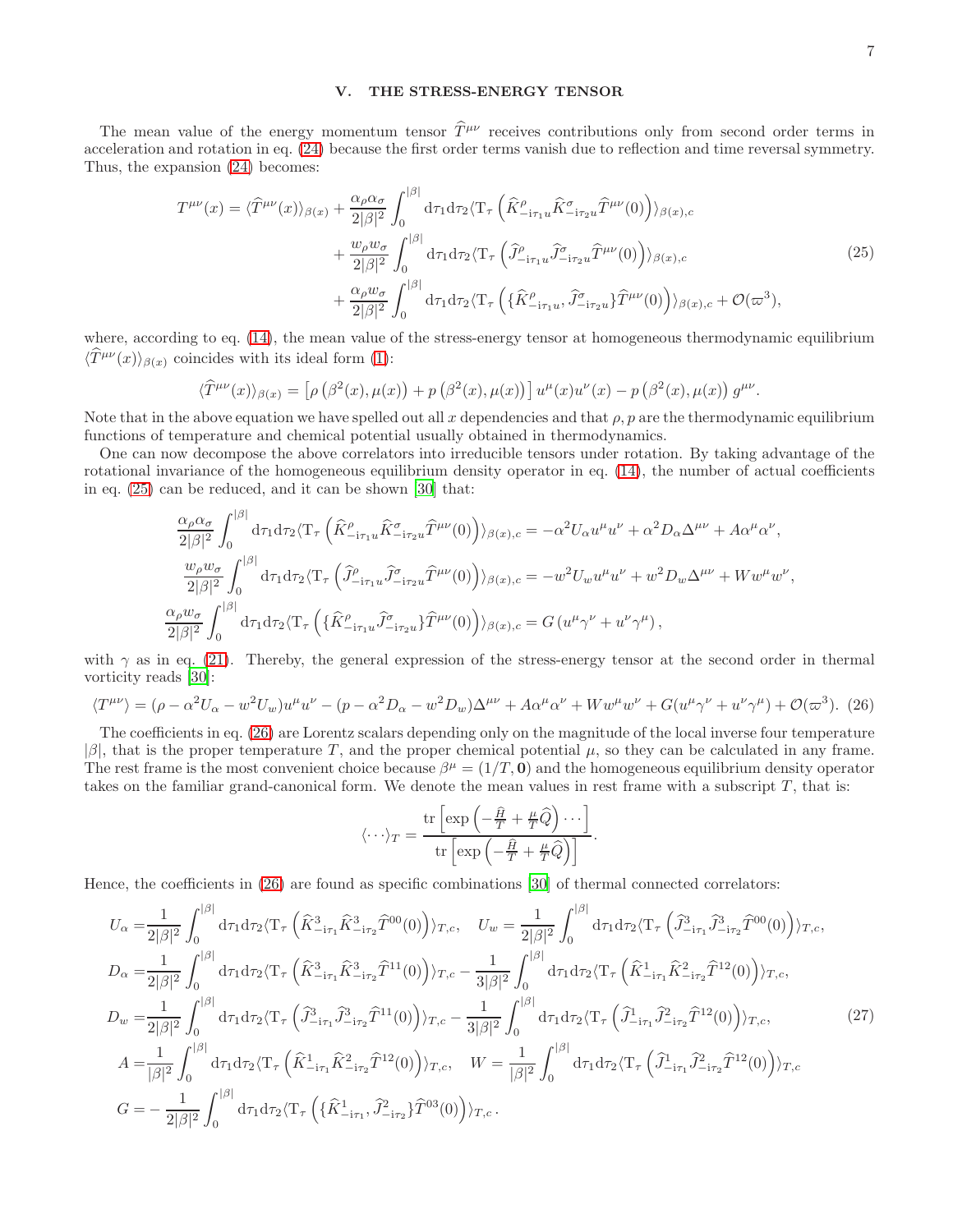## V. THE STRESS-ENERGY TENSOR

The mean value of the energy momentum tensor $\widehat{T}^{\mu\nu}$ receives contributions only from second order terms in acceleration and rotation in eq. (24) because the first order terms vanish due to reflection and time reversal symmetry. Thus, the expansion (24) becomes:

$$
\begin{aligned}
T^{\mu\nu}(x) = \langle \widehat{T}^{\mu\nu}(x)\rangle_{\beta(x)} &+ \frac{\alpha_\rho \alpha_\sigma}{2|\beta|^2}\int_0^{|\beta|} \mathrm{d}\tau_1 \mathrm{d}\tau_2 \langle \mathrm{T}_\tau \left( \widehat{K}^\rho_{-\mathrm{i}\tau_1 u} \widehat{K}^\sigma_{-\mathrm{i}\tau_2 u} \widehat{T}^{\mu\nu}(0)\right)\rangle_{\beta(x),c} \\
&+ \frac{w_\rho w_\sigma}{2|\beta|^2}\int_0^{|\beta|} \mathrm{d}\tau_1 \mathrm{d}\tau_2 \langle \mathrm{T}_\tau \left( \widehat{J}^\rho_{-\mathrm{i}\tau_1 u} \widehat{J}^\sigma_{-\mathrm{i}\tau_2 u} \widehat{T}^{\mu\nu}(0)\right)\rangle_{\beta(x),c} \\
&+ \frac{\alpha_\rho w_\sigma}{2|\beta|^2}\int_0^{|\beta|} \mathrm{d}\tau_1 \mathrm{d}\tau_2 \langle \mathrm{T}_\tau \left( \{\widehat{K}^\rho_{-\mathrm{i}\tau_1 u}, \widehat{J}^\sigma_{-\mathrm{i}\tau_2 u}\} \widehat{T}^{\mu\nu}(0)\right)\rangle_{\beta(x),c} + \mathcal{O}(\varpi^3),
\end{aligned}
\tag{25}
$$

where, according to eq. (14), the mean value of the stress-energy tensor at homogeneous thermodynamic equilibrium $\langle \widehat{T}^{\mu\nu}(x)\rangle_{\beta(x)}$ coincides with its ideal form (1):

$$
\langle \widehat{T}^{\mu\nu}(x)\rangle_{\beta(x)} = \left[\rho\left(\beta^2(x),\mu(x)\right) + p\left(\beta^2(x),\mu(x)\right)\right] u^\mu(x) u^\nu(x) - p\left(\beta^2(x),\mu(x)\right) g^{\mu\nu}.
$$

Note that in the above equation we have spelled out all $x$ dependencies and that $\rho, p$ are the thermodynamic equilibrium functions of temperature and chemical potential usually obtained in thermodynamics.

One can now decompose the above correlators into irreducible tensors under rotation. By taking advantage of the rotational invariance of the homogeneous equilibrium density operator in eq. (14), the number of actual coefficients in eq. (25) can be reduced, and it can be shown [30] that:

$$
\begin{aligned}
\frac{\alpha_\rho \alpha_\sigma}{2|\beta|^2}\int_0^{|\beta|} \mathrm{d}\tau_1 \mathrm{d}\tau_2 \langle \mathrm{T}_\tau \left( \widehat{K}^\rho_{-\mathrm{i}\tau_1 u} \widehat{K}^\sigma_{-\mathrm{i}\tau_2 u} \widehat{T}^{\mu\nu}(0)\right)\rangle_{\beta(x),c} &= -\alpha^2 U_\alpha u^\mu u^\nu + \alpha^2 D_\alpha \Delta^{\mu\nu} + A\alpha^\mu \alpha^\nu, \\
\frac{w_\rho w_\sigma}{2|\beta|^2}\int_0^{|\beta|} \mathrm{d}\tau_1 \mathrm{d}\tau_2 \langle \mathrm{T}_\tau \left( \widehat{J}^\rho_{-\mathrm{i}\tau_1 u} \widehat{J}^\sigma_{-\mathrm{i}\tau_2 u} \widehat{T}^{\mu\nu}(0)\right)\rangle_{\beta(x),c} &= -w^2 U_w u^\mu u^\nu + w^2 D_w \Delta^{\mu\nu} + W w^\mu w^\nu, \\
\frac{\alpha_\rho w_\sigma}{2|\beta|^2}\int_0^{|\beta|} \mathrm{d}\tau_1 \mathrm{d}\tau_2 \langle \mathrm{T}_\tau \left( \{\widehat{K}^\rho_{-\mathrm{i}\tau_1 u}, \widehat{J}^\sigma_{-\mathrm{i}\tau_2 u}\} \widehat{T}^{\mu\nu}(0)\right)\rangle_{\beta(x),c} &= G\left(u^\mu \gamma^\nu + u^\nu \gamma^\mu\right),
\end{aligned}
$$

with $\gamma$ as in eq. (21). Thereby, the general expression of the stress-energy tensor at the second order in thermal vorticity reads [30]:

$$
\langle T^{\mu\nu}\rangle = (\rho - \alpha^2 U_\alpha - w^2 U_w) u^\mu u^\nu - (p - \alpha^2 D_\alpha - w^2 D_w)\Delta^{\mu\nu} + A\alpha^\mu \alpha^\nu + W w^\mu w^\nu + G(u^\mu \gamma^\nu + u^\nu \gamma^\mu) + \mathcal{O}(\varpi^3). \tag{26}
$$

The coefficients in eq. (26) are Lorentz scalars depending only on the magnitude of the local inverse four temperature $|\beta|$, that is the proper temperature $T$, and the proper chemical potential $\mu$, so they can be calculated in any frame. The rest frame is the most convenient choice because $\beta^\mu = (1/T, \mathbf{0})$ and the homogeneous equilibrium density operator takes on the familiar grand-canonical form. We denote the mean values in rest frame with a subscript $T$, that is:

$$
\langle \cdots \rangle_T = \frac{\mathrm{tr}\left[\exp\left(-\frac{\widehat{H}}{T} + \frac{\mu}{T}\widehat{Q}\right)\cdots\right]}{\mathrm{tr}\left[\exp\left(-\frac{\widehat{H}}{T} + \frac{\mu}{T}\widehat{Q}\right)\right]}.
$$

Hence, the coefficients in (26) are found as specific combinations [30] of thermal connected correlators:

$$
\begin{aligned}
U_\alpha &= \frac{1}{2|\beta|^2}\int_0^{|\beta|} \mathrm{d}\tau_1 \mathrm{d}\tau_2 \langle \mathrm{T}_\tau \left( \widehat{K}^3_{-\mathrm{i}\tau_1} \widehat{K}^3_{-\mathrm{i}\tau_2} \widehat{T}^{00}(0)\right)\rangle_{T,c}, \quad U_w = \frac{1}{2|\beta|^2}\int_0^{|\beta|} \mathrm{d}\tau_1 \mathrm{d}\tau_2 \langle \mathrm{T}_\tau \left( \widehat{J}^3_{-\mathrm{i}\tau_1} \widehat{J}^3_{-\mathrm{i}\tau_2} \widehat{T}^{00}(0)\right)\rangle_{T,c}, \\
D_\alpha &= \frac{1}{2|\beta|^2}\int_0^{|\beta|} \mathrm{d}\tau_1 \mathrm{d}\tau_2 \langle \mathrm{T}_\tau \left( \widehat{K}^3_{-\mathrm{i}\tau_1} \widehat{K}^3_{-\mathrm{i}\tau_2} \widehat{T}^{11}(0)\right)\rangle_{T,c} - \frac{1}{3|\beta|^2}\int_0^{|\beta|} \mathrm{d}\tau_1 \mathrm{d}\tau_2 \langle \mathrm{T}_\tau \left( \widehat{K}^1_{-\mathrm{i}\tau_1} \widehat{K}^2_{-\mathrm{i}\tau_2} \widehat{T}^{12}(0)\right)\rangle_{T,c}, \\
D_w &= \frac{1}{2|\beta|^2}\int_0^{|\beta|} \mathrm{d}\tau_1 \mathrm{d}\tau_2 \langle \mathrm{T}_\tau \left( \widehat{J}^3_{-\mathrm{i}\tau_1} \widehat{J}^3_{-\mathrm{i}\tau_2} \widehat{T}^{11}(0)\right)\rangle_{T,c} - \frac{1}{3|\beta|^2}\int_0^{|\beta|} \mathrm{d}\tau_1 \mathrm{d}\tau_2 \langle \mathrm{T}_\tau \left( \widehat{J}^1_{-\mathrm{i}\tau_1} \widehat{J}^2_{-\mathrm{i}\tau_2} \widehat{T}^{12}(0)\right)\rangle_{T,c}, \\
A &= \frac{1}{|\beta|^2}\int_0^{|\beta|} \mathrm{d}\tau_1 \mathrm{d}\tau_2 \langle \mathrm{T}_\tau \left( \widehat{K}^1_{-\mathrm{i}\tau_1} \widehat{K}^2_{-\mathrm{i}\tau_2} \widehat{T}^{12}(0)\right)\rangle_{T,c}, \quad W = \frac{1}{|\beta|^2}\int_0^{|\beta|} \mathrm{d}\tau_1 \mathrm{d}\tau_2 \langle \mathrm{T}_\tau \left( \widehat{J}^1_{-\mathrm{i}\tau_1} \widehat{J}^2_{-\mathrm{i}\tau_2} \widehat{T}^{12}(0)\right)\rangle_{T,c} \\
G &= -\frac{1}{2|\beta|^2}\int_0^{|\beta|} \mathrm{d}\tau_1 \mathrm{d}\tau_2 \langle \mathrm{T}_\tau \left( \{\widehat{K}^1_{-\mathrm{i}\tau_1}, \widehat{J}^2_{-\mathrm{i}\tau_2}\} \widehat{T}^{03}(0)\right)\rangle_{T,c}.
\end{aligned}
\tag{27}
$$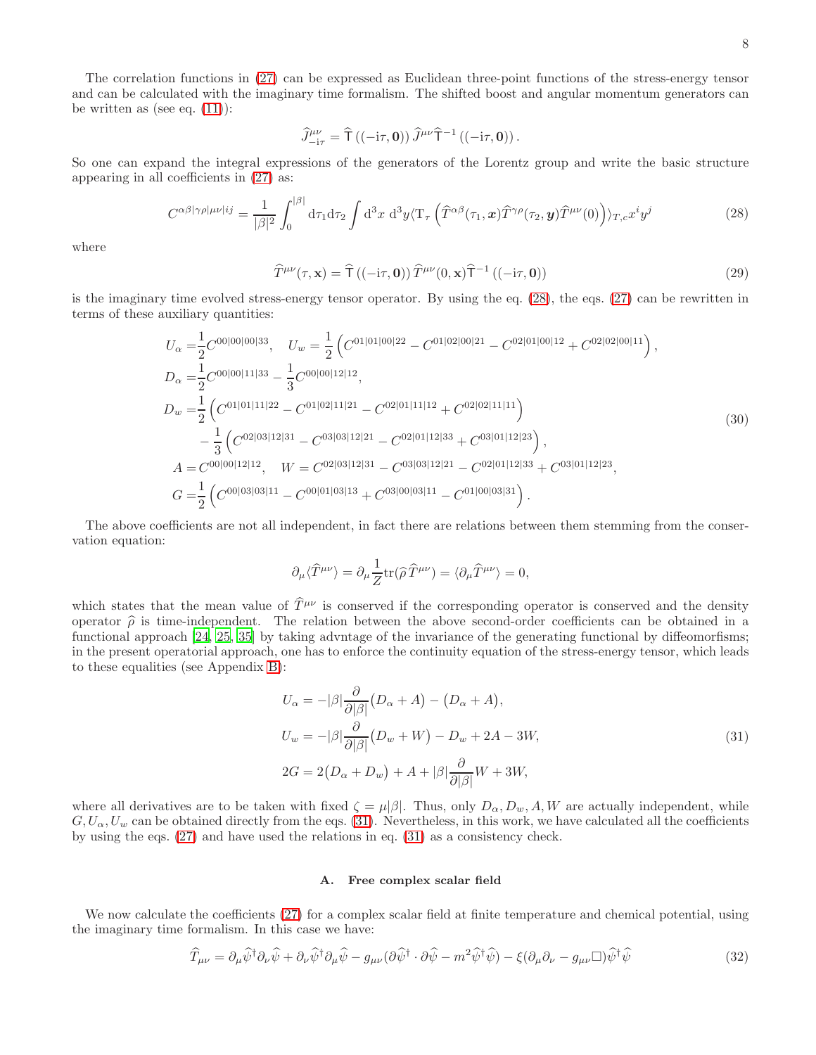The correlation functions in (27) can be expressed as Euclidean three-point functions of the stress-energy tensor and can be calculated with the imaginary time formalism. The shifted boost and angular momentum generators can be written as (see eq. (11)):

$$
\widehat{J}^{\mu\nu}_{-\mathrm{i}\tau} = \widehat{\mathsf{T}}\left((-\mathrm{i}\tau, \mathbf{0})\right) \widehat{J}^{\mu\nu} \widehat{\mathsf{T}}^{-1}\left((-\mathrm{i}\tau, \mathbf{0})\right).
$$

So one can expand the integral expressions of the generators of the Lorentz group and write the basic structure appearing in all coefficients in (27) as:

$$
C^{\alpha\beta|\gamma\rho|\mu\nu|ij} = \frac{1}{|\beta|^2} \int_0^{|\beta|} \mathrm{d}\tau_1 \mathrm{d}\tau_2 \int \mathrm{d}^3x \; \mathrm{d}^3y \langle \mathrm{T}_\tau \left( \widehat{T}^{\alpha\beta}(\tau_1, \boldsymbol{x}) \widehat{T}^{\gamma\rho}(\tau_2, \boldsymbol{y}) \widehat{T}^{\mu\nu}(0) \right) \rangle_{T,c} x^i y^j \tag{28}
$$

where

$$
\widehat{T}^{\mu\nu}(\tau, \mathbf{x}) = \widehat{\mathsf{T}}\left((-\mathrm{i}\tau, \mathbf{0})\right) \widehat{T}^{\mu\nu}(0, \mathbf{x}) \widehat{\mathsf{T}}^{-1}\left((-\mathrm{i}\tau, \mathbf{0})\right) \tag{29}
$$

is the imaginary time evolved stress-energy tensor operator. By using the eq. (28), the eqs. (27) can be rewritten in terms of these auxiliary quantities:

$$
\begin{aligned}
U_\alpha =& \frac{1}{2} C^{00|00|00|33}, \quad U_w = \frac{1}{2}\left( C^{01|01|00|22} - C^{01|02|00|21} - C^{02|01|00|12} + C^{02|02|00|11} \right), \\
D_\alpha =& \frac{1}{2} C^{00|00|11|33} - \frac{1}{3} C^{00|00|12|12}, \\
D_w =& \frac{1}{2}\left( C^{01|01|11|22} - C^{01|02|11|21} - C^{02|01|11|12} + C^{02|02|11|11} \right) \\
& - \frac{1}{3}\left( C^{02|03|12|31} - C^{03|03|12|21} - C^{02|01|12|33} + C^{03|01|12|23} \right), \\
A =& C^{00|00|12|12}, \quad W = C^{02|03|12|31} - C^{03|03|12|21} - C^{02|01|12|33} + C^{03|01|12|23}, \\
G =& \frac{1}{2}\left( C^{00|03|03|11} - C^{00|01|03|13} + C^{03|00|03|11} - C^{01|00|03|31} \right).
\end{aligned} \tag{30}
$$

The above coefficients are not all independent, in fact there are relations between them stemming from the conservation equation:

$$
\partial_\mu \langle \widehat{T}^{\mu\nu} \rangle = \partial_\mu \frac{1}{Z} \mathrm{tr}(\widehat{\rho}\, \widehat{T}^{\mu\nu}) = \langle \partial_\mu \widehat{T}^{\mu\nu} \rangle = 0,
$$

which states that the mean value of $\widehat{T}^{\mu\nu}$ is conserved if the corresponding operator is conserved and the density operator $\widehat{\rho}$ is time-independent. The relation between the above second-order coefficients can be obtained in a functional approach [24, 25, 35] by taking advntage of the invariance of the generating functional by diffeomorfisms; in the present operatorial approach, one has to enforce the continuity equation of the stress-energy tensor, which leads to these equalities (see Appendix B):

$$
\begin{aligned}
U_\alpha &= -|\beta| \frac{\partial}{\partial |\beta|}\big(D_\alpha + A\big) - \big(D_\alpha + A\big), \\
U_w &= -|\beta| \frac{\partial}{\partial |\beta|}\big(D_w + W\big) - D_w + 2A - 3W, \\
2G &= 2\big(D_\alpha + D_w\big) + A + |\beta| \frac{\partial}{\partial |\beta|} W + 3W,
\end{aligned} \tag{31}
$$

where all derivatives are to be taken with fixed $\zeta = \mu|\beta|$. Thus, only $D_\alpha, D_w, A, W$ are actually independent, while $G, U_\alpha, U_w$ can be obtained directly from the eqs. (31). Nevertheless, in this work, we have calculated all the coefficients by using the eqs. (27) and have used the relations in eq. (31) as a consistency check.

### A. Free complex scalar field

We now calculate the coefficients (27) for a complex scalar field at finite temperature and chemical potential, using the imaginary time formalism. In this case we have:

$$
\widehat{T}_{\mu\nu} = \partial_\mu \widehat{\psi}^\dagger \partial_\nu \widehat{\psi} + \partial_\nu \widehat{\psi}^\dagger \partial_\mu \widehat{\psi} - g_{\mu\nu}(\partial \widehat{\psi}^\dagger \cdot \partial \widehat{\psi} - m^2 \widehat{\psi}^\dagger \widehat{\psi}) - \xi(\partial_\mu \partial_\nu - g_{\mu\nu} \Box) \widehat{\psi}^\dagger \widehat{\psi} \tag{32}
$$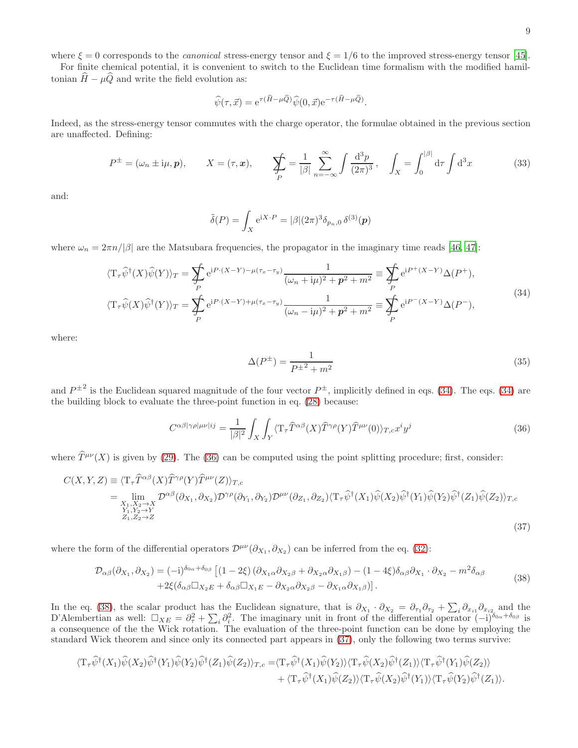where $\xi = 0$ corresponds to the *canonical* stress-energy tensor and $\xi = 1/6$ to the improved stress-energy tensor [45].

For finite chemical potential, it is convenient to switch to the Euclidean time formalism with the modified hamiltonian $\widehat{H} - \mu\widehat{Q}$ and write the field evolution as:

$$\widehat{\psi}(\tau, \vec{x}) = \mathrm{e}^{\tau(\widehat{H}-\mu\widehat{Q})}\widehat{\psi}(0, \vec{x})\mathrm{e}^{-\tau(\widehat{H}-\mu\widehat{Q})}.$$

Indeed, as the stress-energy tensor commutes with the charge operator, the formulae obtained in the previous section are unaffected. Defining:

$$P^{\pm} = (\omega_n \pm \mathrm{i}\mu, \boldsymbol{p}), \qquad X = (\tau, \boldsymbol{x}), \qquad \sum\!\!\!\!\!\!\int_P = \frac{1}{|\beta|}\sum_{n=-\infty}^{\infty}\int \frac{\mathrm{d}^3 p}{(2\pi)^3}, \quad \int_X = \int_0^{|\beta|}\mathrm{d}\tau \int \mathrm{d}^3 x \tag{33}$$

and:

$$\tilde{\delta}(P) = \int_X \mathrm{e}^{\mathrm{i}X\cdot P} = |\beta|(2\pi)^3 \delta_{p_n,0}\,\delta^{(3)}(\boldsymbol{p})$$

where $\omega_n = 2\pi n/|\beta|$ are the Matsubara frequencies, the propagator in the imaginary time reads [46, 47]:

$$\begin{aligned}
\langle \mathrm{T}_\tau \widehat{\psi}^\dagger(X)\widehat{\psi}(Y)\rangle_T &= \sum\!\!\!\!\!\!\int_P \mathrm{e}^{\mathrm{i}P\cdot(X-Y)-\mu(\tau_x-\tau_y)}\frac{1}{(\omega_n+\mathrm{i}\mu)^2+\boldsymbol{p}^2+m^2} \equiv \sum\!\!\!\!\!\!\int_P \mathrm{e}^{\mathrm{i}P^+(X-Y)}\Delta(P^+),\\
\langle \mathrm{T}_\tau \widehat{\psi}(X)\widehat{\psi}^\dagger(Y)\rangle_T &= \sum\!\!\!\!\!\!\int_P \mathrm{e}^{\mathrm{i}P\cdot(X-Y)+\mu(\tau_x-\tau_y)}\frac{1}{(\omega_n-\mathrm{i}\mu)^2+\boldsymbol{p}^2+m^2} \equiv \sum\!\!\!\!\!\!\int_P \mathrm{e}^{\mathrm{i}P^-(X-Y)}\Delta(P^-),
\end{aligned} \tag{34}$$

where:

$$\Delta(P^{\pm}) = \frac{1}{P^{\pm 2}+m^2} \tag{35}$$

and $P^{\pm 2}$ is the Euclidean squared magnitude of the four vector $P^{\pm}$, implicitly defined in eqs. (34). The eqs. (34) are the building block to evaluate the three-point function in eq. (28) because:

$$C^{\alpha\beta|\gamma\rho|\mu\nu|ij} = \frac{1}{|\beta|^2}\int_X\int_Y \langle \mathrm{T}_\tau \widehat{T}^{\alpha\beta}(X)\widehat{T}^{\gamma\rho}(Y)\widehat{T}^{\mu\nu}(0)\rangle_{T,c}\,x^i y^j \tag{36}$$

where $\widehat{T}^{\mu\nu}(X)$ is given by (29). The (36) can be computed using the point splitting procedure; first, consider:

$$\begin{aligned}
C(X,Y,Z) &\equiv \langle \mathrm{T}_\tau \widehat{T}^{\alpha\beta}(X)\widehat{T}^{\gamma\rho}(Y)\widehat{T}^{\mu\nu}(Z)\rangle_{T,c}\\
&= \lim_{\substack{X_1,X_2\to X\\ Y_1,Y_2\to Y\\ Z_1,Z_2\to Z}} \mathcal{D}^{\alpha\beta}(\partial_{X_1},\partial_{X_2})\mathcal{D}^{\gamma\rho}(\partial_{Y_1},\partial_{Y_2})\mathcal{D}^{\mu\nu}(\partial_{Z_1},\partial_{Z_2})\langle \mathrm{T}_\tau \widehat{\psi}^\dagger(X_1)\widehat{\psi}(X_2)\widehat{\psi}^\dagger(Y_1)\widehat{\psi}(Y_2)\widehat{\psi}^\dagger(Z_1)\widehat{\psi}(Z_2)\rangle_{T,c}
\end{aligned} \tag{37}$$

where the form of the differential operators $\mathcal{D}^{\mu\nu}(\partial_{X_1},\partial_{X_2})$ can be inferred from the eq. (32):

$$\begin{aligned}
\mathcal{D}_{\alpha\beta}(\partial_{X_1},\partial_{X_2}) = (-\mathrm{i})^{\delta_{0\alpha}+\delta_{0\beta}}&\left[(1-2\xi)\left(\partial_{X_1\alpha}\partial_{X_2\beta}+\partial_{X_2\alpha}\partial_{X_1\beta}\right)-(1-4\xi)\delta_{\alpha\beta}\partial_{X_1}\cdot\partial_{X_2}-m^2\delta_{\alpha\beta}\right.\\
&\left.+2\xi(\delta_{\alpha\beta}\Box_{X_2E}+\delta_{\alpha\beta}\Box_{X_1E}-\partial_{X_2\alpha}\partial_{X_2\beta}-\partial_{X_1\alpha}\partial_{X_1\beta})\right].
\end{aligned} \tag{38}$$

In the eq. (38), the scalar product has the Euclidean signature, that is $\partial_{X_1}\cdot\partial_{X_2} = \partial_{\tau_1}\partial_{\tau_2}+\sum_i \partial_{x_{i1}}\partial_{x_{i2}}$ and the D'Alembertian as well: $\Box_{XE} = \partial_\tau^2 + \sum_i \partial_i^2$. The imaginary unit in front of the differential operator $(-\mathrm{i})^{\delta_{0\alpha}+\delta_{0\beta}}$ is a consequence of the the Wick rotation. The evaluation of the three-point function can be done by employing the standard Wick theorem and since only its connected part appears in (37), only the following two terms survive:

$$\begin{aligned}
\langle \mathrm{T}_\tau \widehat{\psi}^\dagger(X_1)\widehat{\psi}(X_2)\widehat{\psi}^\dagger(Y_1)\widehat{\psi}(Y_2)\widehat{\psi}^\dagger(Z_1)\widehat{\psi}(Z_2)\rangle_{T,c} =&\langle \mathrm{T}_\tau \widehat{\psi}^\dagger(X_1)\widehat{\psi}(Y_2)\rangle\langle \mathrm{T}_\tau \widehat{\psi}(X_2)\widehat{\psi}^\dagger(Z_1)\rangle\langle \mathrm{T}_\tau \widehat{\psi}^\dagger(Y_1)\widehat{\psi}(Z_2)\rangle\\
&+\langle \mathrm{T}_\tau \widehat{\psi}^\dagger(X_1)\widehat{\psi}(Z_2)\rangle\langle \mathrm{T}_\tau \widehat{\psi}(X_2)\widehat{\psi}^\dagger(Y_1)\rangle\langle \mathrm{T}_\tau \widehat{\psi}(Y_2)\widehat{\psi}^\dagger(Z_1)\rangle.
\end{aligned}$$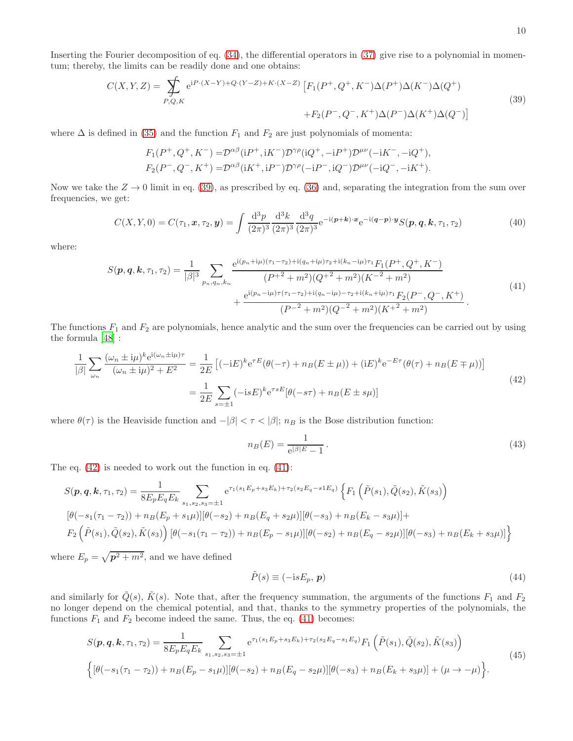Inserting the Fourier decomposition of eq. (34), the differential operators in (37) give rise to a polynomial in momentum; thereby, the limits can be readily done and one obtains:

$$
\begin{aligned}
C(X,Y,Z) = \sum\!\!\!\!\!\!\!\int_{P,Q,K} \mathrm{e}^{\mathrm{i}P\cdot(X-Y)+Q\cdot(Y-Z)+K\cdot(X-Z)} \big[&F_1(P^+,Q^+,K^-)\Delta(P^+)\Delta(K^-)\Delta(Q^+) \\
&+F_2(P^-,Q^-,K^+)\Delta(P^-)\Delta(K^+)\Delta(Q^-)\big]
\end{aligned}
\tag{39}
$$

where $\Delta$ is defined in (35) and the function $F_1$ and $F_2$ are just polynomials of momenta:

$$
\begin{aligned}
F_1(P^+,Q^+,K^-) =& \mathcal{D}^{\alpha\beta}(\mathrm{i}P^+,\mathrm{i}K^-)\mathcal{D}^{\gamma\rho}(\mathrm{i}Q^+,-\mathrm{i}P^+)\mathcal{D}^{\mu\nu}(-\mathrm{i}K^-,-\mathrm{i}Q^+),\\
F_2(P^-,Q^-,K^+) =& \mathcal{D}^{\alpha\beta}(\mathrm{i}K^+,\mathrm{i}P^-)\mathcal{D}^{\gamma\rho}(-\mathrm{i}P^-,\mathrm{i}Q^-)\mathcal{D}^{\mu\nu}(-\mathrm{i}Q^-,-\mathrm{i}K^+).
\end{aligned}
$$

Now we take the $Z\to 0$ limit in eq. (39), as prescribed by eq. (36) and, separating the integration from the sum over frequencies, we get:

$$
C(X,Y,0) = C(\tau_1,\boldsymbol{x},\tau_2,\boldsymbol{y}) = \int \frac{\mathrm{d}^3p}{(2\pi)^3}\frac{\mathrm{d}^3k}{(2\pi)^3}\frac{\mathrm{d}^3q}{(2\pi)^3}\mathrm{e}^{-\mathrm{i}(\boldsymbol{p}+\boldsymbol{k})\cdot\boldsymbol{x}}\mathrm{e}^{-\mathrm{i}(\boldsymbol{q}-\boldsymbol{p})\cdot\boldsymbol{y}}S(\boldsymbol{p},\boldsymbol{q},\boldsymbol{k},\tau_1,\tau_2)
\tag{40}
$$

where:

$$
\begin{aligned}
S(\boldsymbol{p},\boldsymbol{q},\boldsymbol{k},\tau_1,\tau_2) = \frac{1}{|\beta|^3}\sum_{p_n,q_n,k_n} &\frac{\mathrm{e}^{\mathrm{i}(p_n+\mathrm{i}\mu)(\tau_1-\tau_2)+\mathrm{i}(q_n+\mathrm{i}\mu)\tau_2+\mathrm{i}(k_n-\mathrm{i}\mu)\tau_1}F_1(P^+,Q^+,K^-)}{(P^{+2}+m^2)(Q^{+2}+m^2)(K^{-2}+m^2)}\\
&+\frac{\mathrm{e}^{\mathrm{i}(p_n-\mathrm{i}\mu)\tau(\tau_1-\tau_2)+\mathrm{i}(q_n-\mathrm{i}\mu)-\tau_2+\mathrm{i}(k_n+\mathrm{i}\mu)\tau_1}F_2(P^-,Q^-,K^+)}{(P^{-2}+m^2)(Q^{-2}+m^2)(K^{+2}+m^2)}.
\end{aligned}
\tag{41}
$$

The functions $F_1$ and $F_2$ are polynomials, hence analytic and the sum over the frequencies can be carried out by using the formula [48] :

$$
\begin{aligned}
\frac{1}{|\beta|}\sum_{\omega_n}\frac{(\omega_n\pm\mathrm{i}\mu)^k\mathrm{e}^{\mathrm{i}(\omega_n\pm\mathrm{i}\mu)\tau}}{(\omega_n\pm\mathrm{i}\mu)^2+E^2} &= \frac{1}{2E}\left[(-\mathrm{i}E)^k\mathrm{e}^{\tau E}(\theta(-\tau)+n_B(E\pm\mu))+(\mathrm{i}E)^k\mathrm{e}^{-E\tau}(\theta(\tau)+n_B(E\mp\mu))\right]\\
&= \frac{1}{2E}\sum_{s=\pm1}(-\mathrm{i}sE)^k\mathrm{e}^{\tau sE}[\theta(-s\tau)+n_B(E\pm s\mu)]
\end{aligned}
\tag{42}
$$

where $\theta(\tau)$ is the Heaviside function and $-|\beta|<\tau<|\beta|$; $n_B$ is the Bose distribution function:

$$
n_B(E) = \frac{1}{\mathrm{e}^{|\beta|E}-1}.
\tag{43}
$$

The eq. (42) is needed to work out the function in eq. (41):

$$
\begin{aligned}
S(\boldsymbol{p},\boldsymbol{q},\boldsymbol{k},\tau_1,\tau_2) =& \frac{1}{8E_pE_qE_k}\sum_{s_1,s_2,s_3=\pm1}\mathrm{e}^{\tau_1(s_1E_p+s_3E_k)+\tau_2(s_2E_q-s1E_q)}\Big\{F_1\left(\tilde{P}(s_1),\tilde{Q}(s_2),\tilde{K}(s_3)\right)\\
&[\theta(-s_1(\tau_1-\tau_2))+n_B(E_p+s_1\mu)][\theta(-s_2)+n_B(E_q+s_2\mu)][\theta(-s_3)+n_B(E_k-s_3\mu)]+\\
&F_2\left(\tilde{P}(s_1),\tilde{Q}(s_2),\tilde{K}(s_3)\right)[\theta(-s_1(\tau_1-\tau_2))+n_B(E_p-s_1\mu)][\theta(-s_2)+n_B(E_q-s_2\mu)][\theta(-s_3)+n_B(E_k+s_3\mu)]\Big\}
\end{aligned}
$$

where $E_p=\sqrt{\boldsymbol{p}^2+m^2}$, and we have defined

$$
\tilde{P}(s)\equiv(-\mathrm{i}sE_p,\,\boldsymbol{p})
\tag{44}
$$

and similarly for $\tilde{Q}(s)$, $\tilde{K}(s)$. Note that, after the frequency summation, the arguments of the functions $F_1$ and $F_2$ no longer depend on the chemical potential, and that, thanks to the symmetry properties of the polynomials, the functions $F_1$ and $F_2$ become indeed the same. Thus, the eq. (41) becomes:

$$
\begin{aligned}
S(\boldsymbol{p},\boldsymbol{q},\boldsymbol{k},\tau_1,\tau_2) =& \frac{1}{8E_pE_qE_k}\sum_{s_1,s_2,s_3=\pm1}\mathrm{e}^{\tau_1(s_1E_p+s_3E_k)+\tau_2(s_2E_q-s_1E_q)}F_1\left(\tilde{P}(s_1),\tilde{Q}(s_2),\tilde{K}(s_3)\right)\\
&\Big\{[\theta(-s_1(\tau_1-\tau_2))+n_B(E_p-s_1\mu)][\theta(-s_2)+n_B(E_q-s_2\mu)][\theta(-s_3)+n_B(E_k+s_3\mu)]+(\mu\to-\mu)\Big\}.
\end{aligned}
\tag{45}
$$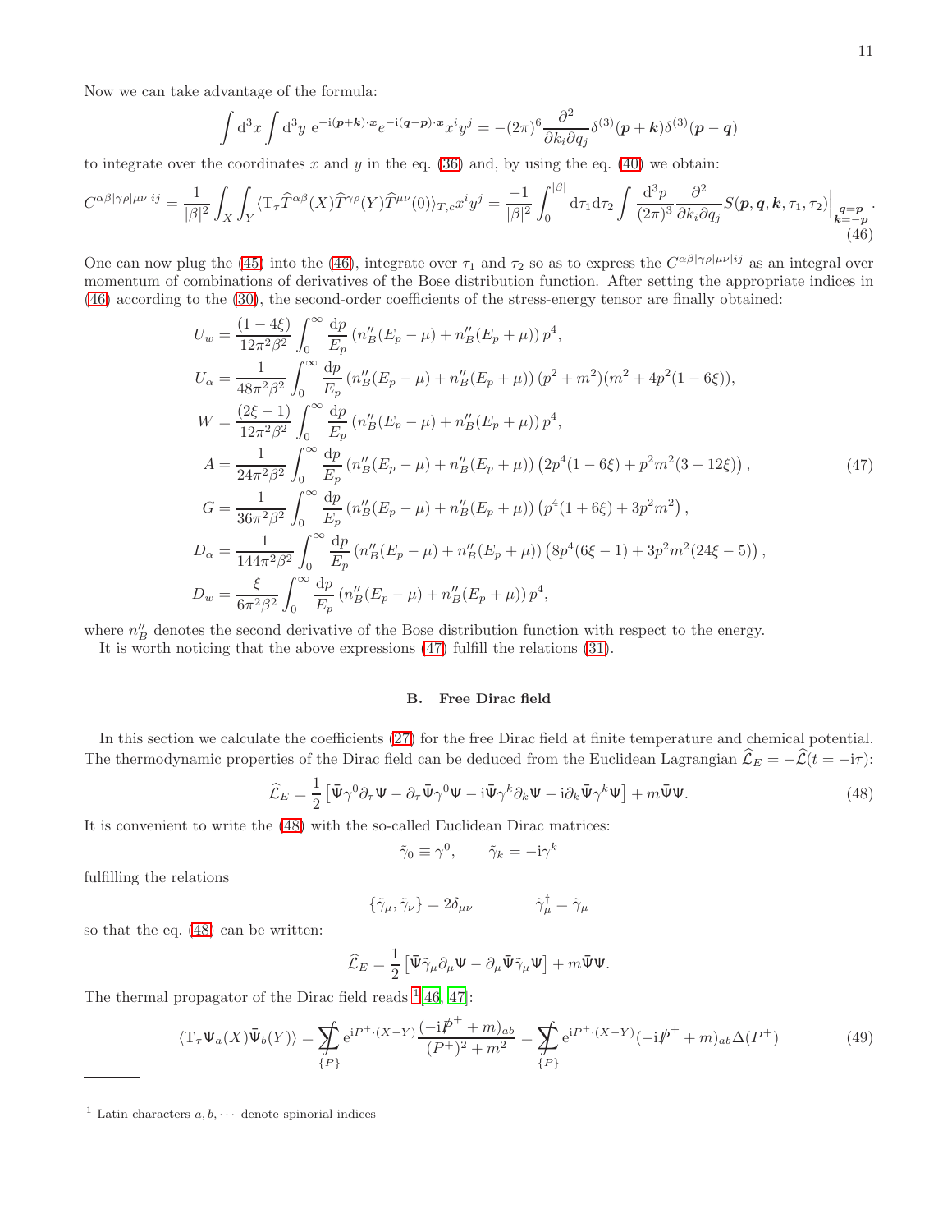Now we can take advantage of the formula:

$$
\int \mathrm{d}^3x \int \mathrm{d}^3y \; \mathrm{e}^{-\mathrm{i}(\boldsymbol{p}+\boldsymbol{k})\cdot\boldsymbol{x}} e^{-\mathrm{i}(\boldsymbol{q}-\boldsymbol{p})\cdot\boldsymbol{x}} x^i y^j = -(2\pi)^6 \frac{\partial^2}{\partial k_i \partial q_j} \delta^{(3)}(\boldsymbol{p}+\boldsymbol{k})\delta^{(3)}(\boldsymbol{p}-\boldsymbol{q})
$$

to integrate over the coordinates $x$ and $y$ in the eq. (36) and, by using the eq. (40) we obtain:

$$
C^{\alpha\beta|\gamma\rho|\mu\nu|ij} = \frac{1}{|\beta|^2}\int_X\int_Y \langle \mathrm{T}_\tau \widehat{T}^{\alpha\beta}(X)\widehat{T}^{\gamma\rho}(Y)\widehat{T}^{\mu\nu}(0)\rangle_{T,c} x^i y^j = \frac{-1}{|\beta|^2}\int_0^{|\beta|}\mathrm{d}\tau_1 \mathrm{d}\tau_2 \int \frac{\mathrm{d}^3 p}{(2\pi)^3}\frac{\partial^2}{\partial k_i \partial q_j} S(\boldsymbol{p},\boldsymbol{q},\boldsymbol{k},\tau_1,\tau_2)\Big|_{\substack{\boldsymbol{q}=\boldsymbol{p}\\ \boldsymbol{k}=-\boldsymbol{p}}}. \tag{46}
$$

One can now plug the (45) into the (46), integrate over $\tau_1$ and $\tau_2$ so as to express the $C^{\alpha\beta|\gamma\rho|\mu\nu|ij}$ as an integral over momentum of combinations of derivatives of the Bose distribution function. After setting the appropriate indices in (46) according to the (30), the second-order coefficients of the stress-energy tensor are finally obtained:

$$
\begin{aligned}
U_w &= \frac{(1-4\xi)}{12\pi^2\beta^2}\int_0^\infty \frac{\mathrm{d}p}{E_p}\left(n_B''(E_p-\mu)+n_B''(E_p+\mu)\right)p^4,\\
U_\alpha &= \frac{1}{48\pi^2\beta^2}\int_0^\infty \frac{\mathrm{d}p}{E_p}\left(n_B''(E_p-\mu)+n_B''(E_p+\mu)\right)(p^2+m^2)(m^2+4p^2(1-6\xi)),\\
W &= \frac{(2\xi-1)}{12\pi^2\beta^2}\int_0^\infty \frac{\mathrm{d}p}{E_p}\left(n_B''(E_p-\mu)+n_B''(E_p+\mu)\right)p^4,\\
A &= \frac{1}{24\pi^2\beta^2}\int_0^\infty \frac{\mathrm{d}p}{E_p}\left(n_B''(E_p-\mu)+n_B''(E_p+\mu)\right)\left(2p^4(1-6\xi)+p^2m^2(3-12\xi)\right),\\
G &= \frac{1}{36\pi^2\beta^2}\int_0^\infty \frac{\mathrm{d}p}{E_p}\left(n_B''(E_p-\mu)+n_B''(E_p+\mu)\right)\left(p^4(1+6\xi)+3p^2m^2\right),\\
D_\alpha &= \frac{1}{144\pi^2\beta^2}\int_0^\infty \frac{\mathrm{d}p}{E_p}\left(n_B''(E_p-\mu)+n_B''(E_p+\mu)\right)\left(8p^4(6\xi-1)+3p^2m^2(24\xi-5)\right),\\
D_w &= \frac{\xi}{6\pi^2\beta^2}\int_0^\infty \frac{\mathrm{d}p}{E_p}\left(n_B''(E_p-\mu)+n_B''(E_p+\mu)\right)p^4,
\end{aligned} \tag{47}
$$

where $n_B''$ denotes the second derivative of the Bose distribution function with respect to the energy.

It is worth noticing that the above expressions (47) fulfill the relations (31).

### B. Free Dirac field

In this section we calculate the coefficients (27) for the free Dirac field at finite temperature and chemical potential. The thermodynamic properties of the Dirac field can be deduced from the Euclidean Lagrangian $\widehat{\mathcal{L}}_E = -\widehat{\mathcal{L}}(t=-\mathrm{i}\tau)$:

$$
\widehat{\mathcal{L}}_E = \frac{1}{2}\left[\bar{\Psi}\gamma^0\partial_\tau\Psi - \partial_\tau\bar{\Psi}\gamma^0\Psi - \mathrm{i}\bar{\Psi}\gamma^k\partial_k\Psi - \mathrm{i}\partial_k\bar{\Psi}\gamma^k\Psi\right] + m\bar{\Psi}\Psi. \tag{48}
$$

It is convenient to write the (48) with the so-called Euclidean Dirac matrices:

$$
\tilde{\gamma}_0 \equiv \gamma^0, \qquad \tilde{\gamma}_k = -\mathrm{i}\gamma^k
$$

fulfilling the relations

$$
\{\tilde{\gamma}_\mu,\tilde{\gamma}_\nu\} = 2\delta_{\mu\nu} \qquad\qquad \tilde{\gamma}_\mu^\dagger = \tilde{\gamma}_\mu
$$

so that the eq. (48) can be written:

$$
\widehat{\mathcal{L}}_E = \frac{1}{2}\left[\bar{\Psi}\tilde{\gamma}_\mu\partial_\mu\Psi - \partial_\mu\bar{\Psi}\tilde{\gamma}_\mu\Psi\right] + m\bar{\Psi}\Psi.
$$

The thermal propagator of the Dirac field reads [1][46, 47]:

$$
\langle \mathrm{T}_\tau \Psi_a(X)\bar{\Psi}_b(Y)\rangle = \sum\!\!\!\!\!\!\int_{\{P\}} \mathrm{e}^{\mathrm{i}P^+\cdot(X-Y)}\frac{(-\mathrm{i}\not{P}^+ + m)_{ab}}{(P^+)^2+m^2} = \sum\!\!\!\!\!\!\int_{\{P\}} \mathrm{e}^{\mathrm{i}P^+\cdot(X-Y)}(-\mathrm{i}\not{P}^+ + m)_{ab}\Delta(P^+) \tag{49}
$$

---

[1] Latin characters $a, b, \cdots$ denote spinorial indices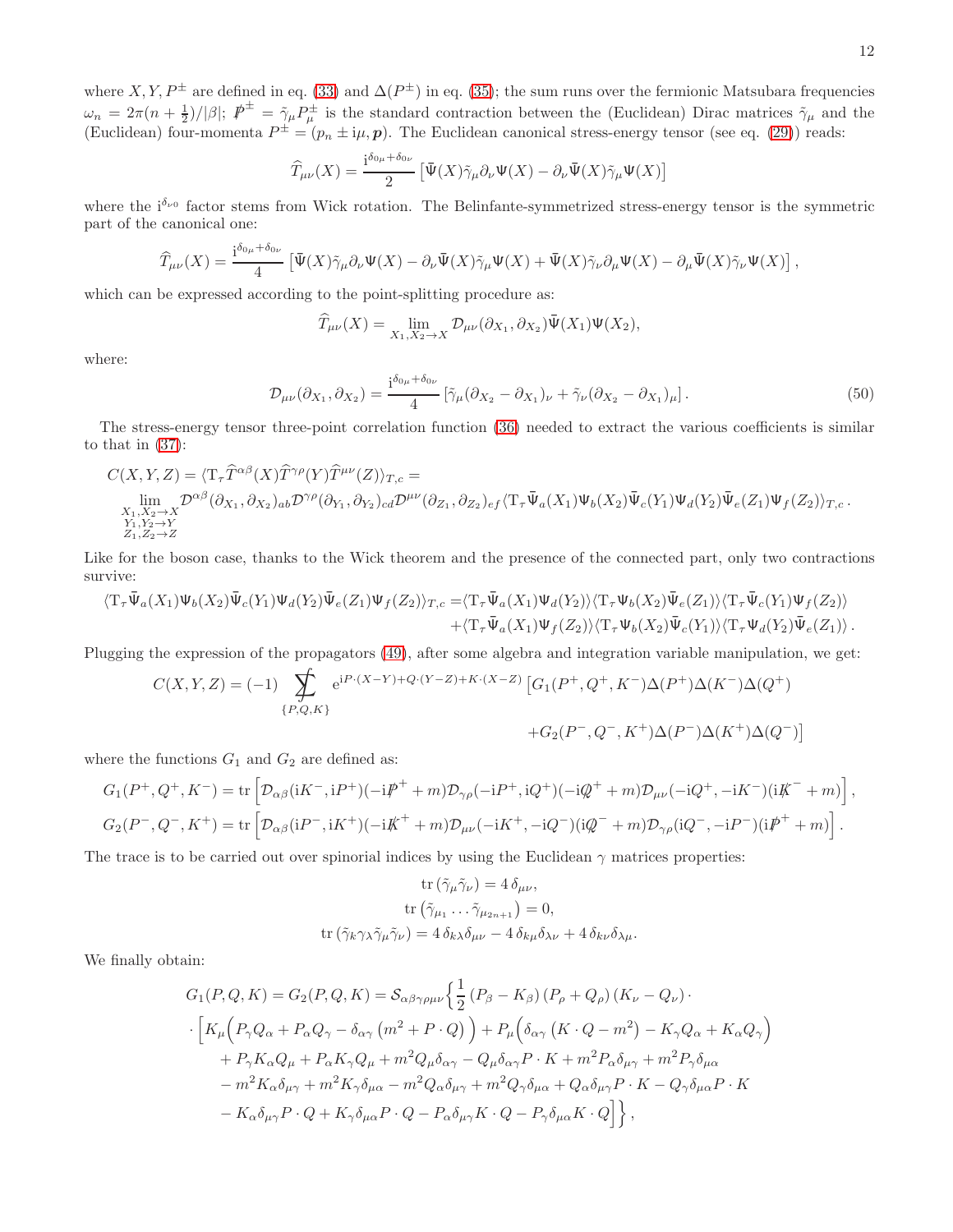where $X, Y, P^{\pm}$ are defined in eq. (33) and $\Delta(P^{\pm})$ in eq. (35); the sum runs over the fermionic Matsubara frequencies $\omega_n = 2\pi(n+\frac{1}{2})/|\beta|$; $\not{P}^{\pm} = \tilde{\gamma}_\mu P^{\pm}_\mu$ is the standard contraction between the (Euclidean) Dirac matrices $\tilde{\gamma}_\mu$ and the (Euclidean) four-momenta $P^{\pm} = (p_n \pm \mathrm{i}\mu, \boldsymbol{p})$. The Euclidean canonical stress-energy tensor (see eq. (29)) reads:

$$\widehat{T}_{\mu\nu}(X) = \frac{\mathrm{i}^{\delta_{0\mu}+\delta_{0\nu}}}{2}\left[\bar{\Psi}(X)\tilde{\gamma}_\mu\partial_\nu\Psi(X) - \partial_\nu\bar{\Psi}(X)\tilde{\gamma}_\mu\Psi(X)\right]$$

where the $\mathrm{i}^{\delta_{\nu 0}}$ factor stems from Wick rotation. The Belinfante-symmetrized stress-energy tensor is the symmetric part of the canonical one:

$$\widehat{T}_{\mu\nu}(X) = \frac{\mathrm{i}^{\delta_{0\mu}+\delta_{0\nu}}}{4}\left[\bar{\Psi}(X)\tilde{\gamma}_\mu\partial_\nu\Psi(X) - \partial_\nu\bar{\Psi}(X)\tilde{\gamma}_\mu\Psi(X) + \bar{\Psi}(X)\tilde{\gamma}_\nu\partial_\mu\Psi(X) - \partial_\mu\bar{\Psi}(X)\tilde{\gamma}_\nu\Psi(X)\right],$$

which can be expressed according to the point-splitting procedure as:

$$\widehat{T}_{\mu\nu}(X) = \lim_{X_1,X_2\to X}\mathcal{D}_{\mu\nu}(\partial_{X_1},\partial_{X_2})\bar{\Psi}(X_1)\Psi(X_2),$$

where:

$$\mathcal{D}_{\mu\nu}(\partial_{X_1},\partial_{X_2}) = \frac{\mathrm{i}^{\delta_{0\mu}+\delta_{0\nu}}}{4}\left[\tilde{\gamma}_\mu(\partial_{X_2}-\partial_{X_1})_\nu + \tilde{\gamma}_\nu(\partial_{X_2}-\partial_{X_1})_\mu\right]. \tag{50}$$

The stress-energy tensor three-point correlation function (36) needed to extract the various coefficients is similar to that in (37):

$$\begin{aligned}
&C(X,Y,Z) = \langle \mathrm{T}_\tau \widehat{T}^{\alpha\beta}(X)\widehat{T}^{\gamma\rho}(Y)\widehat{T}^{\mu\nu}(Z)\rangle_{T,c} = \\
&\lim_{\substack{X_1,X_2\to X\\ Y_1,Y_2\to Y\\ Z_1,Z_2\to Z}}\mathcal{D}^{\alpha\beta}(\partial_{X_1},\partial_{X_2})_{ab}\mathcal{D}^{\gamma\rho}(\partial_{Y_1},\partial_{Y_2})_{cd}\mathcal{D}^{\mu\nu}(\partial_{Z_1},\partial_{Z_2})_{ef}\langle \mathrm{T}_\tau\bar{\Psi}_a(X_1)\Psi_b(X_2)\bar{\Psi}_c(Y_1)\Psi_d(Y_2)\bar{\Psi}_e(Z_1)\Psi_f(Z_2)\rangle_{T,c}.
\end{aligned}$$

Like for the boson case, thanks to the Wick theorem and the presence of the connected part, only two contractions survive:

$$\begin{aligned}
\langle \mathrm{T}_\tau\bar{\Psi}_a(X_1)\Psi_b(X_2)\bar{\Psi}_c(Y_1)\Psi_d(Y_2)\bar{\Psi}_e(Z_1)\Psi_f(Z_2)\rangle_{T,c} =& \langle \mathrm{T}_\tau\bar{\Psi}_a(X_1)\Psi_d(Y_2)\rangle\langle \mathrm{T}_\tau\Psi_b(X_2)\bar{\Psi}_e(Z_1)\rangle\langle \mathrm{T}_\tau\bar{\Psi}_c(Y_1)\Psi_f(Z_2)\rangle \\
&+\langle \mathrm{T}_\tau\bar{\Psi}_a(X_1)\Psi_f(Z_2)\rangle\langle \mathrm{T}_\tau\Psi_b(X_2)\bar{\Psi}_c(Y_1)\rangle\langle \mathrm{T}_\tau\Psi_d(Y_2)\bar{\Psi}_e(Z_1)\rangle.
\end{aligned}$$

Plugging the expression of the propagators (49), after some algebra and integration variable manipulation, we get:

$$\begin{aligned}
C(X,Y,Z) = (-1)\sum\!\!\!\!\!\!\!\int_{\{P,Q,K\}} \mathrm{e}^{\mathrm{i}P\cdot(X-Y)+Q\cdot(Y-Z)+K\cdot(X-Z)}&\left[G_1(P^+,Q^+,K^-)\Delta(P^+)\Delta(K^-)\Delta(Q^+)\right.\\
&\left.+G_2(P^-,Q^-,K^+)\Delta(P^-)\Delta(K^+)\Delta(Q^-)\right]
\end{aligned}$$

where the functions $G_1$ and $G_2$ are defined as:

$$\begin{aligned}
G_1(P^+,Q^+,K^-) &= \mathrm{tr}\left[\mathcal{D}_{\alpha\beta}(\mathrm{i}K^-,\mathrm{i}P^+)(-\mathrm{i}\not{P}^+ + m)\mathcal{D}_{\gamma\rho}(-\mathrm{i}P^+,\mathrm{i}Q^+)(-\mathrm{i}\not{Q}^+ + m)\mathcal{D}_{\mu\nu}(-\mathrm{i}Q^+,-\mathrm{i}K^-)(\mathrm{i}\not{K}^- + m)\right],\\
G_2(P^-,Q^-,K^+) &= \mathrm{tr}\left[\mathcal{D}_{\alpha\beta}(\mathrm{i}P^-,\mathrm{i}K^+)(-\mathrm{i}\not{K}^+ + m)\mathcal{D}_{\mu\nu}(-\mathrm{i}K^+,-\mathrm{i}Q^-)(\mathrm{i}\not{Q}^- + m)\mathcal{D}_{\gamma\rho}(\mathrm{i}Q^-,-\mathrm{i}P^-)(\mathrm{i}\not{P}^+ + m)\right].
\end{aligned}$$

The trace is to be carried out over spinorial indices by using the Euclidean $\gamma$ matrices properties:

$$\begin{aligned}
\mathrm{tr}\left(\tilde{\gamma}_\mu\tilde{\gamma}_\nu\right) &= 4\,\delta_{\mu\nu},\\
\mathrm{tr}\left(\tilde{\gamma}_{\mu_1}\ldots\tilde{\gamma}_{\mu_{2n+1}}\right) &= 0,\\
\mathrm{tr}\left(\tilde{\gamma}_k\gamma_\lambda\tilde{\gamma}_\mu\tilde{\gamma}_\nu\right) &= 4\,\delta_{k\lambda}\delta_{\mu\nu} - 4\,\delta_{k\mu}\delta_{\lambda\nu} + 4\,\delta_{k\nu}\delta_{\lambda\mu}.
\end{aligned}$$

We finally obtain:

$$\begin{aligned}
G_1(P,Q,K) = G_2(P,Q,K) = \mathcal{S}_{\alpha\beta\gamma\rho\mu\nu}\Big\{&\frac{1}{2}\left(P_\beta - K_\beta\right)\left(P_\rho + Q_\rho\right)\left(K_\nu - Q_\nu\right)\cdot\\
\cdot\Big[&K_\mu\Big(P_\gamma Q_\alpha + P_\alpha Q_\gamma - \delta_{\alpha\gamma}\left(m^2 + P\cdot Q\right)\Big) + P_\mu\Big(\delta_{\alpha\gamma}\left(K\cdot Q - m^2\right) - K_\gamma Q_\alpha + K_\alpha Q_\gamma\Big)\\
&+ P_\gamma K_\alpha Q_\mu + P_\alpha K_\gamma Q_\mu + m^2 Q_\mu\delta_{\alpha\gamma} - Q_\mu\delta_{\alpha\gamma}P\cdot K + m^2 P_\alpha\delta_{\mu\gamma} + m^2 P_\gamma\delta_{\mu\alpha}\\
&- m^2 K_\alpha\delta_{\mu\gamma} + m^2 K_\gamma\delta_{\mu\alpha} - m^2 Q_\alpha\delta_{\mu\gamma} + m^2 Q_\gamma\delta_{\mu\alpha} + Q_\alpha\delta_{\mu\gamma}P\cdot K - Q_\gamma\delta_{\mu\alpha}P\cdot K\\
&- K_\alpha\delta_{\mu\gamma}P\cdot Q + K_\gamma\delta_{\mu\alpha}P\cdot Q - P_\alpha\delta_{\mu\gamma}K\cdot Q - P_\gamma\delta_{\mu\alpha}K\cdot Q\Big]\Big\},
\end{aligned}$$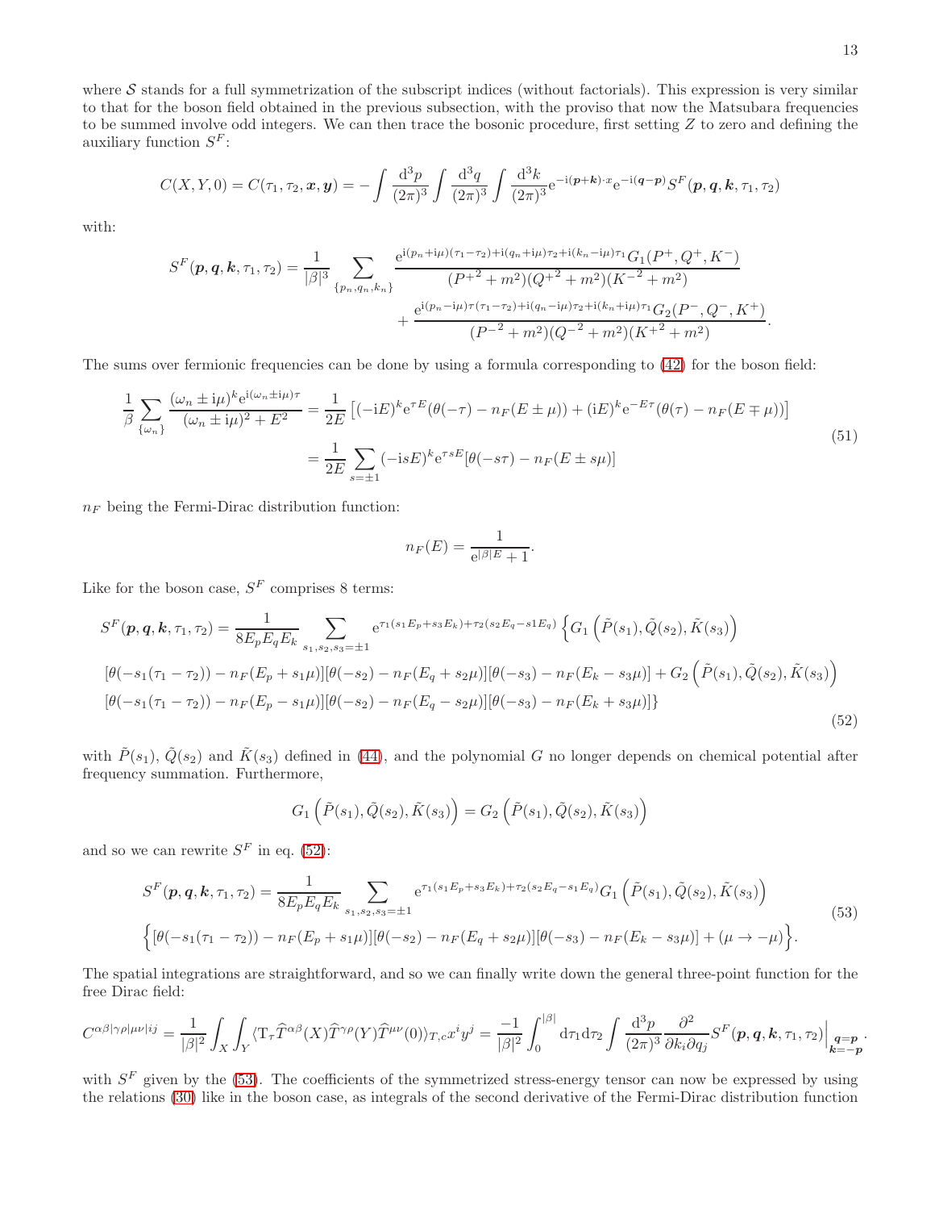where $\mathcal{S}$ stands for a full symmetrization of the subscript indices (without factorials). This expression is very similar to that for the boson field obtained in the previous subsection, with the proviso that now the Matsubara frequencies to be summed involve odd integers. We can then trace the bosonic procedure, first setting $Z$ to zero and defining the auxiliary function $S^F$:

$$C(X,Y,0) = C(\tau_1,\tau_2,\boldsymbol{x},\boldsymbol{y}) = -\int \frac{\mathrm{d}^3p}{(2\pi)^3}\int \frac{\mathrm{d}^3q}{(2\pi)^3}\int \frac{\mathrm{d}^3k}{(2\pi)^3} \mathrm{e}^{-\mathrm{i}(\boldsymbol{p}+\boldsymbol{k})\cdot x}\mathrm{e}^{-\mathrm{i}(\boldsymbol{q}-\boldsymbol{p})} S^F(\boldsymbol{p},\boldsymbol{q},\boldsymbol{k},\tau_1,\tau_2)$$

with:

$$S^F(\boldsymbol{p},\boldsymbol{q},\boldsymbol{k},\tau_1,\tau_2) = \frac{1}{|\beta|^3}\sum_{\{p_n,q_n,k_n\}} \frac{\mathrm{e}^{\mathrm{i}(p_n+\mathrm{i}\mu)(\tau_1-\tau_2)+\mathrm{i}(q_n+\mathrm{i}\mu)\tau_2+\mathrm{i}(k_n-\mathrm{i}\mu)\tau_1}G_1(P^+,Q^+,K^-)}{(P^{+^2}+m^2)(Q^{+^2}+m^2)(K^{-^2}+m^2)} + \frac{\mathrm{e}^{\mathrm{i}(p_n-\mathrm{i}\mu)\tau(\tau_1-\tau_2)+\mathrm{i}(q_n-\mathrm{i}\mu)\tau_2+\mathrm{i}(k_n+\mathrm{i}\mu)\tau_1}G_2(P^-,Q^-,K^+)}{(P^{-^2}+m^2)(Q^{-^2}+m^2)(K^{+^2}+m^2)}.$$

The sums over fermionic frequencies can be done by using a formula corresponding to (42) for the boson field:

$$\begin{aligned}
\frac{1}{\beta}\sum_{\{\omega_n\}} \frac{(\omega_n\pm\mathrm{i}\mu)^k \mathrm{e}^{\mathrm{i}(\omega_n\pm\mathrm{i}\mu)\tau}}{(\omega_n\pm\mathrm{i}\mu)^2+E^2} &= \frac{1}{2E}\left[(-\mathrm{i}E)^k\mathrm{e}^{\tau E}(\theta(-\tau)-n_F(E\pm\mu)) + (\mathrm{i}E)^k\mathrm{e}^{-E\tau}(\theta(\tau)-n_F(E\mp\mu))\right] \\
&= \frac{1}{2E}\sum_{s=\pm1}(-\mathrm{i}sE)^k\mathrm{e}^{\tau sE}[\theta(-s\tau)-n_F(E\pm s\mu)]
\end{aligned} \tag{51}$$

$n_F$ being the Fermi-Dirac distribution function:

$$n_F(E) = \frac{1}{\mathrm{e}^{|\beta|E}+1}.$$

Like for the boson case, $S^F$ comprises 8 terms:

$$\begin{aligned}
S^F(\boldsymbol{p},\boldsymbol{q},\boldsymbol{k},\tau_1,\tau_2) &= \frac{1}{8E_pE_qE_k}\sum_{s_1,s_2,s_3=\pm1}\mathrm{e}^{\tau_1(s_1E_p+s_3E_k)+\tau_2(s_2E_q-s1E_q)}\Big\{G_1\left(\tilde{P}(s_1),\tilde{Q}(s_2),\tilde{K}(s_3)\right) \\
&[\theta(-s_1(\tau_1-\tau_2))-n_F(E_p+s_1\mu)][\theta(-s_2)-n_F(E_q+s_2\mu)][\theta(-s_3)-n_F(E_k-s_3\mu)] + G_2\left(\tilde{P}(s_1),\tilde{Q}(s_2),\tilde{K}(s_3)\right) \\
&[\theta(-s_1(\tau_1-\tau_2))-n_F(E_p-s_1\mu)][\theta(-s_2)-n_F(E_q-s_2\mu)][\theta(-s_3)-n_F(E_k+s_3\mu)]\}
\end{aligned} \tag{52}$$

with $\tilde{P}(s_1)$, $\tilde{Q}(s_2)$ and $\tilde{K}(s_3)$ defined in (44), and the polynomial $G$ no longer depends on chemical potential after frequency summation. Furthermore,

$$G_1\left(\tilde{P}(s_1),\tilde{Q}(s_2),\tilde{K}(s_3)\right) = G_2\left(\tilde{P}(s_1),\tilde{Q}(s_2),\tilde{K}(s_3)\right)$$

and so we can rewrite $S^F$ in eq. (52):

$$\begin{aligned}
S^F(\boldsymbol{p},\boldsymbol{q},\boldsymbol{k},\tau_1,\tau_2) &= \frac{1}{8E_pE_qE_k}\sum_{s_1,s_2,s_3=\pm1}\mathrm{e}^{\tau_1(s_1E_p+s_3E_k)+\tau_2(s_2E_q-s_1E_q)}G_1\left(\tilde{P}(s_1),\tilde{Q}(s_2),\tilde{K}(s_3)\right) \\
&\Big\{[\theta(-s_1(\tau_1-\tau_2))-n_F(E_p+s_1\mu)][\theta(-s_2)-n_F(E_q+s_2\mu)][\theta(-s_3)-n_F(E_k-s_3\mu)] + (\mu\to-\mu)\Big\}.
\end{aligned} \tag{53}$$

The spatial integrations are straightforward, and so we can finally write down the general three-point function for the free Dirac field:

$$C^{\alpha\beta|\gamma\rho|\mu\nu|ij} = \frac{1}{|\beta|^2}\int_X\int_Y \langle \mathrm{T}_\tau \widehat{T}^{\alpha\beta}(X)\widehat{T}^{\gamma\rho}(Y)\widehat{T}^{\mu\nu}(0)\rangle_{T,c}x^iy^j = \frac{-1}{|\beta|^2}\int_0^{|\beta|}\mathrm{d}\tau_1\mathrm{d}\tau_2\int\frac{\mathrm{d}^3p}{(2\pi)^3}\frac{\partial^2}{\partial k_i\partial q_j}S^F(\boldsymbol{p},\boldsymbol{q},\boldsymbol{k},\tau_1,\tau_2)\Big|_{\substack{\boldsymbol{q}=\boldsymbol{p}\\ \boldsymbol{k}=-\boldsymbol{p}}}.$$

with $S^F$ given by the (53). The coefficients of the symmetrized stress-energy tensor can now be expressed by using the relations (30) like in the boson case, as integrals of the second derivative of the Fermi-Dirac distribution function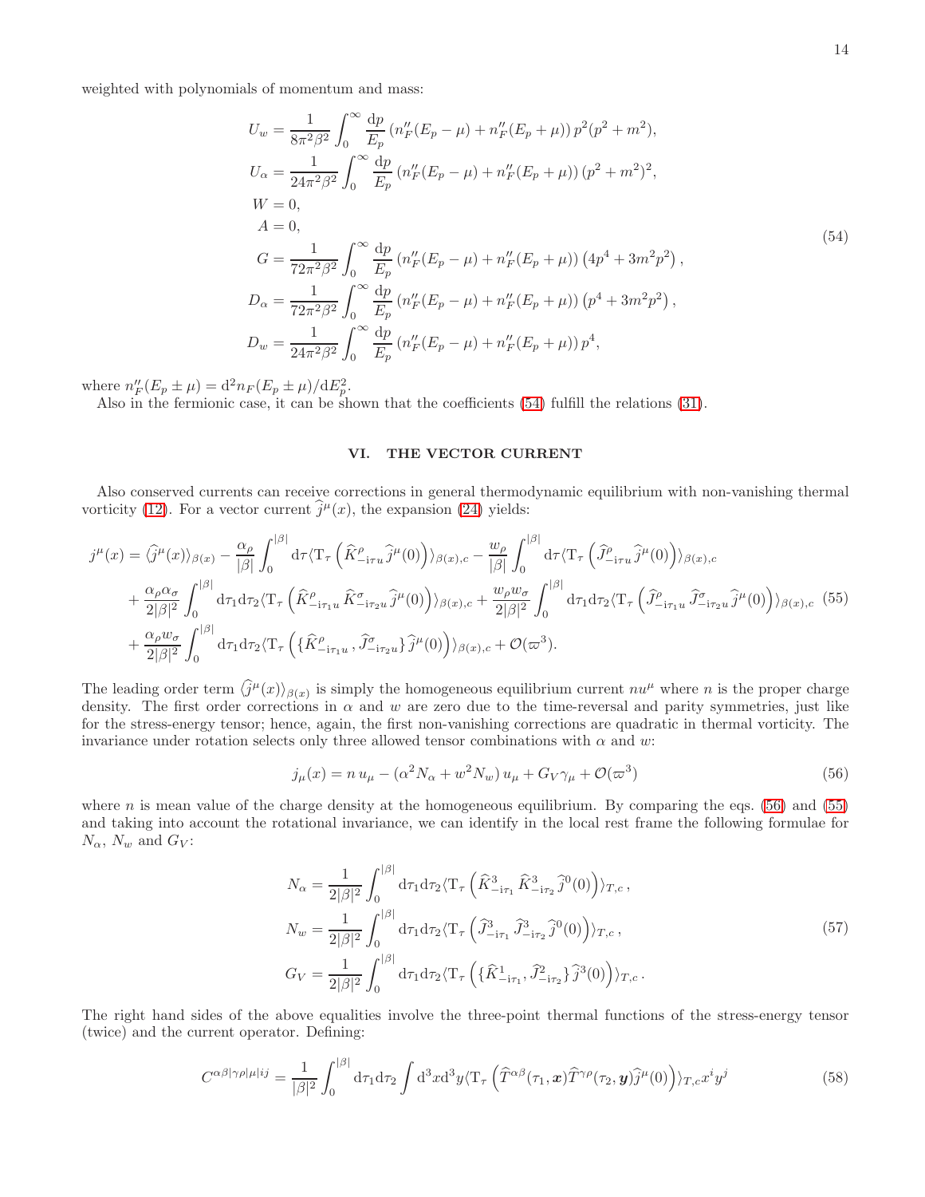weighted with polynomials of momentum and mass:

$$
\begin{aligned}
U_w &= \frac{1}{8\pi^2\beta^2}\int_0^\infty \frac{\mathrm{d}p}{E_p}\left(n_F''(E_p-\mu)+n_F''(E_p+\mu)\right)p^2(p^2+m^2),\\
U_\alpha &= \frac{1}{24\pi^2\beta^2}\int_0^\infty \frac{\mathrm{d}p}{E_p}\left(n_F''(E_p-\mu)+n_F''(E_p+\mu)\right)(p^2+m^2)^2,\\
W &= 0,\\
A &= 0,\\
G &= \frac{1}{72\pi^2\beta^2}\int_0^\infty \frac{\mathrm{d}p}{E_p}\left(n_F''(E_p-\mu)+n_F''(E_p+\mu)\right)\left(4p^4+3m^2p^2\right),\\
D_\alpha &= \frac{1}{72\pi^2\beta^2}\int_0^\infty \frac{\mathrm{d}p}{E_p}\left(n_F''(E_p-\mu)+n_F''(E_p+\mu)\right)\left(p^4+3m^2p^2\right),\\
D_w &= \frac{1}{24\pi^2\beta^2}\int_0^\infty \frac{\mathrm{d}p}{E_p}\left(n_F''(E_p-\mu)+n_F''(E_p+\mu)\right)p^4,
\end{aligned}
\tag{54}
$$

where $n_F''(E_p\pm\mu)=\mathrm{d}^2 n_F(E_p\pm\mu)/\mathrm{d}E_p^2$.

Also in the fermionic case, it can be shown that the coefficients (54) fulfill the relations (31).

## VI. THE VECTOR CURRENT

Also conserved currents can receive corrections in general thermodynamic equilibrium with non-vanishing thermal vorticity (12). For a vector current $\widehat{j}^\mu(x)$, the expansion (24) yields:

$$
\begin{aligned}
j^\mu(x) =& \langle\widehat{j}^\mu(x)\rangle_{\beta(x)} - \frac{\alpha_\rho}{|\beta|}\int_0^{|\beta|}\mathrm{d}\tau\langle \mathrm{T}_\tau\left(\widehat{K}^\rho_{-\mathrm{i}\tau u}\,\widehat{j}^\mu(0)\right)\rangle_{\beta(x),c} - \frac{w_\rho}{|\beta|}\int_0^{|\beta|}\mathrm{d}\tau\langle \mathrm{T}_\tau\left(\widehat{J}^\rho_{-\mathrm{i}\tau u}\,\widehat{j}^\mu(0)\right)\rangle_{\beta(x),c}\\
&+\frac{\alpha_\rho\alpha_\sigma}{2|\beta|^2}\int_0^{|\beta|}\mathrm{d}\tau_1\mathrm{d}\tau_2\langle \mathrm{T}_\tau\left(\widehat{K}^\rho_{-\mathrm{i}\tau_1 u}\,\widehat{K}^\sigma_{-\mathrm{i}\tau_2 u}\,\widehat{j}^\mu(0)\right)\rangle_{\beta(x),c} + \frac{w_\rho w_\sigma}{2|\beta|^2}\int_0^{|\beta|}\mathrm{d}\tau_1\mathrm{d}\tau_2\langle \mathrm{T}_\tau\left(\widehat{J}^\rho_{-\mathrm{i}\tau_1 u}\,\widehat{J}^\sigma_{-\mathrm{i}\tau_2 u}\,\widehat{j}^\mu(0)\right)\rangle_{\beta(x),c}\\
&+\frac{\alpha_\rho w_\sigma}{2|\beta|^2}\int_0^{|\beta|}\mathrm{d}\tau_1\mathrm{d}\tau_2\langle \mathrm{T}_\tau\left(\{\widehat{K}^\rho_{-\mathrm{i}\tau_1 u}\,,\widehat{J}^\sigma_{-\mathrm{i}\tau_2 u}\}\,\widehat{j}^\mu(0)\right)\rangle_{\beta(x),c} + \mathcal{O}(\varpi^3).
\end{aligned}
\tag{55}
$$

The leading order term $\langle\widehat{j}^\mu(x)\rangle_{\beta(x)}$ is simply the homogeneous equilibrium current $nu^\mu$ where $n$ is the proper charge density. The first order corrections in $\alpha$ and $w$ are zero due to the time-reversal and parity symmetries, just like for the stress-energy tensor; hence, again, the first non-vanishing corrections are quadratic in thermal vorticity. The invariance under rotation selects only three allowed tensor combinations with $\alpha$ and $w$:

$$
j_\mu(x) = n\,u_\mu - (\alpha^2 N_\alpha + w^2 N_w)\,u_\mu + G_V\gamma_\mu + \mathcal{O}(\varpi^3)
\tag{56}
$$

where $n$ is mean value of the charge density at the homogeneous equilibrium. By comparing the eqs. (56) and (55) and taking into account the rotational invariance, we can identify in the local rest frame the following formulae for $N_\alpha$, $N_w$ and $G_V$:

$$
\begin{aligned}
N_\alpha &= \frac{1}{2|\beta|^2}\int_0^{|\beta|}\mathrm{d}\tau_1\mathrm{d}\tau_2\langle \mathrm{T}_\tau\left(\widehat{K}^3_{-\mathrm{i}\tau_1}\,\widehat{K}^3_{-\mathrm{i}\tau_2}\,\widehat{j}^0(0)\right)\rangle_{T,c}\,,\\
N_w &= \frac{1}{2|\beta|^2}\int_0^{|\beta|}\mathrm{d}\tau_1\mathrm{d}\tau_2\langle \mathrm{T}_\tau\left(\widehat{J}^3_{-\mathrm{i}\tau_1}\,\widehat{J}^3_{-\mathrm{i}\tau_2}\,\widehat{j}^0(0)\right)\rangle_{T,c}\,,\\
G_V &= \frac{1}{2|\beta|^2}\int_0^{|\beta|}\mathrm{d}\tau_1\mathrm{d}\tau_2\langle \mathrm{T}_\tau\left(\{\widehat{K}^1_{-\mathrm{i}\tau_1},\widehat{J}^2_{-\mathrm{i}\tau_2}\}\,\widehat{j}^3(0)\right)\rangle_{T,c}\,.
\end{aligned}
\tag{57}
$$

The right hand sides of the above equalities involve the three-point thermal functions of the stress-energy tensor (twice) and the current operator. Defining:

$$
C^{\alpha\beta|\gamma\rho|\mu|ij} = \frac{1}{|\beta|^2}\int_0^{|\beta|}\mathrm{d}\tau_1\mathrm{d}\tau_2\int \mathrm{d}^3x\mathrm{d}^3y\langle \mathrm{T}_\tau\left(\widehat{T}^{\alpha\beta}(\tau_1,\boldsymbol{x})\widehat{T}^{\gamma\rho}(\tau_2,\boldsymbol{y})\widehat{j}^\mu(0)\right)\rangle_{T,c}x^iy^j
\tag{58}
$$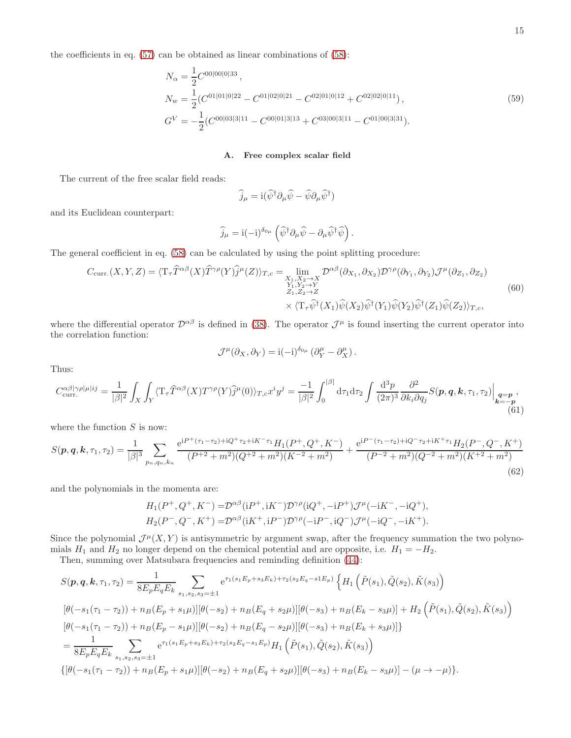the coefficients in eq. (57) can be obtained as linear combinations of (58):

$$
\begin{aligned}
N_\alpha &= \frac{1}{2} C^{00|00|0|33}\,, \\
N_w &= \frac{1}{2}(C^{01|01|0|22} - C^{01|02|0|21} - C^{02|01|0|12} + C^{02|02|0|11})\,, \\
G^V &= -\frac{1}{2}(C^{00|03|3|11} - C^{00|01|3|13} + C^{03|00|3|11} - C^{01|00|3|31}).
\end{aligned}
\tag{59}
$$

### A. Free complex scalar field

The current of the free scalar field reads:

$$
\widehat{j}_\mu = \mathrm{i}(\widehat{\psi}^\dagger \partial_\mu \widehat{\psi} - \widehat{\psi}\partial_\mu \widehat{\psi}^\dagger)
$$

and its Euclidean counterpart:

$$
\widehat{j}_\mu = \mathrm{i}(-\mathrm{i})^{\delta_{0\mu}} \left( \widehat{\psi}^\dagger \partial_\mu \widehat{\psi} - \partial_\mu \widehat{\psi}^\dagger \widehat{\psi} \right).
$$

The general coefficient in eq. (58) can be calculated by using the point splitting procedure:

$$
\begin{aligned}
C_{\text{curr.}}(X,Y,Z) = \langle \mathrm{T}_\tau \widehat{T}^{\alpha\beta}(X) \widehat{T}^{\gamma\rho}(Y) \widehat{j}^\mu(Z) \rangle_{T,c} = &\lim_{\substack{X_1,X_2\to X \\ Y_1,Y_2\to Y \\ Z_1,Z_2 \to Z}} \mathcal{D}^{\alpha\beta}(\partial_{X_1},\partial_{X_2}) \mathcal{D}^{\gamma\rho}(\partial_{Y_1},\partial_{Y_2}) \mathcal{J}^\mu(\partial_{Z_1},\partial_{Z_2}) \\
&\times \langle \mathrm{T}_\tau \widehat{\psi}^\dagger(X_1)\widehat{\psi}(X_2)\widehat{\psi}^\dagger(Y_1)\widehat{\psi}(Y_2)\widehat{\psi}^\dagger(Z_1)\widehat{\psi}(Z_2)\rangle_{T,c},
\end{aligned}
\tag{60}
$$

where the differential operator $\mathcal{D}^{\alpha\beta}$ is defined in (38). The operator $\mathcal{J}^\mu$ is found inserting the current operator into the correlation function:

$$
\mathcal{J}^\mu(\partial_X, \partial_Y) = \mathrm{i}(-\mathrm{i})^{\delta_{0\mu}} \left(\partial_Y^\mu - \partial_X^\mu\right).
$$

Thus:

$$
C_{\text{curr.}}^{\alpha\beta|\gamma\rho|\mu|ij} = \frac{1}{|\beta|^2} \int_X \int_Y \langle \mathrm{T}_\tau \widehat{T}^{\alpha\beta}(X) T^{\gamma\rho}(Y) \widehat{j}^\mu(0)\rangle_{T,c} x^i y^j = \frac{-1}{|\beta|^2} \int_0^{|\beta|} \mathrm{d}\tau_1 \mathrm{d}\tau_2 \int \frac{\mathrm{d}^3 p}{(2\pi)^3} \frac{\partial^2}{\partial k_i \partial q_j} S(\boldsymbol{p},\boldsymbol{q},\boldsymbol{k},\tau_1,\tau_2)\Big|_{\substack{\boldsymbol{q}=\boldsymbol{p}\\ \boldsymbol{k}=-\boldsymbol{p}}},
\tag{61}
$$

where the function $S$ is now:

$$
S(\boldsymbol{p},\boldsymbol{q},\boldsymbol{k},\tau_1,\tau_2) = \frac{1}{|\beta|^3} \sum_{p_n,q_n,k_n} \frac{\mathrm{e}^{\mathrm{i}P^+(\tau_1-\tau_2)+\mathrm{i}Q^+\tau_2+\mathrm{i}K^-\tau_1} H_1(P^+,Q^+,K^-)}{(P^{+2}+m^2)(Q^{+2}+m^2)(K^{-2}+m^2)} + \frac{\mathrm{e}^{\mathrm{i}P^-(\tau_1-\tau_2)+\mathrm{i}Q^-\tau_2+\mathrm{i}K^+\tau_1} H_2(P^-,Q^-,K^+)}{(P^{-2}+m^2)(Q^{-2}+m^2)(K^{+2}+m^2)}
\tag{62}
$$

and the polynomials in the momenta are:

$$
\begin{aligned}
H_1(P^+,Q^+,K^-) &= \mathcal{D}^{\alpha\beta}(\mathrm{i}P^+,\mathrm{i}K^-)\mathcal{D}^{\gamma\rho}(\mathrm{i}Q^+,-\mathrm{i}P^+)\mathcal{J}^\mu(-\mathrm{i}K^-,-\mathrm{i}Q^+), \\
H_2(P^-,Q^-,K^+) &= \mathcal{D}^{\alpha\beta}(\mathrm{i}K^+,\mathrm{i}P^-)\mathcal{D}^{\gamma\rho}(-\mathrm{i}P^-,\mathrm{i}Q^-)\mathcal{J}^\mu(-\mathrm{i}Q^-,-\mathrm{i}K^+).
\end{aligned}
$$

Since the polynomial $\mathcal{J}^\mu(X,Y)$ is antisymmetric by argument swap, after the frequency summation the two polynomials $H_1$ and $H_2$ no longer depend on the chemical potential and are opposite, i.e. $H_1 = -H_2$.

Then, summing over Matsubara frequencies and reminding definition (44):

$$
\begin{aligned}
S(\boldsymbol{p},\boldsymbol{q},\boldsymbol{k},\tau_1,\tau_2) &= \frac{1}{8E_pE_qE_k} \sum_{s_1,s_2,s_3=\pm1} \mathrm{e}^{\tau_1(s_1E_p+s_3E_k)+\tau_2(s_2E_q-s1E_p)} \Big\{ H_1\left(\tilde{P}(s_1),\tilde{Q}(s_2),\tilde{K}(s_3)\right) \\
&[\theta(-s_1(\tau_1-\tau_2)) + n_B(E_p+s_1\mu)][\theta(-s_2)+n_B(E_q+s_2\mu)][\theta(-s_3)+n_B(E_k-s_3\mu)] + H_2\left(\tilde{P}(s_1),\tilde{Q}(s_2),\tilde{K}(s_3)\right) \\
&[\theta(-s_1(\tau_1-\tau_2)) + n_B(E_p-s_1\mu)][\theta(-s_2)+n_B(E_q-s_2\mu)][\theta(-s_3)+n_B(E_k+s_3\mu)]\Big\} \\
&= \frac{1}{8E_pE_qE_k} \sum_{s_1,s_2,s_3=\pm1} \mathrm{e}^{\tau_1(s_1E_p+s_3E_k)+\tau_2(s_2E_q-s_1E_p)} H_1\left(\tilde{P}(s_1),\tilde{Q}(s_2),\tilde{K}(s_3)\right) \\
&\{[\theta(-s_1(\tau_1-\tau_2)) + n_B(E_p+s_1\mu)][\theta(-s_2)+n_B(E_q+s_2\mu)][\theta(-s_3)+n_B(E_k-s_3\mu)] - (\mu \to -\mu)\}.
\end{aligned}
$$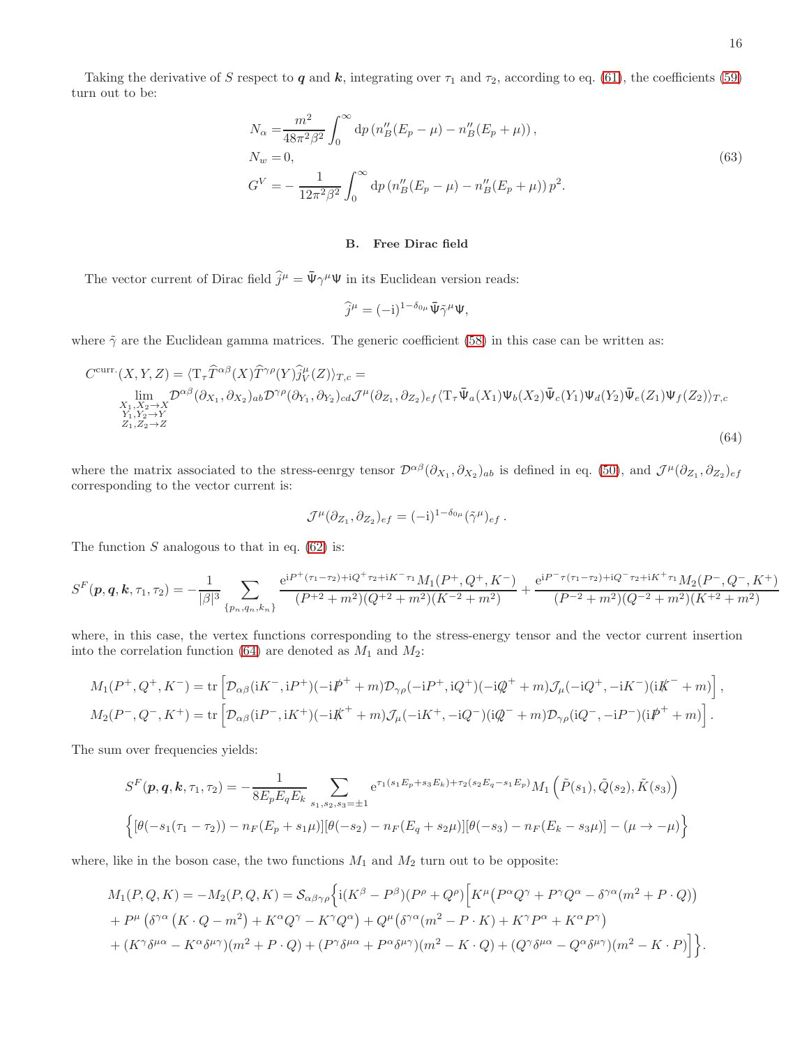Taking the derivative of $S$ respect to $\boldsymbol{q}$ and $\boldsymbol{k}$, integrating over $\tau_1$ and $\tau_2$, according to eq. (61), the coefficients (59) turn out to be:

$$
\begin{aligned}
N_\alpha =& \frac{m^2}{48\pi^2\beta^2}\int_0^\infty \mathrm{d}p\,\left(n_B''(E_p-\mu) - n_B''(E_p+\mu)\right),\\
N_w =& 0,\\
G^V =& -\frac{1}{12\pi^2\beta^2}\int_0^\infty \mathrm{d}p\,\left(n_B''(E_p-\mu) - n_B''(E_p+\mu)\right)p^2.
\end{aligned}
\tag{63}
$$

### B. Free Dirac field

The vector current of Dirac field $\widehat{j}^\mu = \bar{\Psi}\gamma^\mu\Psi$ in its Euclidean version reads:

$$
\widehat{j}^\mu = (-\mathrm{i})^{1-\delta_{0\mu}}\bar{\Psi}\tilde{\gamma}^\mu\Psi,
$$

where $\tilde{\gamma}$ are the Euclidean gamma matrices. The generic coefficient (58) in this case can be written as:

$$
\begin{aligned}
C^{\text{curr.}}(X,Y,Z) =& \langle \mathrm{T}_\tau \widehat{T}^{\alpha\beta}(X)\widehat{T}^{\gamma\rho}(Y)\widehat{j}^\mu_V(Z)\rangle_{T,c} =\\
&\lim_{\substack{X_1,X_2\to X\\ Y_1,Y_2\to Y\\ Z_1,Z_2\to Z}} \mathcal{D}^{\alpha\beta}(\partial_{X_1},\partial_{X_2})_{ab}\mathcal{D}^{\gamma\rho}(\partial_{Y_1},\partial_{Y_2})_{cd}\mathcal{J}^\mu(\partial_{Z_1},\partial_{Z_2})_{ef}\langle \mathrm{T}_\tau \bar{\Psi}_a(X_1)\Psi_b(X_2)\bar{\Psi}_c(Y_1)\Psi_d(Y_2)\bar{\Psi}_e(Z_1)\Psi_f(Z_2)\rangle_{T,c}
\end{aligned}
\tag{64}
$$

where the matrix associated to the stress-eenrgy tensor $\mathcal{D}^{\alpha\beta}(\partial_{X_1},\partial_{X_2})_{ab}$ is defined in eq. (50), and $\mathcal{J}^\mu(\partial_{Z_1},\partial_{Z_2})_{ef}$ corresponding to the vector current is:

$$
\mathcal{J}^\mu(\partial_{Z_1},\partial_{Z_2})_{ef} = (-\mathrm{i})^{1-\delta_{0\mu}}(\tilde{\gamma}^\mu)_{ef}\,.
$$

The function $S$ analogous to that in eq. (62) is:

$$
S^F(\boldsymbol{p},\boldsymbol{q},\boldsymbol{k},\tau_1,\tau_2) = -\frac{1}{|\beta|^3}\sum_{\{p_n,q_n,k_n\}} \frac{\mathrm{e}^{\mathrm{i}P^+(\tau_1-\tau_2)+\mathrm{i}Q^+\tau_2+\mathrm{i}K^-\tau_1}M_1(P^+,Q^+,K^-)}{(P^{+2}+m^2)(Q^{+2}+m^2)(K^{-2}+m^2)} + \frac{\mathrm{e}^{\mathrm{i}P^-\tau(\tau_1-\tau_2)+\mathrm{i}Q^-\tau_2+\mathrm{i}K^+\tau_1}M_2(P^-,Q^-,K^+)}{(P^{-2}+m^2)(Q^{-2}+m^2)(K^{+2}+m^2)}
$$

where, in this case, the vertex functions corresponding to the stress-energy tensor and the vector current insertion into the correlation function (64) are denoted as $M_1$ and $M_2$:

$$
\begin{aligned}
M_1(P^+,Q^+,K^-) &= \operatorname{tr}\left[\mathcal{D}_{\alpha\beta}(\mathrm{i}K^-,\mathrm{i}P^+)(-\mathrm{i}\not{P}^+ + m)\mathcal{D}_{\gamma\rho}(-\mathrm{i}P^+,\mathrm{i}Q^+)(-\mathrm{i}\not{Q}^+ + m)\mathcal{J}_\mu(-\mathrm{i}Q^+,-\mathrm{i}K^-)(\mathrm{i}\not{K}^- + m)\right],\\
M_2(P^-,Q^-,K^+) &= \operatorname{tr}\left[\mathcal{D}_{\alpha\beta}(\mathrm{i}P^-,\mathrm{i}K^+)(-\mathrm{i}\not{K}^+ + m)\mathcal{J}_\mu(-\mathrm{i}K^+,-\mathrm{i}Q^-)(\mathrm{i}\not{Q}^- + m)\mathcal{D}_{\gamma\rho}(\mathrm{i}Q^-,-\mathrm{i}P^-)(\mathrm{i}\not{P}^+ + m)\right].
\end{aligned}
$$

The sum over frequencies yields:

$$
\begin{aligned}
S^F(\boldsymbol{p},\boldsymbol{q},\boldsymbol{k},\tau_1,\tau_2) =& -\frac{1}{8E_pE_qE_k}\sum_{s_1,s_2,s_3=\pm1}\mathrm{e}^{\tau_1(s_1E_p+s_3E_k)+\tau_2(s_2E_q-s_1E_p)}M_1\left(\tilde{P}(s_1),\tilde{Q}(s_2),\tilde{K}(s_3)\right)\\
&\Big\{[\theta(-s_1(\tau_1-\tau_2)) - n_F(E_p+s_1\mu)][\theta(-s_2)-n_F(E_q+s_2\mu)][\theta(-s_3)-n_F(E_k-s_3\mu)] - (\mu\to-\mu)\Big\}
\end{aligned}
$$

where, like in the boson case, the two functions $M_1$ and $M_2$ turn out to be opposite:

$$
\begin{aligned}
M_1(P,Q,K) = -M_2(P,Q,K) =& \mathcal{S}_{\alpha\beta\gamma\rho}\Big\{\mathrm{i}(K^\beta-P^\beta)(P^\rho+Q^\rho)\Big[K^\mu\big(P^\alpha Q^\gamma + P^\gamma Q^\alpha - \delta^{\gamma\alpha}(m^2+P\cdot Q)\big)\\
&+P^\mu\left(\delta^{\gamma\alpha}\left(K\cdot Q - m^2\right) + K^\alpha Q^\gamma - K^\gamma Q^\alpha\right) + Q^\mu\big(\delta^{\gamma\alpha}(m^2 - P\cdot K) + K^\gamma P^\alpha + K^\alpha P^\gamma\big)\\
&+(K^\gamma\delta^{\mu\alpha} - K^\alpha\delta^{\mu\gamma})(m^2+P\cdot Q) + (P^\gamma\delta^{\mu\alpha}+P^\alpha\delta^{\mu\gamma})(m^2-K\cdot Q) + (Q^\gamma\delta^{\mu\alpha} - Q^\alpha\delta^{\mu\gamma})(m^2-K\cdot P)\Big]\Big\}.
\end{aligned}
$$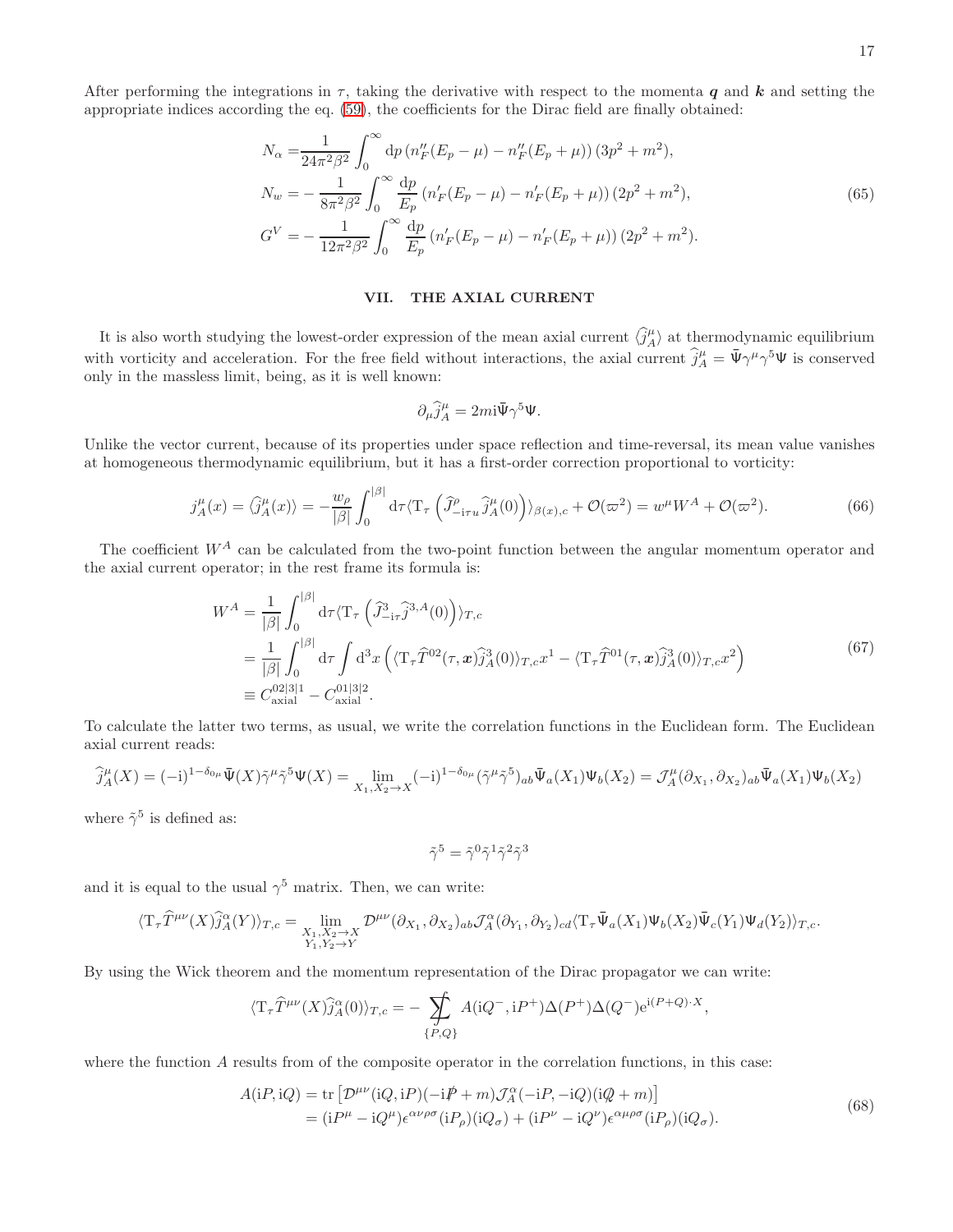After performing the integrations in $\tau$, taking the derivative with respect to the momenta $\boldsymbol{q}$ and $\boldsymbol{k}$ and setting the appropriate indices according the eq. (59), the coefficients for the Dirac field are finally obtained:

$$
\begin{aligned}
N_\alpha =& \frac{1}{24\pi^2\beta^2}\int_0^\infty \mathrm{d}p\,(n_F''(E_p-\mu)-n_F''(E_p+\mu))\,(3p^2+m^2),\\
N_w =& -\frac{1}{8\pi^2\beta^2}\int_0^\infty \frac{\mathrm{d}p}{E_p}\,(n_F'(E_p-\mu)-n_F'(E_p+\mu))\,(2p^2+m^2),\\
G^V =& -\frac{1}{12\pi^2\beta^2}\int_0^\infty \frac{\mathrm{d}p}{E_p}\,(n_F'(E_p-\mu)-n_F'(E_p+\mu))\,(2p^2+m^2).
\end{aligned}
\tag{65}
$$

## VII. THE AXIAL CURRENT

It is also worth studying the lowest-order expression of the mean axial current $\langle \widehat{j}^\mu_A\rangle$ at thermodynamic equilibrium with vorticity and acceleration. For the free field without interactions, the axial current $\widehat{j}^\mu_A = \bar{\Psi}\gamma^\mu\gamma^5\Psi$ is conserved only in the massless limit, being, as it is well known:

$$
\partial_\mu \widehat{j}^\mu_A = 2m\mathrm{i}\bar{\Psi}\gamma^5\Psi.
$$

Unlike the vector current, because of its properties under space reflection and time-reversal, its mean value vanishes at homogeneous thermodynamic equilibrium, but it has a first-order correction proportional to vorticity:

$$
j^\mu_A(x) = \langle \widehat{j}^\mu_A(x)\rangle = -\frac{w_\rho}{|\beta|}\int_0^{|\beta|}\mathrm{d}\tau\langle \mathrm{T}_\tau\left(\widehat{J}^\rho_{-\mathrm{i}\tau u}\widehat{j}^\mu_A(0)\right)\rangle_{\beta(x),c} + \mathcal{O}(\varpi^2) = w^\mu W^A + \mathcal{O}(\varpi^2).
\tag{66}
$$

The coefficient $W^A$ can be calculated from the two-point function between the angular momentum operator and the axial current operator; in the rest frame its formula is:

$$
\begin{aligned}
W^A =& \frac{1}{|\beta|}\int_0^{|\beta|}\mathrm{d}\tau\langle \mathrm{T}_\tau\left(\widehat{J}^3_{-\mathrm{i}\tau}\widehat{j}^{3,A}(0)\right)\rangle_{T,c}\\
=& \frac{1}{|\beta|}\int_0^{|\beta|}\mathrm{d}\tau\int \mathrm{d}^3x\left(\langle \mathrm{T}_\tau \widehat{T}^{02}(\tau,\boldsymbol{x})\widehat{j}^3_A(0)\rangle_{T,c}x^1 - \langle \mathrm{T}_\tau \widehat{T}^{01}(\tau,\boldsymbol{x})\widehat{j}^3_A(0)\rangle_{T,c}x^2\right)\\
\equiv& C^{02|3|1}_{\text{axial}} - C^{01|3|2}_{\text{axial}}.
\end{aligned}
\tag{67}
$$

To calculate the latter two terms, as usual, we write the correlation functions in the Euclidean form. The Euclidean axial current reads:

$$
\widehat{j}^\mu_A(X) = (-\mathrm{i})^{1-\delta_{0\mu}}\bar{\Psi}(X)\tilde{\gamma}^\mu\tilde{\gamma}^5\Psi(X) = \lim_{X_1,X_2\to X}(-\mathrm{i})^{1-\delta_{0\mu}}(\tilde{\gamma}^\mu\tilde{\gamma}^5)_{ab}\bar{\Psi}_a(X_1)\Psi_b(X_2) = \mathcal{J}^\mu_A(\partial_{X_1},\partial_{X_2})_{ab}\bar{\Psi}_a(X_1)\Psi_b(X_2)
$$

where $\tilde{\gamma}^5$ is defined as:

$$
\tilde{\gamma}^5 = \tilde{\gamma}^0\tilde{\gamma}^1\tilde{\gamma}^2\tilde{\gamma}^3
$$

and it is equal to the usual $\gamma^5$ matrix. Then, we can write:

$$
\langle \mathrm{T}_\tau \widehat{T}^{\mu\nu}(X)\widehat{j}^\alpha_A(Y)\rangle_{T,c} = \lim_{\substack{X_1,X_2\to X\\ Y_1,Y_2\to Y}}\mathcal{D}^{\mu\nu}(\partial_{X_1},\partial_{X_2})_{ab}\mathcal{J}^\alpha_A(\partial_{Y_1},\partial_{Y_2})_{cd}\langle \mathrm{T}_\tau\bar{\Psi}_a(X_1)\Psi_b(X_2)\bar{\Psi}_c(Y_1)\Psi_d(Y_2)\rangle_{T,c}.
$$

By using the Wick theorem and the momentum representation of the Dirac propagator we can write:

$$
\langle \mathrm{T}_\tau \widehat{T}^{\mu\nu}(X)\widehat{j}^\alpha_A(0)\rangle_{T,c} = -\sum\!\!\!\!\!\!\!\int_{\{P,Q\}} A(\mathrm{i}Q^-,\mathrm{i}P^+)\Delta(P^+)\Delta(Q^-)\mathrm{e}^{\mathrm{i}(P+Q)\cdot X},
$$

where the function $A$ results from of the composite operator in the correlation functions, in this case:

$$
\begin{aligned}
A(\mathrm{i}P,\mathrm{i}Q) =& \mathrm{tr}\left[\mathcal{D}^{\mu\nu}(\mathrm{i}Q,\mathrm{i}P)(-\mathrm{i}\slashed{P}+m)\mathcal{J}^\alpha_A(-\mathrm{i}P,-\mathrm{i}Q)(\mathrm{i}\slashed{Q}+m)\right]\\
=& (\mathrm{i}P^\mu - \mathrm{i}Q^\mu)\epsilon^{\alpha\nu\rho\sigma}(\mathrm{i}P_\rho)(\mathrm{i}Q_\sigma) + (\mathrm{i}P^\nu - \mathrm{i}Q^\nu)\epsilon^{\alpha\mu\rho\sigma}(\mathrm{i}P_\rho)(\mathrm{i}Q_\sigma).
\end{aligned}
\tag{68}
$$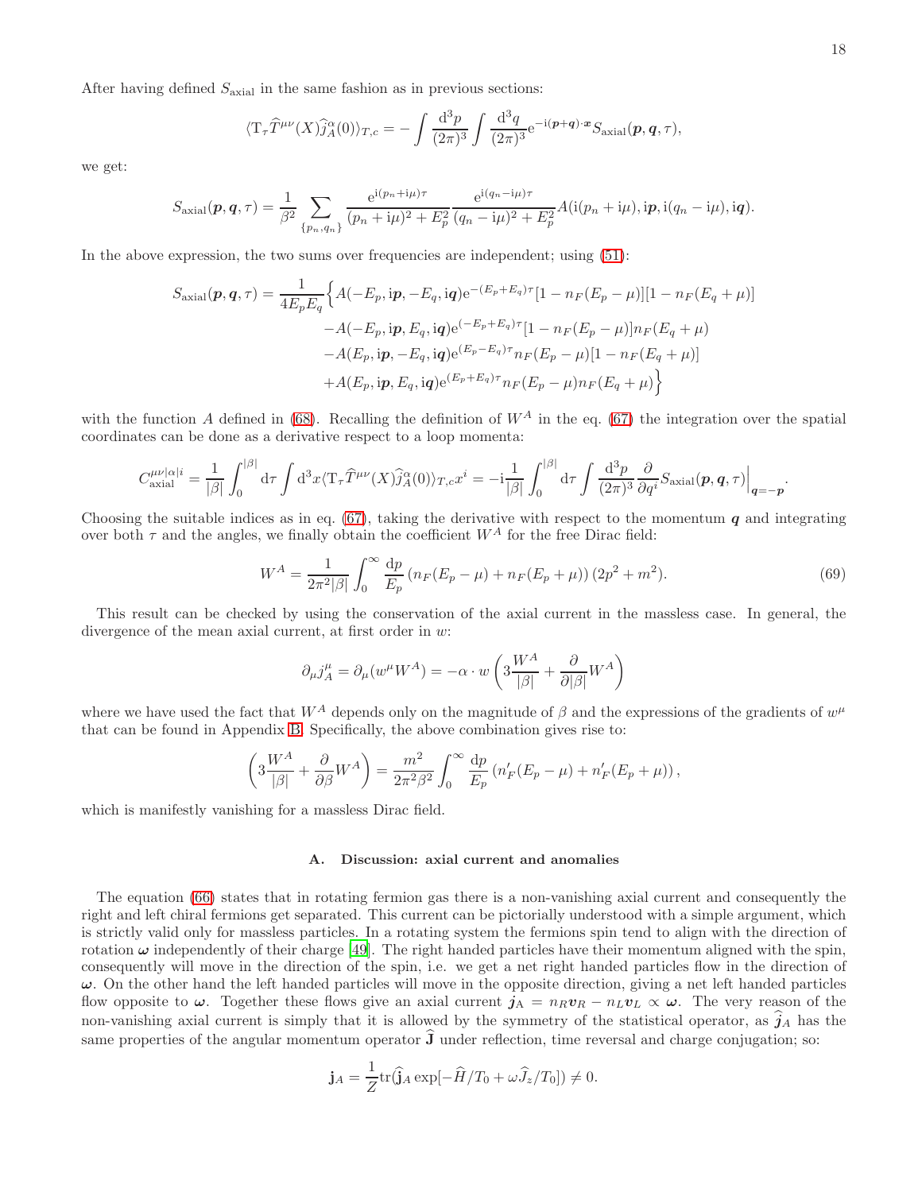After having defined $S_{\rm axial}$ in the same fashion as in previous sections:

$$
\langle {\rm T}_\tau \widehat{T}^{\mu\nu}(X)\widehat{j}^{\alpha}_A(0)\rangle_{T,c} = -\int \frac{{\rm d}^3 p}{(2\pi)^3}\int \frac{{\rm d}^3 q}{(2\pi)^3} {\rm e}^{-{\rm i}(\boldsymbol{p}+\boldsymbol{q})\cdot\boldsymbol{x}} S_{\rm axial}(\boldsymbol{p},\boldsymbol{q},\tau),
$$

we get:

$$
S_{\rm axial}(\boldsymbol{p},\boldsymbol{q},\tau) = \frac{1}{\beta^2}\sum_{\{p_n,q_n\}} \frac{{\rm e}^{{\rm i}(p_n+{\rm i}\mu)\tau}}{(p_n+{\rm i}\mu)^2+E_p^2}\frac{{\rm e}^{{\rm i}(q_n-{\rm i}\mu)\tau}}{(q_n-{\rm i}\mu)^2+E_p^2} A({\rm i}(p_n+{\rm i}\mu),{\rm i}\boldsymbol{p},{\rm i}(q_n-{\rm i}\mu),{\rm i}\boldsymbol{q}).
$$

In the above expression, the two sums over frequencies are independent; using (51):

$$
\begin{aligned}
S_{\rm axial}(\boldsymbol{p},\boldsymbol{q},\tau) = \frac{1}{4E_pE_q}\Big\{& A(-E_p,{\rm i}\boldsymbol{p},-E_q,{\rm i}\boldsymbol{q}){\rm e}^{-(E_p+E_q)\tau}[1-n_F(E_p-\mu)][1-n_F(E_q+\mu)]\\
&-A(-E_p,{\rm i}\boldsymbol{p},E_q,{\rm i}\boldsymbol{q}){\rm e}^{(-E_p+E_q)\tau}[1-n_F(E_p-\mu)]n_F(E_q+\mu)\\
&-A(E_p,{\rm i}\boldsymbol{p},-E_q,{\rm i}\boldsymbol{q}){\rm e}^{(E_p-E_q)\tau}n_F(E_p-\mu)[1-n_F(E_q+\mu)]\\
&+A(E_p,{\rm i}\boldsymbol{p},E_q,{\rm i}\boldsymbol{q}){\rm e}^{(E_p+E_q)\tau}n_F(E_p-\mu)n_F(E_q+\mu)\Big\}
\end{aligned}
$$

with the function $A$ defined in (68). Recalling the definition of $W^A$ in the eq. (67) the integration over the spatial coordinates can be done as a derivative respect to a loop momenta:

$$
C^{\mu\nu|\alpha|i}_{\rm axial} = \frac{1}{|\beta|}\int_0^{|\beta|}{\rm d}\tau\int {\rm d}^3x \langle {\rm T}_\tau \widehat{T}^{\mu\nu}(X)\widehat{j}^{\alpha}_A(0)\rangle_{T,c}x^i = -{\rm i}\frac{1}{|\beta|}\int_0^{|\beta|}{\rm d}\tau\int\frac{{\rm d}^3p}{(2\pi)^3}\frac{\partial}{\partial q^i}S_{\rm axial}(\boldsymbol{p},\boldsymbol{q},\tau)\Big|_{\boldsymbol{q}=-\boldsymbol{p}}.
$$

Choosing the suitable indices as in eq. (67), taking the derivative with respect to the momentum $\boldsymbol{q}$ and integrating over both $\tau$ and the angles, we finally obtain the coefficient $W^A$ for the free Dirac field:

$$
W^A = \frac{1}{2\pi^2|\beta|}\int_0^\infty \frac{{\rm d}p}{E_p}\left(n_F(E_p-\mu)+n_F(E_p+\mu)\right)(2p^2+m^2). \tag{69}
$$

This result can be checked by using the conservation of the axial current in the massless case. In general, the divergence of the mean axial current, at first order in $w$:

$$
\partial_\mu j^\mu_A = \partial_\mu(w^\mu W^A) = -\alpha\cdot w\left(3\frac{W^A}{|\beta|}+\frac{\partial}{\partial|\beta|}W^A\right)
$$

where we have used the fact that $W^A$ depends only on the magnitude of $\beta$ and the expressions of the gradients of $w^\mu$ that can be found in Appendix B. Specifically, the above combination gives rise to:

$$
\left(3\frac{W^A}{|\beta|}+\frac{\partial}{\partial\beta}W^A\right) = \frac{m^2}{2\pi^2\beta^2}\int_0^\infty\frac{{\rm d}p}{E_p}\left(n_F'(E_p-\mu)+n_F'(E_p+\mu)\right),
$$

which is manifestly vanishing for a massless Dirac field.

### A. Discussion: axial current and anomalies

The equation (66) states that in rotating fermion gas there is a non-vanishing axial current and consequently the right and left chiral fermions get separated. This current can be pictorially understood with a simple argument, which is strictly valid only for massless particles. In a rotating system the fermions spin tend to align with the direction of rotation $\boldsymbol{\omega}$ independently of their charge [49]. The right handed particles have their momentum aligned with the spin, consequently will move in the direction of the spin, i.e. we get a net right handed particles flow in the direction of $\boldsymbol{\omega}$. On the other hand the left handed particles will move in the opposite direction, giving a net left handed particles flow opposite to $\boldsymbol{\omega}$. Together these flows give an axial current $\boldsymbol{j}_{\rm A} = n_R\boldsymbol{v}_R - n_L\boldsymbol{v}_L \propto \boldsymbol{\omega}$. The very reason of the non-vanishing axial current is simply that it is allowed by the symmetry of the statistical operator, as $\widehat{\boldsymbol{j}}_A$ has the same properties of the angular momentum operator $\widehat{\mathbf{J}}$ under reflection, time reversal and charge conjugation; so:

$$
\mathbf{j}_A = \frac{1}{Z}{\rm tr}(\widehat{\mathbf{j}}_A\exp[-\widehat{H}/T_0+\omega\widehat{J}_z/T_0])\neq 0.
$$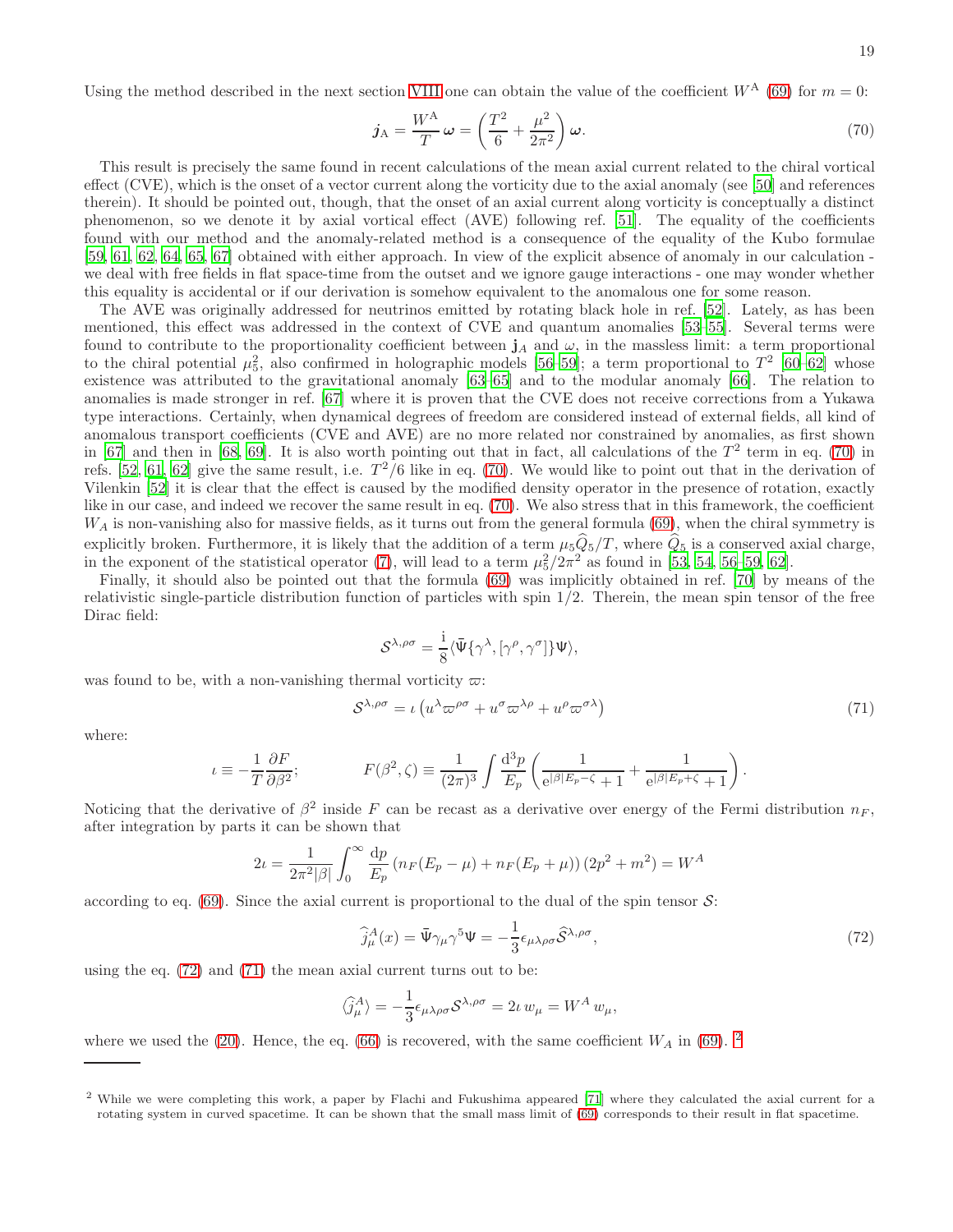Using the method described in the next section VIII one can obtain the value of the coefficient $W^{\rm A}$ (69) for $m = 0$:

$$\boldsymbol{j}_{\rm A} = \frac{W^{\rm A}}{T}\,\boldsymbol{\omega} = \left(\frac{T^2}{6} + \frac{\mu^2}{2\pi^2}\right)\boldsymbol{\omega}. \tag{70}$$

This result is precisely the same found in recent calculations of the mean axial current related to the chiral vortical effect (CVE), which is the onset of a vector current along the vorticity due to the axial anomaly (see [50] and references therein). It should be pointed out, though, that the onset of an axial current along vorticity is conceptually a distinct phenomenon, so we denote it by axial vortical effect (AVE) following ref. [51]. The equality of the coefficients found with our method and the anomaly-related method is a consequence of the equality of the Kubo formulae [59, 61, 62, 64, 65, 67] obtained with either approach. In view of the explicit absence of anomaly in our calculation - we deal with free fields in flat space-time from the outset and we ignore gauge interactions - one may wonder whether this equality is accidental or if our derivation is somehow equivalent to the anomalous one for some reason.

The AVE was originally addressed for neutrinos emitted by rotating black hole in ref. [52]. Lately, as has been mentioned, this effect was addressed in the context of CVE and quantum anomalies [53–55]. Several terms were found to contribute to the proportionality coefficient between $\mathbf{j}_A$ and $\omega$, in the massless limit: a term proportional to the chiral potential $\mu_5^2$, also confirmed in holographic models [56–59]; a term proportional to $T^2$ [60–62] whose existence was attributed to the gravitational anomaly [63–65] and to the modular anomaly [66]. The relation to anomalies is made stronger in ref. [67] where it is proven that the CVE does not receive corrections from a Yukawa type interactions. Certainly, when dynamical degrees of freedom are considered instead of external fields, all kind of anomalous transport coefficients (CVE and AVE) are no more related nor constrained by anomalies, as first shown in [67] and then in [68, 69]. It is also worth pointing out that in fact, all calculations of the $T^2$ term in eq. (70) in refs. [52, 61, 62] give the same result, i.e. $T^2/6$ like in eq. (70). We would like to point out that in the derivation of Vilenkin [52] it is clear that the effect is caused by the modified density operator in the presence of rotation, exactly like in our case, and indeed we recover the same result in eq. (70). We also stress that in this framework, the coefficient $W_A$ is non-vanishing also for massive fields, as it turns out from the general formula (69), when the chiral symmetry is explicitly broken. Furthermore, it is likely that the addition of a term $\mu_5\widehat{Q}_5/T$, where $\widehat{Q}_5$ is a conserved axial charge, in the exponent of the statistical operator (7), will lead to a term $\mu_5^2/2\pi^2$ as found in [53, 54, 56–59, 62].

Finally, it should also be pointed out that the formula (69) was implicitly obtained in ref. [70] by means of the relativistic single-particle distribution function of particles with spin 1/2. Therein, the mean spin tensor of the free Dirac field:

$$\mathcal{S}^{\lambda,\rho\sigma} = \frac{\rm i}{8}\langle\bar{\Psi}\{\gamma^\lambda,[\gamma^\rho,\gamma^\sigma]\}\Psi\rangle,$$

was found to be, with a non-vanishing thermal vorticity $\varpi$:

$$\mathcal{S}^{\lambda,\rho\sigma} = \iota\left(u^\lambda\varpi^{\rho\sigma} + u^\sigma\varpi^{\lambda\rho} + u^\rho\varpi^{\sigma\lambda}\right) \tag{71}$$

where:

$$\iota \equiv -\frac{1}{T}\frac{\partial F}{\partial\beta^2}; \qquad\qquad F(\beta^2,\zeta) \equiv \frac{1}{(2\pi)^3}\int\frac{{\rm d}^3p}{E_p}\left(\frac{1}{{\rm e}^{|\beta|E_p-\zeta}+1} + \frac{1}{{\rm e}^{|\beta|E_p+\zeta}+1}\right).$$

Noticing that the derivative of $\beta^2$ inside $F$ can be recast as a derivative over energy of the Fermi distribution $n_F$, after integration by parts it can be shown that

$$2\iota = \frac{1}{2\pi^2|\beta|}\int_0^\infty\frac{{\rm d}p}{E_p}\left(n_F(E_p-\mu)+n_F(E_p+\mu)\right)(2p^2+m^2) = W^A$$

according to eq. (69). Since the axial current is proportional to the dual of the spin tensor $\mathcal{S}$:

$$\widehat{j}^A_\mu(x) = \bar{\Psi}\gamma_\mu\gamma^5\Psi = -\frac{1}{3}\epsilon_{\mu\lambda\rho\sigma}\widehat{\mathcal{S}}^{\lambda,\rho\sigma}, \tag{72}$$

using the eq. (72) and (71) the mean axial current turns out to be:

$$\langle\widehat{j}^A_\mu\rangle = -\frac{1}{3}\epsilon_{\mu\lambda\rho\sigma}\mathcal{S}^{\lambda,\rho\sigma} = 2\iota\, w_\mu = W^A\, w_\mu,$$

where we used the (20). Hence, the eq. (66) is recovered, with the same coefficient $W_A$ in (69). [2]

---

[2] While we were completing this work, a paper by Flachi and Fukushima appeared [71] where they calculated the axial current for a rotating system in curved spacetime. It can be shown that the small mass limit of (69) corresponds to their result in flat spacetime.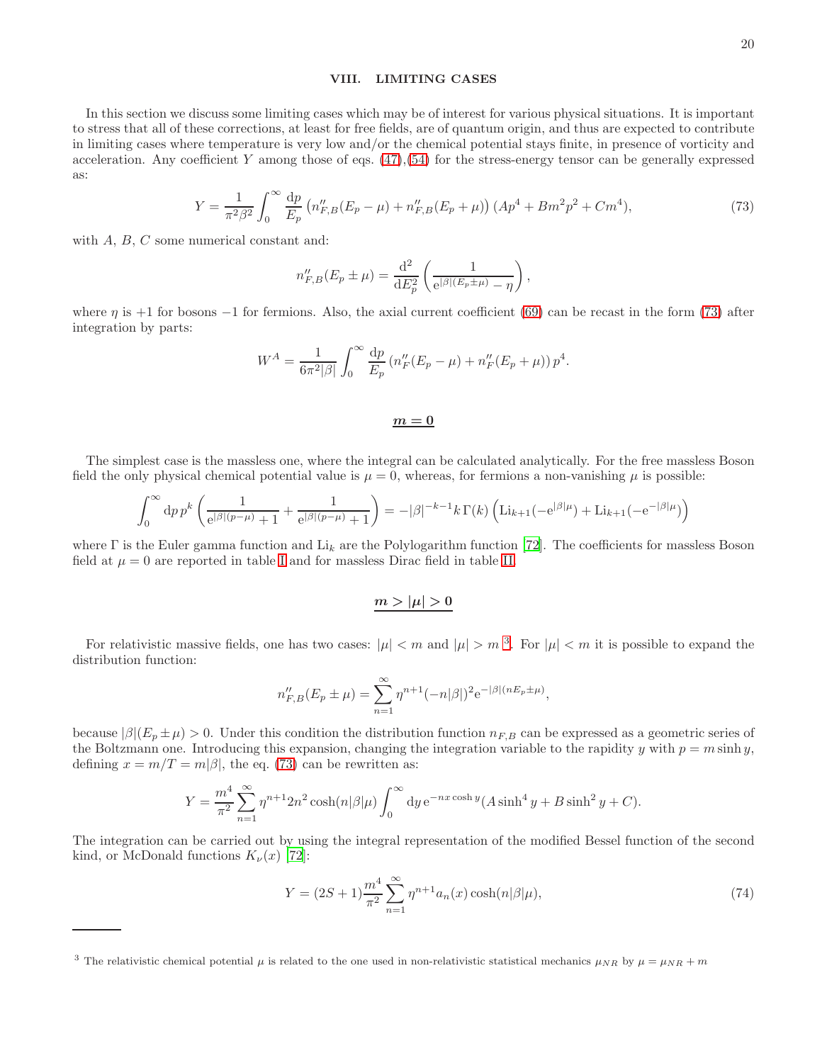## VIII. LIMITING CASES

In this section we discuss some limiting cases which may be of interest for various physical situations. It is important to stress that all of these corrections, at least for free fields, are of quantum origin, and thus are expected to contribute in limiting cases where temperature is very low and/or the chemical potential stays finite, in presence of vorticity and acceleration. Any coefficient $Y$ among those of eqs. (47),(54) for the stress-energy tensor can be generally expressed as:

$$Y = \frac{1}{\pi^2\beta^2}\int_0^\infty \frac{\mathrm{d}p}{E_p}\left(n''_{F,B}(E_p-\mu)+n''_{F,B}(E_p+\mu)\right)(Ap^4+Bm^2p^2+Cm^4), \tag{73}$$

with $A$, $B$, $C$ some numerical constant and:

$$n''_{F,B}(E_p\pm\mu) = \frac{\mathrm{d}^2}{\mathrm{d}E_p^2}\left(\frac{1}{\mathrm{e}^{|\beta|(E_p\pm\mu)}-\eta}\right),$$

where $\eta$ is $+1$ for bosons $-1$ for fermions. Also, the axial current coefficient (69) can be recast in the form (73) after integration by parts:

$$W^A = \frac{1}{6\pi^2|\beta|}\int_0^\infty \frac{\mathrm{d}p}{E_p}\left(n''_F(E_p-\mu)+n''_F(E_p+\mu)\right)p^4.$$

### $\underline{m = 0}$

The simplest case is the massless one, where the integral can be calculated analytically. For the free massless Boson field the only physical chemical potential value is $\mu = 0$, whereas, for fermions a non-vanishing $\mu$ is possible:

$$\int_0^\infty \mathrm{d}p\, p^k\left(\frac{1}{\mathrm{e}^{|\beta|(p-\mu)}+1}+\frac{1}{\mathrm{e}^{|\beta|(p-\mu)}+1}\right) = -|\beta|^{-k-1}k\,\Gamma(k)\left(\mathrm{Li}_{k+1}(-\mathrm{e}^{|\beta|\mu})+\mathrm{Li}_{k+1}(-\mathrm{e}^{-|\beta|\mu})\right)$$

where $\Gamma$ is the Euler gamma function and $\mathrm{Li}_k$ are the Polylogarithm function [72]. The coefficients for massless Boson field at $\mu = 0$ are reported in table I and for massless Dirac field in table II.

### $\underline{m > |\mu| > 0}$

For relativistic massive fields, one has two cases: $|\mu| < m$ and $|\mu| > m$ [3]. For $|\mu| < m$ it is possible to expand the distribution function:

$$n''_{F,B}(E_p\pm\mu) = \sum_{n=1}^\infty \eta^{n+1}(-n|\beta|)^2\mathrm{e}^{-|\beta|(nE_p\pm\mu)},$$

because $|\beta|(E_p \pm \mu) > 0$. Under this condition the distribution function $n_{F,B}$ can be expressed as a geometric series of the Boltzmann one. Introducing this expansion, changing the integration variable to the rapidity $y$ with $p = m\sinh y$, defining $x = m/T = m|\beta|$, the eq. (73) can be rewritten as:

$$Y = \frac{m^4}{\pi^2}\sum_{n=1}^\infty \eta^{n+1}2n^2\cosh(n|\beta|\mu)\int_0^\infty \mathrm{d}y\,\mathrm{e}^{-nx\cosh y}(A\sinh^4 y+B\sinh^2 y+C).$$

The integration can be carried out by using the integral representation of the modified Bessel function of the second kind, or McDonald functions $K_\nu(x)$ [72]:

$$Y = (2S+1)\frac{m^4}{\pi^2}\sum_{n=1}^\infty \eta^{n+1}a_n(x)\cosh(n|\beta|\mu), \tag{74}$$

[3] The relativistic chemical potential $\mu$ is related to the one used in non-relativistic statistical mechanics $\mu_{NR}$ by $\mu = \mu_{NR} + m$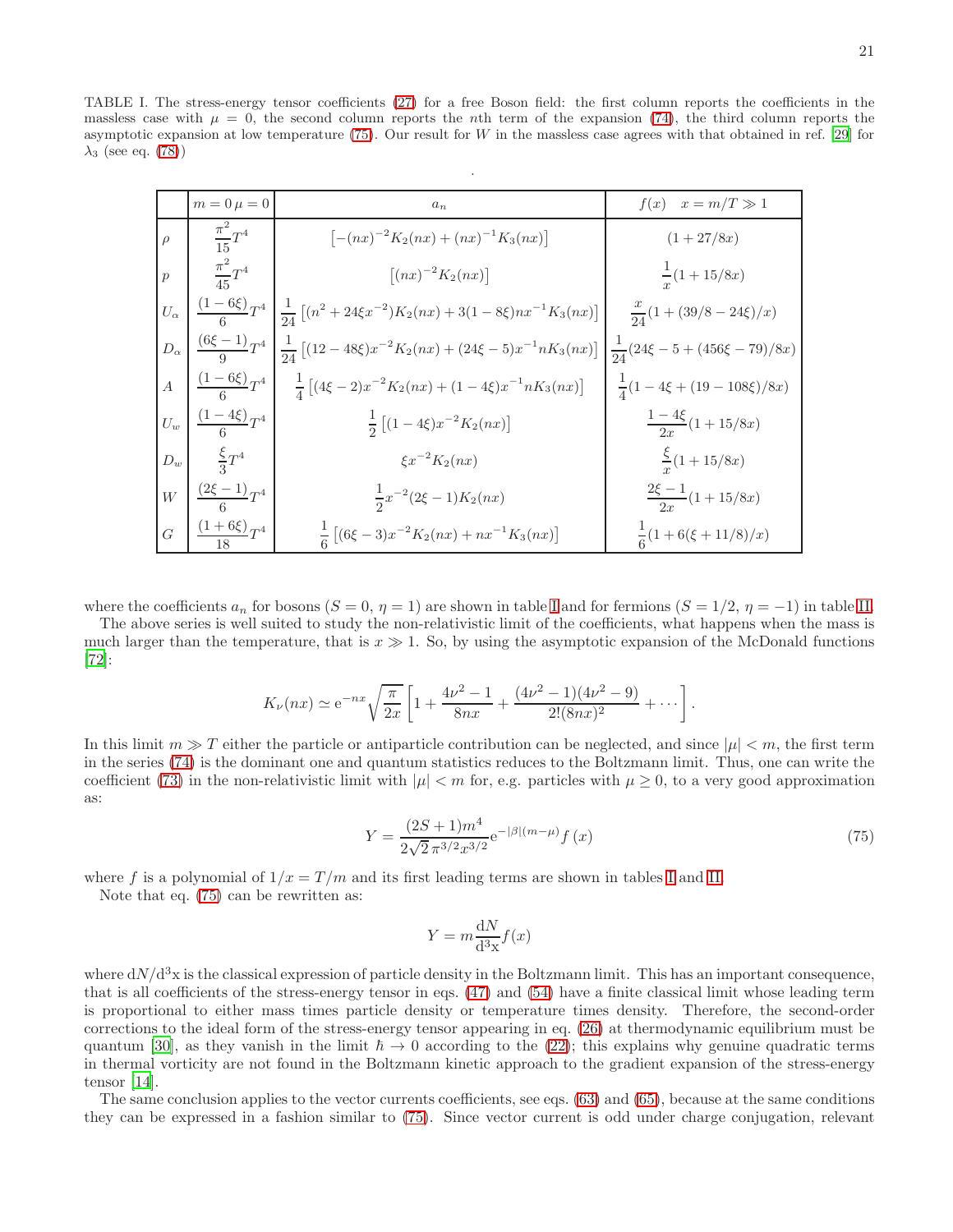TABLE I. The stress-energy tensor coefficients (27) for a free Boson field: the first column reports the coefficients in the massless case with $\mu = 0$, the second column reports the $n$th term of the expansion (74), the third column reports the asymptotic expansion at low temperature (75). Our result for $W$ in the massless case agrees with that obtained in ref. [29] for $\lambda_3$ (see eq. (78))

|  | $m=0\,\mu=0$ | $a_n$ | $f(x) \quad x=m/T \gg 1$ |
|---|---|---|---|
| $\rho$ | $\dfrac{\pi^2}{15}T^4$ | $\left[-(nx)^{-2}K_2(nx)+(nx)^{-1}K_3(nx)\right]$ | $(1+27/8x)$ |
| $p$ | $\dfrac{\pi^2}{45}T^4$ | $\left[(nx)^{-2}K_2(nx)\right]$ | $\dfrac{1}{x}(1+15/8x)$ |
| $U_\alpha$ | $\dfrac{(1-6\xi)}{6}T^4$ | $\dfrac{1}{24}\left[(n^2+24\xi x^{-2})K_2(nx)+3(1-8\xi)nx^{-1}K_3(nx)\right]$ | $\dfrac{x}{24}(1+(39/8-24\xi)/x)$ |
| $D_\alpha$ | $\dfrac{(6\xi-1)}{9}T^4$ | $\dfrac{1}{24}\left[(12-48\xi)x^{-2}K_2(nx)+(24\xi-5)x^{-1}nK_3(nx)\right]$ | $\dfrac{1}{24}(24\xi-5+(456\xi-79)/8x)$ |
| $A$ | $\dfrac{(1-6\xi)}{6}T^4$ | $\dfrac{1}{4}\left[(4\xi-2)x^{-2}K_2(nx)+(1-4\xi)x^{-1}nK_3(nx)\right]$ | $\dfrac{1}{4}(1-4\xi+(19-108\xi)/8x)$ |
| $U_w$ | $\dfrac{(1-4\xi)}{6}T^4$ | $\dfrac{1}{2}\left[(1-4\xi)x^{-2}K_2(nx)\right]$ | $\dfrac{1-4\xi}{2x}(1+15/8x)$ |
| $D_w$ | $\dfrac{\xi}{3}T^4$ | $\xi x^{-2}K_2(nx)$ | $\dfrac{\xi}{x}(1+15/8x)$ |
| $W$ | $\dfrac{(2\xi-1)}{6}T^4$ | $\dfrac{1}{2}x^{-2}(2\xi-1)K_2(nx)$ | $\dfrac{2\xi-1}{2x}(1+15/8x)$ |
| $G$ | $\dfrac{(1+6\xi)}{18}T^4$ | $\dfrac{1}{6}\left[(6\xi-3)x^{-2}K_2(nx)+nx^{-1}K_3(nx)\right]$ | $\dfrac{1}{6}(1+6(\xi+11/8)/x)$ |

where the coefficients $a_n$ for bosons ($S=0$, $\eta=1$) are shown in table I and for fermions ($S=1/2$, $\eta=-1$) in table II.

The above series is well suited to study the non-relativistic limit of the coefficients, what happens when the mass is much larger than the temperature, that is $x \gg 1$. So, by using the asymptotic expansion of the McDonald functions [72]:

$$K_\nu(nx) \simeq \mathrm{e}^{-nx}\sqrt{\frac{\pi}{2x}}\left[1+\frac{4\nu^2-1}{8nx}+\frac{(4\nu^2-1)(4\nu^2-9)}{2!(8nx)^2}+\cdots\right].$$

In this limit $m \gg T$ either the particle or antiparticle contribution can be neglected, and since $|\mu|<m$, the first term in the series (74) is the dominant one and quantum statistics reduces to the Boltzmann limit. Thus, one can write the coefficient (73) in the non-relativistic limit with $|\mu|<m$ for, e.g. particles with $\mu \geq 0$, to a very good approximation as:

$$Y = \frac{(2S+1)m^4}{2\sqrt{2}\,\pi^{3/2}x^{3/2}}\mathrm{e}^{-|\beta|(m-\mu)}f(x) \tag{75}$$

where $f$ is a polynomial of $1/x = T/m$ and its first leading terms are shown in tables I and II.

Note that eq. (75) can be rewritten as:

$$Y = m\frac{\mathrm{d}N}{\mathrm{d}^3\mathrm{x}}f(x)$$

where $\mathrm{d}N/\mathrm{d}^3\mathrm{x}$ is the classical expression of particle density in the Boltzmann limit. This has an important consequence, that is all coefficients of the stress-energy tensor in eqs. (47) and (54) have a finite classical limit whose leading term is proportional to either mass times particle density or temperature times density. Therefore, the second-order corrections to the ideal form of the stress-energy tensor appearing in eq. (26) at thermodynamic equilibrium must be quantum [30], as they vanish in the limit $\hbar \to 0$ according to the (22); this explains why genuine quadratic terms in thermal vorticity are not found in the Boltzmann kinetic approach to the gradient expansion of the stress-energy tensor [14].

The same conclusion applies to the vector currents coefficients, see eqs. (63) and (65), because at the same conditions they can be expressed in a fashion similar to (75). Since vector current is odd under charge conjugation, relevant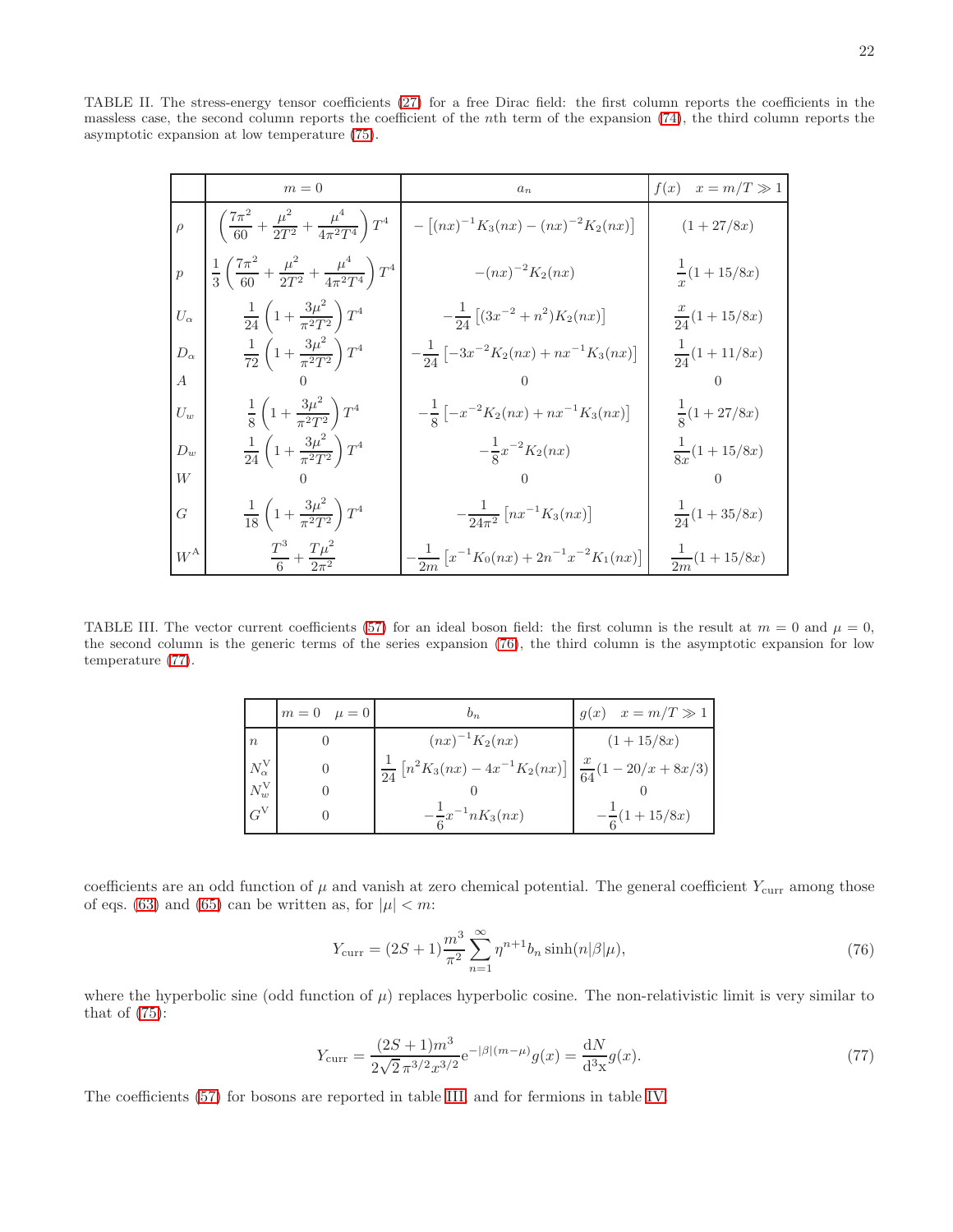TABLE II. The stress-energy tensor coefficients (27) for a free Dirac field: the first column reports the coefficients in the massless case, the second column reports the coefficient of the $n$th term of the expansion (74), the third column reports the asymptotic expansion at low temperature (75).

| | $m=0$ | $a_n$ | $f(x)\quad x=m/T\gg 1$ |
|---|---|---|---|
| $\rho$ | $\left(\frac{7\pi^2}{60}+\frac{\mu^2}{2T^2}+\frac{\mu^4}{4\pi^2T^4}\right)T^4$ | $-\left[(nx)^{-1}K_3(nx)-(nx)^{-2}K_2(nx)\right]$ | $(1+27/8x)$ |
| $p$ | $\frac{1}{3}\left(\frac{7\pi^2}{60}+\frac{\mu^2}{2T^2}+\frac{\mu^4}{4\pi^2T^4}\right)T^4$ | $-(nx)^{-2}K_2(nx)$ | $\frac{1}{x}(1+15/8x)$ |
| $U_\alpha$ | $\frac{1}{24}\left(1+\frac{3\mu^2}{\pi^2T^2}\right)T^4$ | $-\frac{1}{24}\left[(3x^{-2}+n^2)K_2(nx)\right]$ | $\frac{x}{24}(1+15/8x)$ |
| $D_\alpha$ | $\frac{1}{72}\left(1+\frac{3\mu^2}{\pi^2T^2}\right)T^4$ | $-\frac{1}{24}\left[-3x^{-2}K_2(nx)+nx^{-1}K_3(nx)\right]$ | $\frac{1}{24}(1+11/8x)$ |
| $A$ | $0$ | $0$ | $0$ |
| $U_w$ | $\frac{1}{8}\left(1+\frac{3\mu^2}{\pi^2T^2}\right)T^4$ | $-\frac{1}{8}\left[-x^{-2}K_2(nx)+nx^{-1}K_3(nx)\right]$ | $\frac{1}{8}(1+27/8x)$ |
| $D_w$ | $\frac{1}{24}\left(1+\frac{3\mu^2}{\pi^2T^2}\right)T^4$ | $-\frac{1}{8}x^{-2}K_2(nx)$ | $\frac{1}{8x}(1+15/8x)$ |
| $W$ | $0$ | $0$ | $0$ |
| $G$ | $\frac{1}{18}\left(1+\frac{3\mu^2}{\pi^2T^2}\right)T^4$ | $-\frac{1}{24\pi^2}\left[nx^{-1}K_3(nx)\right]$ | $\frac{1}{24}(1+35/8x)$ |
| $W^{\rm A}$ | $\frac{T^3}{6}+\frac{T\mu^2}{2\pi^2}$ | $-\frac{1}{2m}\left[x^{-1}K_0(nx)+2n^{-1}x^{-2}K_1(nx)\right]$ | $\frac{1}{2m}(1+15/8x)$ |

TABLE III. The vector current coefficients (57) for an ideal boson field: the first column is the result at $m=0$ and $\mu=0$, the second column is the generic terms of the series expansion (76), the third column is the asymptotic expansion for low temperature (77).

| | $m=0\quad \mu=0$ | $b_n$ | $g(x)\quad x=m/T\gg 1$ |
|---|---|---|---|
| $n$ | $0$ | $(nx)^{-1}K_2(nx)$ | $(1+15/8x)$ |
| $N_\alpha^{\rm V}$ | $0$ | $\frac{1}{24}\left[n^2K_3(nx)-4x^{-1}K_2(nx)\right]$ | $\frac{x}{64}(1-20/x+8x/3)$ |
| $N_w^{\rm V}$ | $0$ | $0$ | $0$ |
| $G^{\rm V}$ | $0$ | $-\frac{1}{6}x^{-1}nK_3(nx)$ | $-\frac{1}{6}(1+15/8x)$ |

coefficients are an odd function of $\mu$ and vanish at zero chemical potential. The general coefficient $Y_{\rm curr}$ among those of eqs. (63) and (65) can be written as, for $|\mu|<m$:

$$Y_{\rm curr}=(2S+1)\frac{m^3}{\pi^2}\sum_{n=1}^{\infty}\eta^{n+1}b_n\sinh(n|\beta|\mu), \tag{76}$$

where the hyperbolic sine (odd function of $\mu$) replaces hyperbolic cosine. The non-relativistic limit is very similar to that of (75):

$$Y_{\rm curr}=\frac{(2S+1)m^3}{2\sqrt{2}\,\pi^{3/2}x^{3/2}}{\rm e}^{-|\beta|(m-\mu)}g(x)=\frac{{\rm d}N}{{\rm d}^3{\rm x}}g(x). \tag{77}$$

The coefficients (57) for bosons are reported in table III, and for fermions in table IV.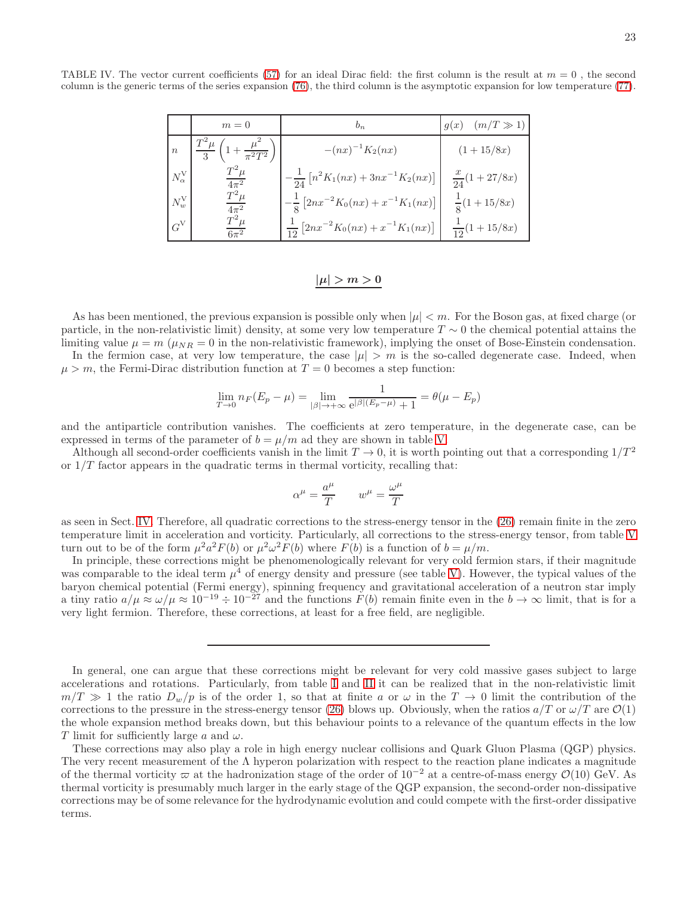TABLE IV. The vector current coefficients (57) for an ideal Dirac field: the first column is the result at $m = 0$ , the second column is the generic terms of the series expansion (76), the third column is the asymptotic expansion for low temperature (77).

| | $m=0$ | $b_n$ | $g(x) \quad (m/T \gg 1)$ |
|---|---|---|---|
| $n$ | $\dfrac{T^2\mu}{3}\left(1+\dfrac{\mu^2}{\pi^2 T^2}\right)$ | $-(nx)^{-1}K_2(nx)$ | $(1+15/8x)$ |
| $N^{\rm V}_\alpha$ | $\dfrac{T^2\mu}{4\pi^2}$ | $-\dfrac{1}{24}\left[n^2 K_1(nx)+3nx^{-1}K_2(nx)\right]$ | $\dfrac{x}{24}(1+27/8x)$ |
| $N^{\rm V}_w$ | $\dfrac{T^2\mu}{4\pi^2}$ | $-\dfrac{1}{8}\left[2nx^{-2}K_0(nx)+x^{-1}K_1(nx)\right]$ | $\dfrac{1}{8}(1+15/8x)$ |
| $G^{\rm V}$ | $\dfrac{T^2\mu}{6\pi^2}$ | $\dfrac{1}{12}\left[2nx^{-2}K_0(nx)+x^{-1}K_1(nx)\right]$ | $\dfrac{1}{12}(1+15/8x)$ |

## $|\mu| > m > 0$

As has been mentioned, the previous expansion is possible only when $|\mu| < m$. For the Boson gas, at fixed charge (or particle, in the non-relativistic limit) density, at some very low temperature $T \sim 0$ the chemical potential attains the limiting value $\mu = m$ ($\mu_{NR} = 0$ in the non-relativistic framework), implying the onset of Bose-Einstein condensation.

In the fermion case, at very low temperature, the case $|\mu| > m$ is the so-called degenerate case. Indeed, when $\mu > m$, the Fermi-Dirac distribution function at $T = 0$ becomes a step function:

$$\lim_{T\to 0} n_F(E_p - \mu) = \lim_{|\beta|\to+\infty} \frac{1}{\mathrm{e}^{|\beta|(E_p-\mu)}+1} = \theta(\mu - E_p)$$

and the antiparticle contribution vanishes. The coefficients at zero temperature, in the degenerate case, can be expressed in terms of the parameter of $b = \mu/m$ ad they are shown in table V.

Although all second-order coefficients vanish in the limit $T \to 0$, it is worth pointing out that a corresponding $1/T^2$ or $1/T$ factor appears in the quadratic terms in thermal vorticity, recalling that:

$$\alpha^\mu = \frac{a^\mu}{T} \qquad w^\mu = \frac{\omega^\mu}{T}$$

as seen in Sect. IV. Therefore, all quadratic corrections to the stress-energy tensor in the (26) remain finite in the zero temperature limit in acceleration and vorticity. Particularly, all corrections to the stress-energy tensor, from table V turn out to be of the form $\mu^2 a^2 F(b)$ or $\mu^2\omega^2 F(b)$ where $F(b)$ is a function of $b = \mu/m$.

In principle, these corrections might be phenomenologically relevant for very cold fermion stars, if their magnitude was comparable to the ideal term $\mu^4$ of energy density and pressure (see table V). However, the typical values of the baryon chemical potential (Fermi energy), spinning frequency and gravitational acceleration of a neutron star imply a tiny ratio $a/\mu \approx \omega/\mu \approx 10^{-19} \div 10^{-27}$ and the functions $F(b)$ remain finite even in the $b \to \infty$ limit, that is for a very light fermion. Therefore, these corrections, at least for a free field, are negligible.

---

In general, one can argue that these corrections might be relevant for very cold massive gases subject to large accelerations and rotations. Particularly, from table I and II it can be realized that in the non-relativistic limit $m/T \gg 1$ the ratio $D_w/p$ is of the order 1, so that at finite $a$ or $\omega$ in the $T \to 0$ limit the contribution of the corrections to the pressure in the stress-energy tensor (26) blows up. Obviously, when the ratios $a/T$ or $\omega/T$ are $\mathcal{O}(1)$ the whole expansion method breaks down, but this behaviour points to a relevance of the quantum effects in the low $T$ limit for sufficiently large $a$ and $\omega$.

These corrections may also play a role in high energy nuclear collisions and Quark Gluon Plasma (QGP) physics. The very recent measurement of the $\Lambda$ hyperon polarization with respect to the reaction plane indicates a magnitude of the thermal vorticity $\varpi$ at the hadronization stage of the order of $10^{-2}$ at a centre-of-mass energy $\mathcal{O}(10)$ GeV. As thermal vorticity is presumably much larger in the early stage of the QGP expansion, the second-order non-dissipative corrections may be of some relevance for the hydrodynamic evolution and could compete with the first-order dissipative terms.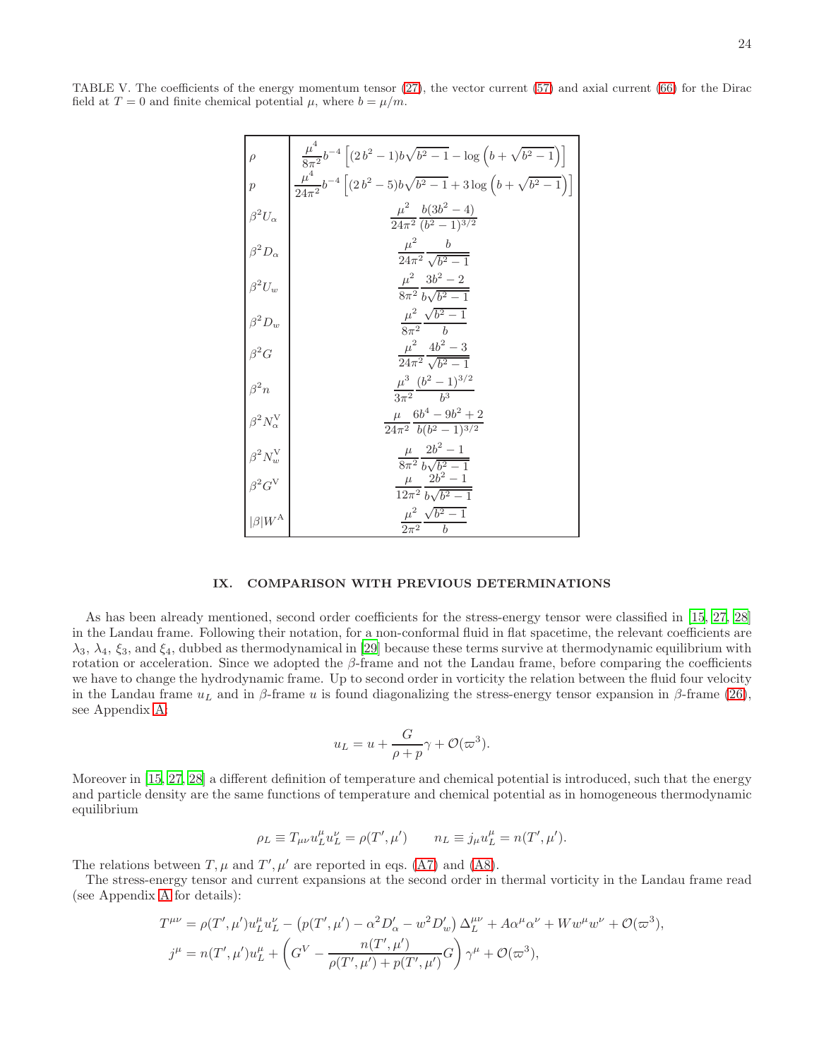TABLE V. The coefficients of the energy momentum tensor (27), the vector current (57) and axial current (66) for the Dirac field at $T = 0$ and finite chemical potential $\mu$, where $b = \mu/m$.

| | |
|---|---|
| $\rho$ | $\dfrac{\mu^4}{8\pi^2} b^{-4}\left[(2\,b^2-1)b\sqrt{b^2-1} - \log\left(b+\sqrt{b^2-1}\right)\right]$ |
| $p$ | $\dfrac{\mu^4}{24\pi^2} b^{-4}\left[(2\,b^2-5)b\sqrt{b^2-1} + 3\log\left(b+\sqrt{b^2-1}\right)\right]$ |
| $\beta^2 U_\alpha$ | $\dfrac{\mu^2}{24\pi^2}\dfrac{b(3b^2-4)}{(b^2-1)^{3/2}}$ |
| $\beta^2 D_\alpha$ | $\dfrac{\mu^2}{24\pi^2}\dfrac{b}{\sqrt{b^2-1}}$ |
| $\beta^2 U_w$ | $\dfrac{\mu^2}{8\pi^2}\dfrac{3b^2-2}{b\sqrt{b^2-1}}$ |
| $\beta^2 D_w$ | $\dfrac{\mu^2}{8\pi^2}\dfrac{\sqrt{b^2-1}}{b}$ |
| $\beta^2 G$ | $\dfrac{\mu^2}{24\pi^2}\dfrac{4b^2-3}{\sqrt{b^2-1}}$ |
| $\beta^2 n$ | $\dfrac{\mu^3}{3\pi^2}\dfrac{(b^2-1)^{3/2}}{b^3}$ |
| $\beta^2 N^{\rm V}_\alpha$ | $\dfrac{\mu}{24\pi^2}\dfrac{6b^4-9b^2+2}{b(b^2-1)^{3/2}}$ |
| $\beta^2 N^{\rm V}_w$ | $\dfrac{\mu}{8\pi^2}\dfrac{2b^2-1}{b\sqrt{b^2-1}}$ |
| $\beta^2 G^{\rm V}$ | $\dfrac{\mu}{12\pi^2}\dfrac{2b^2-1}{b\sqrt{b^2-1}}$ |
| $\lvert\beta\rvert W^{\rm A}$ | $\dfrac{\mu^2}{2\pi^2}\dfrac{\sqrt{b^2-1}}{b}$ |

## IX. COMPARISON WITH PREVIOUS DETERMINATIONS

As has been already mentioned, second order coefficients for the stress-energy tensor were classified in [15, 27, 28] in the Landau frame. Following their notation, for a non-conformal fluid in flat spacetime, the relevant coefficients are $\lambda_3$, $\lambda_4$, $\xi_3$, and $\xi_4$, dubbed as thermodynamical in [29] because these terms survive at thermodynamic equilibrium with rotation or acceleration. Since we adopted the $\beta$-frame and not the Landau frame, before comparing the coefficients we have to change the hydrodynamic frame. Up to second order in vorticity the relation between the fluid four velocity in the Landau frame $u_L$ and in $\beta$-frame $u$ is found diagonalizing the stress-energy tensor expansion in $\beta$-frame (26), see Appendix A:

$$u_L = u + \frac{G}{\rho+p}\gamma + \mathcal{O}(\varpi^3).$$

Moreover in [15, 27, 28] a different definition of temperature and chemical potential is introduced, such that the energy and particle density are the same functions of temperature and chemical potential as in homogeneous thermodynamic equilibrium

$$\rho_L \equiv T_{\mu\nu}u_L^\mu u_L^\nu = \rho(T',\mu') \qquad n_L \equiv j_\mu u_L^\mu = n(T',\mu').$$

The relations between $T, \mu$ and $T', \mu'$ are reported in eqs. (A7) and (A8).

The stress-energy tensor and current expansions at the second order in thermal vorticity in the Landau frame read (see Appendix A for details):

$$T^{\mu\nu} = \rho(T',\mu')u_L^\mu u_L^\nu - \left(p(T',\mu') - \alpha^2 D'_\alpha - w^2 D'_w\right)\Delta_L^{\mu\nu} + A\alpha^\mu\alpha^\nu + W w^\mu w^\nu + \mathcal{O}(\varpi^3),$$
$$j^\mu = n(T',\mu')u_L^\mu + \left(G^V - \frac{n(T',\mu')}{\rho(T',\mu')+p(T',\mu')}G\right)\gamma^\mu + \mathcal{O}(\varpi^3),$$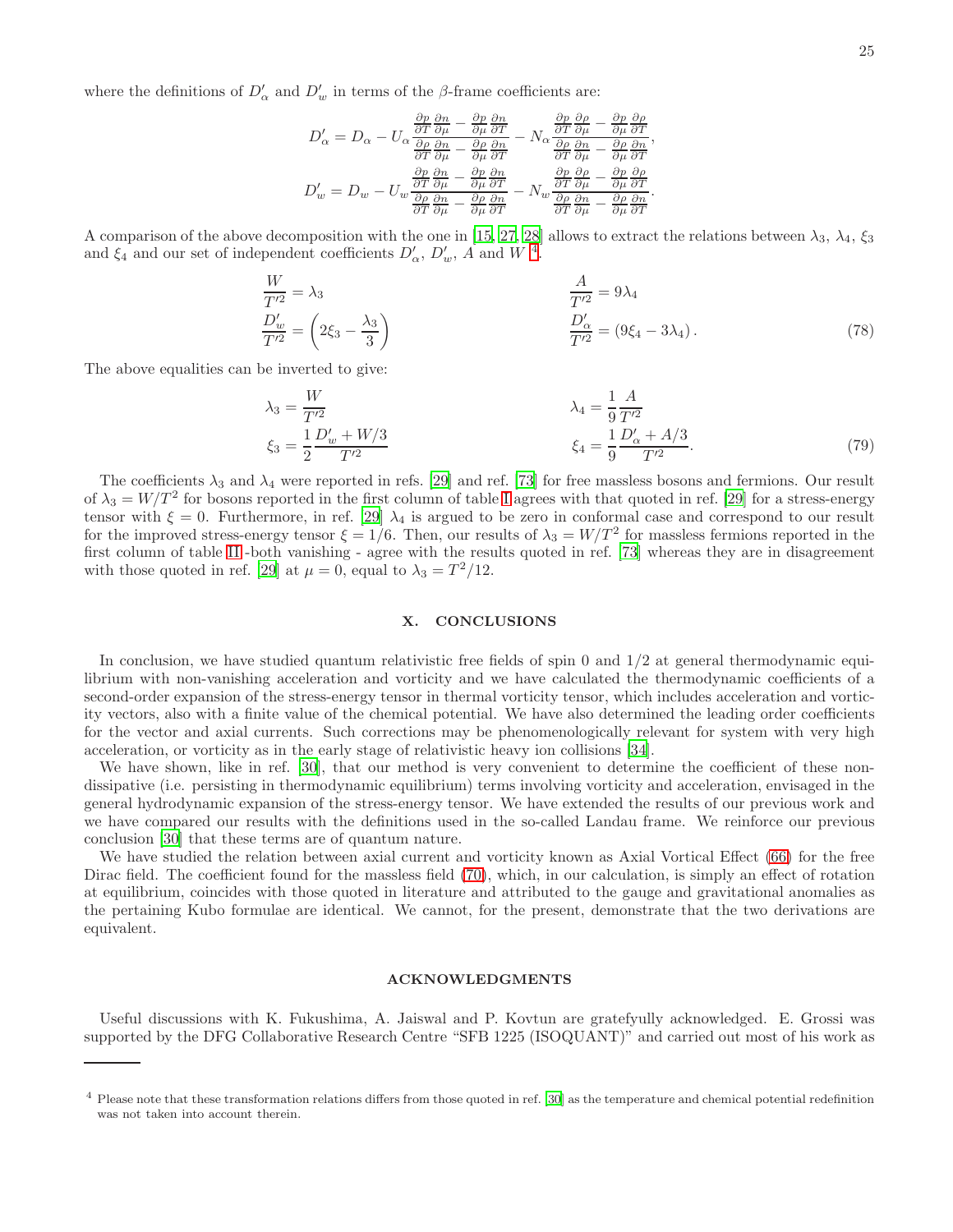where the definitions of $D'_\alpha$ and $D'_w$ in terms of the $\beta$-frame coefficients are:

$$
\begin{aligned}
D'_\alpha &= D_\alpha - U_\alpha \frac{\frac{\partial p}{\partial T}\frac{\partial n}{\partial \mu} - \frac{\partial p}{\partial \mu}\frac{\partial n}{\partial T}}{\frac{\partial \rho}{\partial T}\frac{\partial n}{\partial \mu} - \frac{\partial \rho}{\partial \mu}\frac{\partial n}{\partial T}} - N_\alpha \frac{\frac{\partial p}{\partial T}\frac{\partial \rho}{\partial \mu} - \frac{\partial p}{\partial \mu}\frac{\partial \rho}{\partial T}}{\frac{\partial \rho}{\partial T}\frac{\partial n}{\partial \mu} - \frac{\partial \rho}{\partial \mu}\frac{\partial n}{\partial T}}, \\
D'_w &= D_w - U_w \frac{\frac{\partial p}{\partial T}\frac{\partial n}{\partial \mu} - \frac{\partial p}{\partial \mu}\frac{\partial n}{\partial T}}{\frac{\partial \rho}{\partial T}\frac{\partial n}{\partial \mu} - \frac{\partial \rho}{\partial \mu}\frac{\partial n}{\partial T}} - N_w \frac{\frac{\partial p}{\partial T}\frac{\partial \rho}{\partial \mu} - \frac{\partial p}{\partial \mu}\frac{\partial \rho}{\partial T}}{\frac{\partial \rho}{\partial T}\frac{\partial n}{\partial \mu} - \frac{\partial \rho}{\partial \mu}\frac{\partial n}{\partial T}}.
\end{aligned}
$$

A comparison of the above decomposition with the one in [15, 27, 28] allows to extract the relations between $\lambda_3$, $\lambda_4$, $\xi_3$ and $\xi_4$ and our set of independent coefficients $D'_\alpha$, $D'_w$, $A$ and $W$ [4].

$$
\begin{aligned}
\frac{W}{T'^2} &= \lambda_3 & \frac{A}{T'^2} &= 9\lambda_4 \\
\frac{D'_w}{T'^2} &= \left(2\xi_3 - \frac{\lambda_3}{3}\right) & \frac{D'_\alpha}{T'^2} &= (9\xi_4 - 3\lambda_4)\,.
\end{aligned}
\tag{78}
$$

The above equalities can be inverted to give:

$$
\begin{aligned}
\lambda_3 &= \frac{W}{T'^2} & \lambda_4 &= \frac{1}{9}\frac{A}{T'^2} \\
\xi_3 &= \frac{1}{2}\frac{D'_w + W/3}{T'^2} & \xi_4 &= \frac{1}{9}\frac{D'_\alpha + A/3}{T'^2}.
\end{aligned}
\tag{79}
$$

The coefficients $\lambda_3$ and $\lambda_4$ were reported in refs. [29] and ref. [73] for free massless bosons and fermions. Our result of $\lambda_3 = W/T^2$ for bosons reported in the first column of table I agrees with that quoted in ref. [29] for a stress-energy tensor with $\xi = 0$. Furthermore, in ref. [29] $\lambda_4$ is argued to be zero in conformal case and correspond to our result for the improved stress-energy tensor $\xi = 1/6$. Then, our results of $\lambda_3 = W/T^2$ for massless fermions reported in the first column of table II -both vanishing - agree with the results quoted in ref. [73] whereas they are in disagreement with those quoted in ref. [29] at $\mu = 0$, equal to $\lambda_3 = T^2/12$.

## X. CONCLUSIONS

In conclusion, we have studied quantum relativistic free fields of spin 0 and 1/2 at general thermodynamic equilibrium with non-vanishing acceleration and vorticity and we have calculated the thermodynamic coefficients of a second-order expansion of the stress-energy tensor in thermal vorticity tensor, which includes acceleration and vorticity vectors, also with a finite value of the chemical potential. We have also determined the leading order coefficients for the vector and axial currents. Such corrections may be phenomenologically relevant for system with very high acceleration, or vorticity as in the early stage of relativistic heavy ion collisions [34].

We have shown, like in ref. [30], that our method is very convenient to determine the coefficient of these non-dissipative (i.e. persisting in thermodynamic equilibrium) terms involving vorticity and acceleration, envisaged in the general hydrodynamic expansion of the stress-energy tensor. We have extended the results of our previous work and we have compared our results with the definitions used in the so-called Landau frame. We reinforce our previous conclusion [30] that these terms are of quantum nature.

We have studied the relation between axial current and vorticity known as Axial Vortical Effect (66) for the free Dirac field. The coefficient found for the massless field (70), which, in our calculation, is simply an effect of rotation at equilibrium, coincides with those quoted in literature and attributed to the gauge and gravitational anomalies as the pertaining Kubo formulae are identical. We cannot, for the present, demonstrate that the two derivations are equivalent.

### ACKNOWLEDGMENTS

Useful discussions with K. Fukushima, A. Jaiswal and P. Kovtun are gratefyully acknowledged. E. Grossi was supported by the DFG Collaborative Research Centre "SFB 1225 (ISOQUANT)" and carried out most of his work as

---

[4] Please note that these transformation relations differs from those quoted in ref. [30] as the temperature and chemical potential redefinition was not taken into account therein.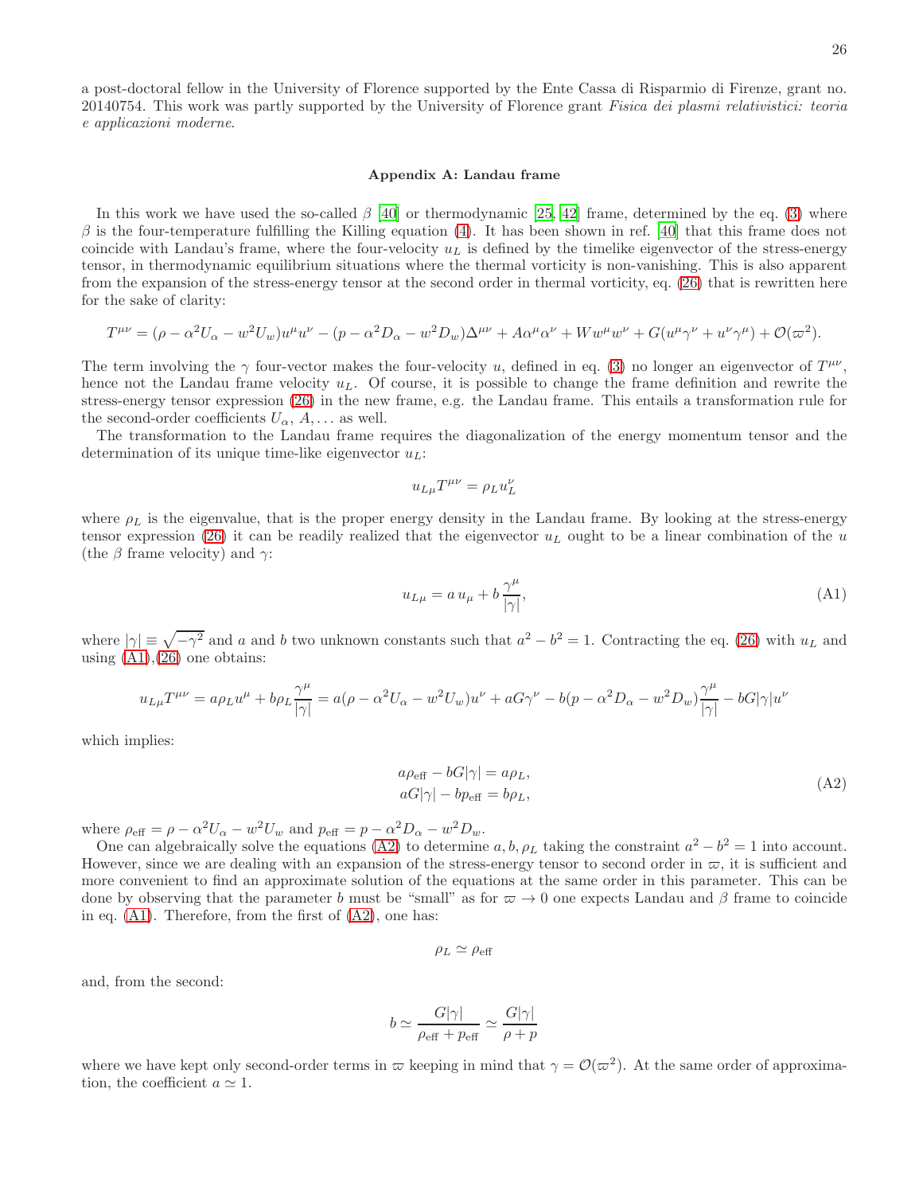a post-doctoral fellow in the University of Florence supported by the Ente Cassa di Risparmio di Firenze, grant no. 20140754. This work was partly supported by the University of Florence grant *Fisica dei plasmi relativistici: teoria e applicazioni moderne*.

## Appendix A: Landau frame

In this work we have used the so-called $\beta$ [40] or thermodynamic [25, 42] frame, determined by the eq. (3) where $\beta$ is the four-temperature fulfilling the Killing equation (4). It has been shown in ref. [40] that this frame does not coincide with Landau's frame, where the four-velocity $u_L$ is defined by the timelike eigenvector of the stress-energy tensor, in thermodynamic equilibrium situations where the thermal vorticity is non-vanishing. This is also apparent from the expansion of the stress-energy tensor at the second order in thermal vorticity, eq. (26) that is rewritten here for the sake of clarity:

$$T^{\mu\nu} = (\rho - \alpha^2 U_\alpha - w^2 U_w)u^\mu u^\nu - (p - \alpha^2 D_\alpha - w^2 D_w)\Delta^{\mu\nu} + A\alpha^\mu\alpha^\nu + W w^\mu w^\nu + G(u^\mu\gamma^\nu + u^\nu\gamma^\mu) + \mathcal{O}(\varpi^2).$$

The term involving the $\gamma$ four-vector makes the four-velocity $u$, defined in eq. (3) no longer an eigenvector of $T^{\mu\nu}$, hence not the Landau frame velocity $u_L$. Of course, it is possible to change the frame definition and rewrite the stress-energy tensor expression (26) in the new frame, e.g. the Landau frame. This entails a transformation rule for the second-order coefficients $U_\alpha$, $A, \ldots$ as well.

The transformation to the Landau frame requires the diagonalization of the energy momentum tensor and the determination of its unique time-like eigenvector $u_L$:

$$u_{L\mu}T^{\mu\nu} = \rho_L u_L^\nu$$

where $\rho_L$ is the eigenvalue, that is the proper energy density in the Landau frame. By looking at the stress-energy tensor expression (26) it can be readily realized that the eigenvector $u_L$ ought to be a linear combination of the $u$ (the $\beta$ frame velocity) and $\gamma$:

$$u_{L\mu} = a\, u_\mu + b\,\frac{\gamma^\mu}{|\gamma|}, \tag{A1}$$

where $|\gamma| \equiv \sqrt{-\gamma^2}$ and $a$ and $b$ two unknown constants such that $a^2 - b^2 = 1$. Contracting the eq. (26) with $u_L$ and using (A1),(26) one obtains:

$$u_{L\mu}T^{\mu\nu} = a\rho_L u^\mu + b\rho_L\frac{\gamma^\mu}{|\gamma|} = a(\rho - \alpha^2 U_\alpha - w^2 U_w)u^\nu + aG\gamma^\nu - b(p - \alpha^2 D_\alpha - w^2 D_w)\frac{\gamma^\mu}{|\gamma|} - bG|\gamma|u^\nu$$

which implies:

$$\begin{aligned} a\rho_{\rm eff} - bG|\gamma| &= a\rho_L, \\ aG|\gamma| - bp_{\rm eff} &= b\rho_L, \end{aligned} \tag{A2}$$

where $\rho_{\rm eff} = \rho - \alpha^2 U_\alpha - w^2 U_w$ and $p_{\rm eff} = p - \alpha^2 D_\alpha - w^2 D_w$.

One can algebraically solve the equations (A2) to determine $a, b, \rho_L$ taking the constraint $a^2 - b^2 = 1$ into account. However, since we are dealing with an expansion of the stress-energy tensor to second order in $\varpi$, it is sufficient and more convenient to find an approximate solution of the equations at the same order in this parameter. This can be done by observing that the parameter $b$ must be "small" as for $\varpi \to 0$ one expects Landau and $\beta$ frame to coincide in eq. (A1). Therefore, from the first of (A2), one has:

$$\rho_L \simeq \rho_{\rm eff}$$

and, from the second:

$$b \simeq \frac{G|\gamma|}{\rho_{\rm eff} + p_{\rm eff}} \simeq \frac{G|\gamma|}{\rho + p}$$

where we have kept only second-order terms in $\varpi$ keeping in mind that $\gamma = \mathcal{O}(\varpi^2)$. At the same order of approximation, the coefficient $a \simeq 1$.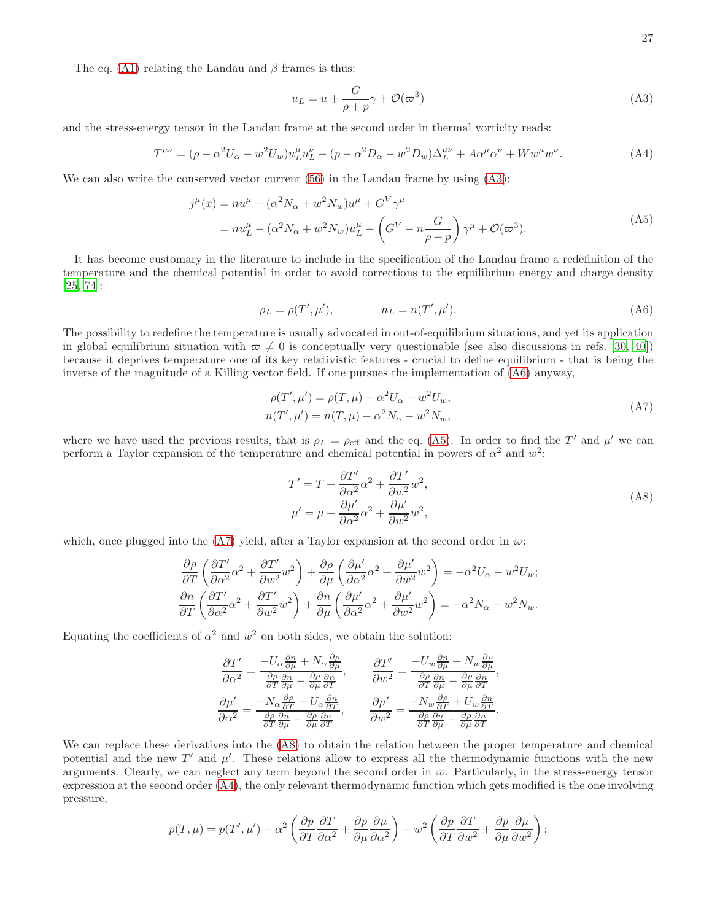The eq. (A1) relating the Landau and $\beta$ frames is thus:

$$u_L = u + \frac{G}{\rho + p}\gamma + \mathcal{O}(\varpi^3) \tag{A3}$$

and the stress-energy tensor in the Landau frame at the second order in thermal vorticity reads:

$$T^{\mu\nu} = (\rho - \alpha^2 U_\alpha - w^2 U_w) u_L^\mu u_L^\nu - (p - \alpha^2 D_\alpha - w^2 D_w)\Delta_L^{\mu\nu} + A\alpha^\mu\alpha^\nu + W w^\mu w^\nu. \tag{A4}$$

We can also write the conserved vector current (56) in the Landau frame by using (A3):

$$\begin{aligned} j^\mu(x) &= n u^\mu - (\alpha^2 N_\alpha + w^2 N_w) u^\mu + G^V \gamma^\mu \\ &= n u_L^\mu - (\alpha^2 N_\alpha + w^2 N_w) u_L^\mu + \left( G^V - n\frac{G}{\rho + p}\right)\gamma^\mu + \mathcal{O}(\varpi^3). \end{aligned} \tag{A5}$$

It has become customary in the literature to include in the specification of the Landau frame a redefinition of the temperature and the chemical potential in order to avoid corrections to the equilibrium energy and charge density [25, 74]:

$$\rho_L = \rho(T', \mu'), \qquad\qquad n_L = n(T', \mu'). \tag{A6}$$

The possibility to redefine the temperature is usually advocated in out-of-equilibrium situations, and yet its application in global equilibrium situation with $\varpi \neq 0$ is conceptually very questionable (see also discussions in refs. [30, 40]) because it deprives temperature one of its key relativistic features - crucial to define equilibrium - that is being the inverse of the magnitude of a Killing vector field. If one pursues the implementation of (A6) anyway,

$$\begin{aligned} \rho(T', \mu') &= \rho(T, \mu) - \alpha^2 U_\alpha - w^2 U_w, \\ n(T', \mu') &= n(T, \mu) - \alpha^2 N_\alpha - w^2 N_w, \end{aligned} \tag{A7}$$

where we have used the previous results, that is $\rho_L = \rho_{\text{eff}}$ and the eq. (A5). In order to find the $T'$ and $\mu'$ we can perform a Taylor expansion of the temperature and chemical potential in powers of $\alpha^2$ and $w^2$:

$$\begin{aligned} T' &= T + \frac{\partial T'}{\partial \alpha^2}\alpha^2 + \frac{\partial T'}{\partial w^2} w^2, \\ \mu' &= \mu + \frac{\partial \mu'}{\partial \alpha^2}\alpha^2 + \frac{\partial \mu'}{\partial w^2} w^2, \end{aligned} \tag{A8}$$

which, once plugged into the (A7) yield, after a Taylor expansion at the second order in $\varpi$:

$$\begin{aligned} \frac{\partial \rho}{\partial T}\left(\frac{\partial T'}{\partial \alpha^2}\alpha^2 + \frac{\partial T'}{\partial w^2}w^2\right) + \frac{\partial \rho}{\partial \mu}\left(\frac{\partial \mu'}{\partial \alpha^2}\alpha^2 + \frac{\partial \mu'}{\partial w^2}w^2\right) &= -\alpha^2 U_\alpha - w^2 U_w; \\ \frac{\partial n}{\partial T}\left(\frac{\partial T'}{\partial \alpha^2}\alpha^2 + \frac{\partial T'}{\partial w^2}w^2\right) + \frac{\partial n}{\partial \mu}\left(\frac{\partial \mu'}{\partial \alpha^2}\alpha^2 + \frac{\partial \mu'}{\partial w^2}w^2\right) &= -\alpha^2 N_\alpha - w^2 N_w. \end{aligned}$$

Equating the coefficients of $\alpha^2$ and $w^2$ on both sides, we obtain the solution:

$$\begin{aligned} \frac{\partial T'}{\partial \alpha^2} &= \frac{-U_\alpha \frac{\partial n}{\partial \mu} + N_\alpha \frac{\partial \rho}{\partial \mu}}{\frac{\partial \rho}{\partial T}\frac{\partial n}{\partial \mu} - \frac{\partial \rho}{\partial \mu}\frac{\partial n}{\partial T}}, \qquad & \frac{\partial T'}{\partial w^2} &= \frac{-U_w \frac{\partial n}{\partial \mu} + N_w \frac{\partial \rho}{\partial \mu}}{\frac{\partial \rho}{\partial T}\frac{\partial n}{\partial \mu} - \frac{\partial \rho}{\partial \mu}\frac{\partial n}{\partial T}}, \\ \frac{\partial \mu'}{\partial \alpha^2} &= \frac{-N_\alpha \frac{\partial \rho}{\partial T} + U_\alpha \frac{\partial n}{\partial T}}{\frac{\partial \rho}{\partial T}\frac{\partial n}{\partial \mu} - \frac{\partial \rho}{\partial \mu}\frac{\partial n}{\partial T}}, \qquad & \frac{\partial \mu'}{\partial w^2} &= \frac{-N_w \frac{\partial \rho}{\partial T} + U_w \frac{\partial n}{\partial T}}{\frac{\partial \rho}{\partial T}\frac{\partial n}{\partial \mu} - \frac{\partial \rho}{\partial \mu}\frac{\partial n}{\partial T}}. \end{aligned}$$

We can replace these derivatives into the (A8) to obtain the relation between the proper temperature and chemical potential and the new $T'$ and $\mu'$. These relations allow to express all the thermodynamic functions with the new arguments. Clearly, we can neglect any term beyond the second order in $\varpi$. Particularly, in the stress-energy tensor expression at the second order (A4), the only relevant thermodynamic function which gets modified is the one involving pressure,

$$p(T, \mu) = p(T', \mu') - \alpha^2\left(\frac{\partial p}{\partial T}\frac{\partial T}{\partial \alpha^2} + \frac{\partial p}{\partial \mu}\frac{\partial \mu}{\partial \alpha^2}\right) - w^2\left(\frac{\partial p}{\partial T}\frac{\partial T}{\partial w^2} + \frac{\partial p}{\partial \mu}\frac{\partial \mu}{\partial w^2}\right);$$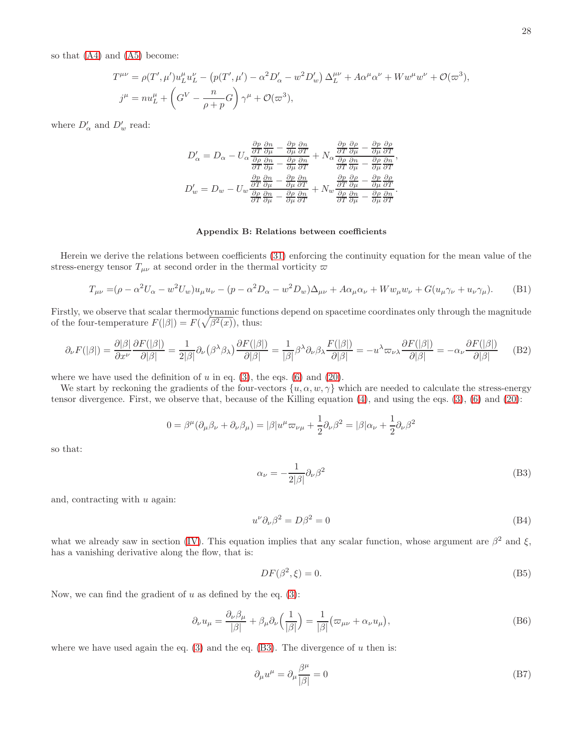so that (A4) and (A5) become:

$$
\begin{aligned}
T^{\mu\nu} &= \rho(T',\mu')u_L^\mu u_L^\nu - \left(p(T',\mu') - \alpha^2 D'_\alpha - w^2 D'_w\right)\Delta_L^{\mu\nu} + A\alpha^\mu\alpha^\nu + Ww^\mu w^\nu + \mathcal{O}(\varpi^3),\\
j^\mu &= nu_L^\mu + \left(G^V - \frac{n}{\rho+p}G\right)\gamma^\mu + \mathcal{O}(\varpi^3),
\end{aligned}
$$

where $D'_\alpha$ and $D'_w$ read:

$$
\begin{aligned}
D'_\alpha &= D_\alpha - U_\alpha \frac{\frac{\partial p}{\partial T}\frac{\partial n}{\partial \mu} - \frac{\partial p}{\partial \mu}\frac{\partial n}{\partial T}}{\frac{\partial \rho}{\partial T}\frac{\partial n}{\partial \mu} - \frac{\partial \rho}{\partial \mu}\frac{\partial n}{\partial T}} + N_\alpha \frac{\frac{\partial p}{\partial T}\frac{\partial \rho}{\partial \mu} - \frac{\partial p}{\partial \mu}\frac{\partial \rho}{\partial T}}{\frac{\partial \rho}{\partial T}\frac{\partial n}{\partial \mu} - \frac{\partial \rho}{\partial \mu}\frac{\partial n}{\partial T}},\\
D'_w &= D_w - U_w \frac{\frac{\partial p}{\partial T}\frac{\partial n}{\partial \mu} - \frac{\partial p}{\partial \mu}\frac{\partial n}{\partial T}}{\frac{\partial \rho}{\partial T}\frac{\partial n}{\partial \mu} - \frac{\partial \rho}{\partial \mu}\frac{\partial n}{\partial T}} + N_w \frac{\frac{\partial p}{\partial T}\frac{\partial \rho}{\partial \mu} - \frac{\partial p}{\partial \mu}\frac{\partial \rho}{\partial T}}{\frac{\partial \rho}{\partial T}\frac{\partial n}{\partial \mu} - \frac{\partial \rho}{\partial \mu}\frac{\partial n}{\partial T}}.
\end{aligned}
$$

## Appendix B: Relations between coefficients

Herein we derive the relations between coefficients (31) enforcing the continuity equation for the mean value of the stress-energy tensor $T_{\mu\nu}$ at second order in the thermal vorticity $\varpi$

$$
T_{\mu\nu} =(\rho - \alpha^2 U_\alpha - w^2 U_w)u_\mu u_\nu - (p - \alpha^2 D_\alpha - w^2 D_w)\Delta_{\mu\nu} + A\alpha_\mu\alpha_\nu + Ww_\mu w_\nu + G(u_\mu\gamma_\nu + u_\nu\gamma_\mu). \tag{B1}
$$

Firstly, we observe that scalar thermodynamic functions depend on spacetime coordinates only through the magnitude of the four-temperature $F(|\beta|) = F(\sqrt{\beta^2(x)})$, thus:

$$
\partial_\nu F(|\beta|) = \frac{\partial|\beta|}{\partial x^\nu}\frac{\partial F(|\beta|)}{\partial|\beta|} = \frac{1}{2|\beta|}\partial_\nu\left(\beta^\lambda\beta_\lambda\right)\frac{\partial F(|\beta|)}{\partial|\beta|} = \frac{1}{|\beta|}\beta^\lambda\partial_\nu\beta_\lambda\frac{F(|\beta|)}{\partial|\beta|} = -u^\lambda\varpi_{\nu\lambda}\frac{\partial F(|\beta|)}{\partial|\beta|} = -\alpha_\nu\frac{\partial F(|\beta|)}{\partial|\beta|} \tag{B2}
$$

where we have used the definition of $u$ in eq. (3), the eqs. (6) and (20).

We start by reckoning the gradients of the four-vectors $\{u, \alpha, w, \gamma\}$ which are needed to calculate the stress-energy tensor divergence. First, we observe that, because of the Killing equation (4), and using the eqs. (3), (6) and (20):

$$
0 = \beta^\mu(\partial_\mu\beta_\nu + \partial_\nu\beta_\mu) = |\beta|u^\mu\varpi_{\nu\mu} + \frac{1}{2}\partial_\nu\beta^2 = |\beta|\alpha_\nu + \frac{1}{2}\partial_\nu\beta^2
$$

so that:

$$
\alpha_\nu = -\frac{1}{2|\beta|}\partial_\nu\beta^2 \tag{B3}
$$

and, contracting with $u$ again:

$$
u^\nu\partial_\nu\beta^2 = D\beta^2 = 0 \tag{B4}
$$

what we already saw in section (IV). This equation implies that any scalar function, whose argument are $\beta^2$ and $\xi$, has a vanishing derivative along the flow, that is:

$$
DF(\beta^2, \xi) = 0. \tag{B5}
$$

Now, we can find the gradient of $u$ as defined by the eq. (3):

$$
\partial_\nu u_\mu = \frac{\partial_\nu\beta_\mu}{|\beta|} + \beta_\mu\partial_\nu\left(\frac{1}{|\beta|}\right) = \frac{1}{|\beta|}\left(\varpi_{\mu\nu} + \alpha_\nu u_\mu\right), \tag{B6}
$$

where we have used again the eq. (3) and the eq. (B3). The divergence of $u$ then is:

$$
\partial_\mu u^\mu = \partial_\mu\frac{\beta^\mu}{|\beta|} = 0 \tag{B7}
$$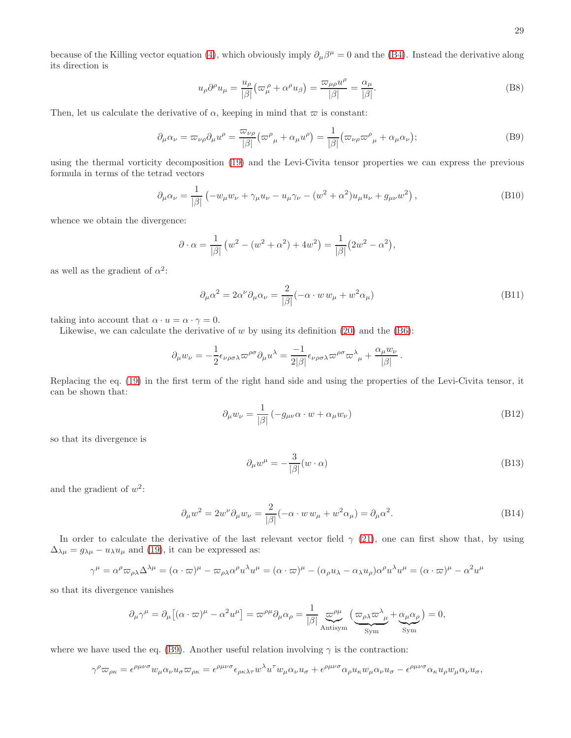because of the Killing vector equation (4), which obviously imply $\partial_\mu \beta^\mu = 0$ and the (B4). Instead the derivative along its direction is

$$u_\rho \partial^\rho u_\mu = \frac{u_\rho}{|\beta|}\big(\varpi^\rho_\mu + \alpha^\rho u_\beta\big) = \frac{\varpi_{\mu\rho} u^\rho}{|\beta|} = \frac{\alpha_\mu}{|\beta|}. \tag{B8}$$

Then, let us calculate the derivative of $\alpha$, keeping in mind that $\varpi$ is constant:

$$\partial_\mu \alpha_\nu = \varpi_{\nu\rho}\partial_\mu u^\rho = \frac{\varpi_{\nu\rho}}{|\beta|}\big(\varpi^\rho{}_\mu + \alpha_\mu u^\rho\big) = \frac{1}{|\beta|}\big(\varpi_{\nu\rho}\varpi^\rho{}_\mu + \alpha_\mu \alpha_\nu\big); \tag{B9}$$

using the thermal vorticity decomposition (19) and the Levi-Civita tensor properties we can express the previous formula in terms of the tetrad vectors

$$\partial_\mu \alpha_\nu = \frac{1}{|\beta|}\left(-w_\mu w_\nu + \gamma_\mu u_\nu - u_\mu \gamma_\nu - (w^2+\alpha^2)u_\mu u_\nu + g_{\mu\nu} w^2\right), \tag{B10}$$

whence we obtain the divergence:

$$\partial\cdot\alpha = \frac{1}{|\beta|}\left(w^2 - (w^2+\alpha^2) + 4w^2\right) = \frac{1}{|\beta|}\big(2w^2 - \alpha^2\big),$$

as well as the gradient of $\alpha^2$:

$$\partial_\mu \alpha^2 = 2\alpha^\nu \partial_\mu \alpha_\nu = \frac{2}{|\beta|}(-\alpha\cdot w\, w_\mu + w^2 \alpha_\mu) \tag{B11}$$

taking into account that $\alpha\cdot u = \alpha\cdot\gamma = 0$.

Likewise, we can calculate the derivative of $w$ by using its definition (20) and the (B6):

$$\partial_\mu w_\nu = -\frac{1}{2}\epsilon_{\nu\rho\sigma\lambda}\varpi^{\rho\sigma}\partial_\mu u^\lambda = \frac{-1}{2|\beta|}\epsilon_{\nu\rho\sigma\lambda}\varpi^{\rho\sigma}\varpi^\lambda{}_\mu + \frac{\alpha_\mu w_\nu}{|\beta|}.$$

Replacing the eq. (19) in the first term of the right hand side and using the properties of the Levi-Civita tensor, it can be shown that:

$$\partial_\mu w_\nu = \frac{1}{|\beta|}\left(-g_{\mu\nu}\alpha\cdot w + \alpha_\mu w_\nu\right) \tag{B12}$$

so that its divergence is

$$\partial_\mu w^\mu = -\frac{3}{|\beta|}(w\cdot\alpha) \tag{B13}$$

and the gradient of $w^2$:

$$\partial_\mu w^2 = 2w^\nu \partial_\mu w_\nu = \frac{2}{|\beta|}(-\alpha\cdot w\, w_\mu + w^2\alpha_\mu) = \partial_\mu \alpha^2. \tag{B14}$$

In order to calculate the derivative of the last relevant vector field $\gamma$ (21), one can first show that, by using $\Delta_{\lambda\mu} = g_{\lambda\mu} - u_\lambda u_\mu$ and (19), it can be expressed as:

$$\gamma^\mu = \alpha^\rho \varpi_{\rho\lambda}\Delta^{\lambda\mu} = (\alpha\cdot\varpi)^\mu - \varpi_{\rho\lambda}\alpha^\rho u^\lambda u^\mu = (\alpha\cdot\varpi)^\mu - (\alpha_\rho u_\lambda - \alpha_\lambda u_\rho)\alpha^\rho u^\lambda u^\mu = (\alpha\cdot\varpi)^\mu - \alpha^2 u^\mu$$

so that its divergence vanishes

$$\partial_\mu \gamma^\mu = \partial_\mu\big[(\alpha\cdot\varpi)^\mu - \alpha^2 u^\mu\big] = \varpi^{\rho\mu}\partial_\mu \alpha_\rho = \frac{1}{|\beta|}\underbrace{\varpi^{\rho\mu}}_{\text{Antisym}}\big(\underbrace{\varpi_{\rho\lambda}\varpi^\lambda{}_\mu}_{\text{Sym}} + \underbrace{\alpha_\mu\alpha_\rho}_{\text{Sym}}\big) = 0,$$

where we have used the eq. (B9). Another useful relation involving $\gamma$ is the contraction:

$$\gamma^\rho \varpi_{\rho\kappa} = \epsilon^{\rho\mu\nu\sigma}w_\mu \alpha_\nu u_\sigma \varpi_{\rho\kappa} = \epsilon^{\rho\mu\nu\sigma}\epsilon_{\rho\kappa\lambda\tau}w^\lambda u^\tau w_\mu \alpha_\nu u_\sigma + \epsilon^{\rho\mu\nu\sigma}\alpha_\rho u_\kappa w_\mu \alpha_\nu u_\sigma - \epsilon^{\rho\mu\nu\sigma}\alpha_\kappa u_\rho w_\mu \alpha_\nu u_\sigma,$$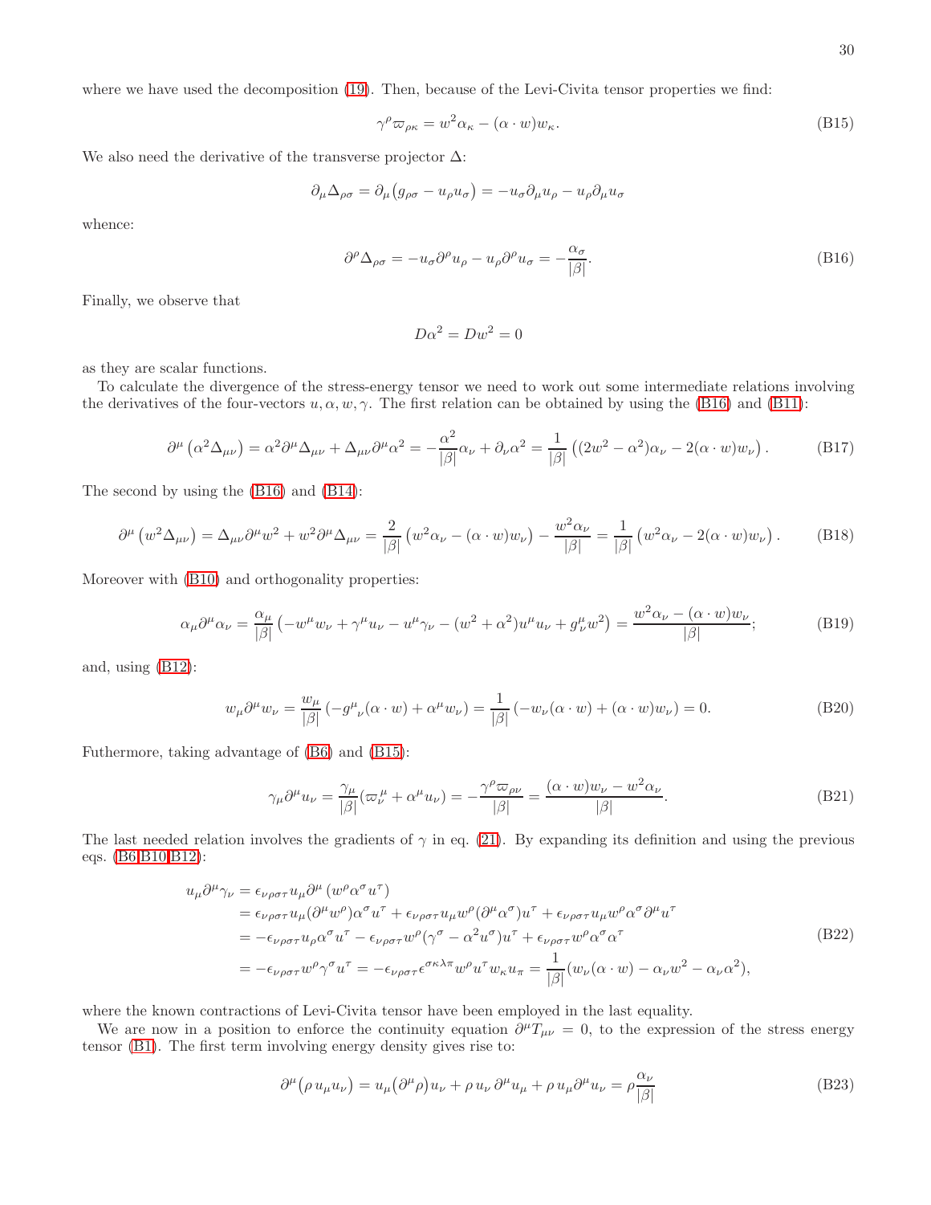where we have used the decomposition (19). Then, because of the Levi-Civita tensor properties we find:

$$
\gamma^\rho \varpi_{\rho\kappa} = w^2 \alpha_\kappa - (\alpha \cdot w) w_\kappa. \tag{B15}
$$

We also need the derivative of the transverse projector $\Delta$:

$$
\partial_\mu \Delta_{\rho\sigma} = \partial_\mu \big( g_{\rho\sigma} - u_\rho u_\sigma \big) = - u_\sigma \partial_\mu u_\rho - u_\rho \partial_\mu u_\sigma
$$

whence:

$$
\partial^\rho \Delta_{\rho\sigma} = - u_\sigma \partial^\rho u_\rho - u_\rho \partial^\rho u_\sigma = - \frac{\alpha_\sigma}{|\beta|}. \tag{B16}
$$

Finally, we observe that

$$
D\alpha^2 = D w^2 = 0
$$

as they are scalar functions.

To calculate the divergence of the stress-energy tensor we need to work out some intermediate relations involving the derivatives of the four-vectors $u, \alpha, w, \gamma$. The first relation can be obtained by using the (B16) and (B11):

$$
\partial^\mu \left( \alpha^2 \Delta_{\mu\nu} \right) = \alpha^2 \partial^\mu \Delta_{\mu\nu} + \Delta_{\mu\nu} \partial^\mu \alpha^2 = - \frac{\alpha^2}{|\beta|} \alpha_\nu + \partial_\nu \alpha^2 = \frac{1}{|\beta|} \left( (2w^2 - \alpha^2) \alpha_\nu - 2 (\alpha \cdot w) w_\nu \right). \tag{B17}
$$

The second by using the (B16) and (B14):

$$
\partial^\mu \left( w^2 \Delta_{\mu\nu} \right) = \Delta_{\mu\nu} \partial^\mu w^2 + w^2 \partial^\mu \Delta_{\mu\nu} = \frac{2}{|\beta|} \left( w^2 \alpha_\nu - (\alpha \cdot w) w_\nu \right) - \frac{w^2 \alpha_\nu}{|\beta|} = \frac{1}{|\beta|} \left( w^2 \alpha_\nu - 2 (\alpha \cdot w) w_\nu \right). \tag{B18}
$$

Moreover with (B10) and orthogonality properties:

$$
\alpha_\mu \partial^\mu \alpha_\nu = \frac{\alpha_\mu}{|\beta|} \left( - w^\mu w_\nu + \gamma^\mu u_\nu - u^\mu \gamma_\nu - (w^2 + \alpha^2) u^\mu u_\nu + g^\mu_\nu w^2 \right) = \frac{w^2 \alpha_\nu - (\alpha \cdot w) w_\nu}{|\beta|}; \tag{B19}
$$

and, using (B12):

$$
w_\mu \partial^\mu w_\nu = \frac{w_\mu}{|\beta|} \left( - g^\mu{}_\nu (\alpha \cdot w) + \alpha^\mu w_\nu \right) = \frac{1}{|\beta|} \left( - w_\nu (\alpha \cdot w) + (\alpha \cdot w) w_\nu \right) = 0. \tag{B20}
$$

Futhermore, taking advantage of (B6) and (B15):

$$
\gamma_\mu \partial^\mu u_\nu = \frac{\gamma_\mu}{|\beta|} (\varpi^\mu_\nu + \alpha^\mu u_\nu) = - \frac{\gamma^\rho \varpi_{\rho\nu}}{|\beta|} = \frac{(\alpha \cdot w) w_\nu - w^2 \alpha_\nu}{|\beta|}. \tag{B21}
$$

The last needed relation involves the gradients of $\gamma$ in eq. (21). By expanding its definition and using the previous eqs. (B6,B10,B12):

$$
\begin{aligned}
u_\mu \partial^\mu \gamma_\nu &= \epsilon_{\nu\rho\sigma\tau} u_\mu \partial^\mu \left( w^\rho \alpha^\sigma u^\tau \right) \\
&= \epsilon_{\nu\rho\sigma\tau} u_\mu (\partial^\mu w^\rho) \alpha^\sigma u^\tau + \epsilon_{\nu\rho\sigma\tau} u_\mu w^\rho (\partial^\mu \alpha^\sigma) u^\tau + \epsilon_{\nu\rho\sigma\tau} u_\mu w^\rho \alpha^\sigma \partial^\mu u^\tau \\
&= - \epsilon_{\nu\rho\sigma\tau} u_\rho \alpha^\sigma u^\tau - \epsilon_{\nu\rho\sigma\tau} w^\rho (\gamma^\sigma - \alpha^2 u^\sigma) u^\tau + \epsilon_{\nu\rho\sigma\tau} w^\rho \alpha^\sigma \alpha^\tau \\
&= - \epsilon_{\nu\rho\sigma\tau} w^\rho \gamma^\sigma u^\tau = - \epsilon_{\nu\rho\sigma\tau} \epsilon^{\sigma\kappa\lambda\pi} w^\rho u^\tau w_\kappa u_\pi = \frac{1}{|\beta|} (w_\nu (\alpha \cdot w) - \alpha_\nu w^2 - \alpha_\nu \alpha^2),
\end{aligned} \tag{B22}
$$

where the known contractions of Levi-Civita tensor have been employed in the last equality.

We are now in a position to enforce the continuity equation $\partial^\mu T_{\mu\nu} = 0$, to the expression of the stress energy tensor (B1). The first term involving energy density gives rise to:

$$
\partial^\mu \big( \rho \, u_\mu u_\nu \big) = u_\mu \big( \partial^\mu \rho \big) u_\nu + \rho \, u_\nu \, \partial^\mu u_\mu + \rho \, u_\mu \partial^\mu u_\nu = \rho \frac{\alpha_\nu}{|\beta|} \tag{B23}
$$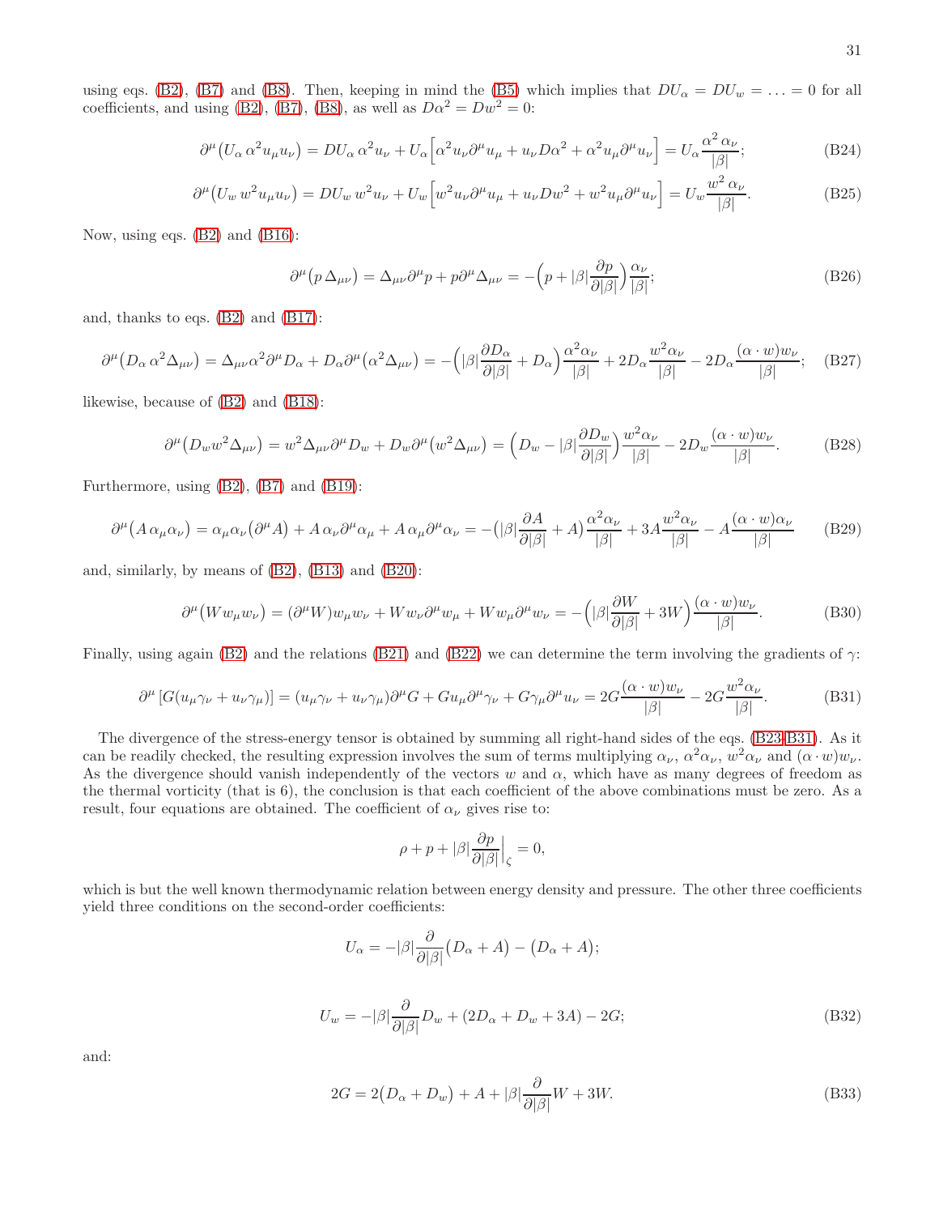using eqs. (B2), (B7) and (B8). Then, keeping in mind the (B5) which implies that $DU_\alpha = DU_w = \ldots = 0$ for all coefficients, and using (B2), (B7), (B8), as well as $D\alpha^2 = Dw^2 = 0$:

$$\partial^\mu\big(U_\alpha\,\alpha^2 u_\mu u_\nu\big) = DU_\alpha\,\alpha^2 u_\nu + U_\alpha\Big[\alpha^2 u_\nu \partial^\mu u_\mu + u_\nu D\alpha^2 + \alpha^2 u_\mu \partial^\mu u_\nu\Big] = U_\alpha \frac{\alpha^2\,\alpha_\nu}{|\beta|}; \tag{B24}$$

$$\partial^\mu\big(U_w\,w^2 u_\mu u_\nu\big) = DU_w\,w^2 u_\nu + U_w\Big[w^2 u_\nu \partial^\mu u_\mu + u_\nu Dw^2 + w^2 u_\mu \partial^\mu u_\nu\Big] = U_w \frac{w^2\,\alpha_\nu}{|\beta|}. \tag{B25}$$

Now, using eqs. (B2) and (B16):

$$\partial^\mu\big(p\,\Delta_{\mu\nu}\big) = \Delta_{\mu\nu}\partial^\mu p + p\partial^\mu \Delta_{\mu\nu} = -\Big(p + |\beta|\frac{\partial p}{\partial|\beta|}\Big)\frac{\alpha_\nu}{|\beta|}; \tag{B26}$$

and, thanks to eqs. (B2) and (B17):

$$\partial^\mu\big(D_\alpha\,\alpha^2\Delta_{\mu\nu}\big) = \Delta_{\mu\nu}\alpha^2\partial^\mu D_\alpha + D_\alpha\partial^\mu\big(\alpha^2\Delta_{\mu\nu}\big) = -\Big(|\beta|\frac{\partial D_\alpha}{\partial|\beta|} + D_\alpha\Big)\frac{\alpha^2\alpha_\nu}{|\beta|} + 2D_\alpha\frac{w^2\alpha_\nu}{|\beta|} - 2D_\alpha\frac{(\alpha\cdot w)w_\nu}{|\beta|}; \tag{B27}$$

likewise, because of (B2) and (B18):

$$\partial^\mu\big(D_w w^2\Delta_{\mu\nu}\big) = w^2\Delta_{\mu\nu}\partial^\mu D_w + D_w\partial^\mu\big(w^2\Delta_{\mu\nu}\big) = \Big(D_w - |\beta|\frac{\partial D_w}{\partial|\beta|}\Big)\frac{w^2\alpha_\nu}{|\beta|} - 2D_w\frac{(\alpha\cdot w)w_\nu}{|\beta|}. \tag{B28}$$

Furthermore, using (B2), (B7) and (B19):

$$\partial^\mu\big(A\,\alpha_\mu\alpha_\nu\big) = \alpha_\mu\alpha_\nu\big(\partial^\mu A\big) + A\,\alpha_\nu\partial^\mu\alpha_\mu + A\,\alpha_\mu\partial^\mu\alpha_\nu = -\big(|\beta|\frac{\partial A}{\partial|\beta|} + A\big)\frac{\alpha^2\alpha_\nu}{|\beta|} + 3A\frac{w^2\alpha_\nu}{|\beta|} - A\frac{(\alpha\cdot w)\alpha_\nu}{|\beta|} \tag{B29}$$

and, similarly, by means of (B2), (B13) and (B20):

$$\partial^\mu\big(W w_\mu w_\nu\big) = (\partial^\mu W)w_\mu w_\nu + W w_\nu\partial^\mu w_\mu + W w_\mu\partial^\mu w_\nu = -\Big(|\beta|\frac{\partial W}{\partial|\beta|} + 3W\Big)\frac{(\alpha\cdot w)w_\nu}{|\beta|}. \tag{B30}$$

Finally, using again (B2) and the relations (B21) and (B22) we can determine the term involving the gradients of $\gamma$:

$$\partial^\mu\left[G(u_\mu\gamma_\nu + u_\nu\gamma_\mu)\right] = (u_\mu\gamma_\nu + u_\nu\gamma_\mu)\partial^\mu G + G u_\mu\partial^\mu\gamma_\nu + G\gamma_\mu\partial^\mu u_\nu = 2G\frac{(\alpha\cdot w)w_\nu}{|\beta|} - 2G\frac{w^2\alpha_\nu}{|\beta|}. \tag{B31}$$

The divergence of the stress-energy tensor is obtained by summing all right-hand sides of the eqs. (B23-B31). As it can be readily checked, the resulting expression involves the sum of terms multiplying $\alpha_\nu$, $\alpha^2\alpha_\nu$, $w^2\alpha_\nu$ and $(\alpha\cdot w)w_\nu$. As the divergence should vanish independently of the vectors $w$ and $\alpha$, which have as many degrees of freedom as the thermal vorticity (that is 6), the conclusion is that each coefficient of the above combinations must be zero. As a result, four equations are obtained. The coefficient of $\alpha_\nu$ gives rise to:

$$\rho + p + |\beta|\frac{\partial p}{\partial|\beta|}\Big|_\zeta = 0,$$

which is but the well known thermodynamic relation between energy density and pressure. The other three coefficients yield three conditions on the second-order coefficients:

$$U_\alpha = -|\beta|\frac{\partial}{\partial|\beta|}\big(D_\alpha + A\big) - \big(D_\alpha + A\big);$$

$$U_w = -|\beta|\frac{\partial}{\partial|\beta|}D_w + (2D_\alpha + D_w + 3A) - 2G; \tag{B32}$$

and:

$$2G = 2\big(D_\alpha + D_w\big) + A + |\beta|\frac{\partial}{\partial|\beta|}W + 3W. \tag{B33}$$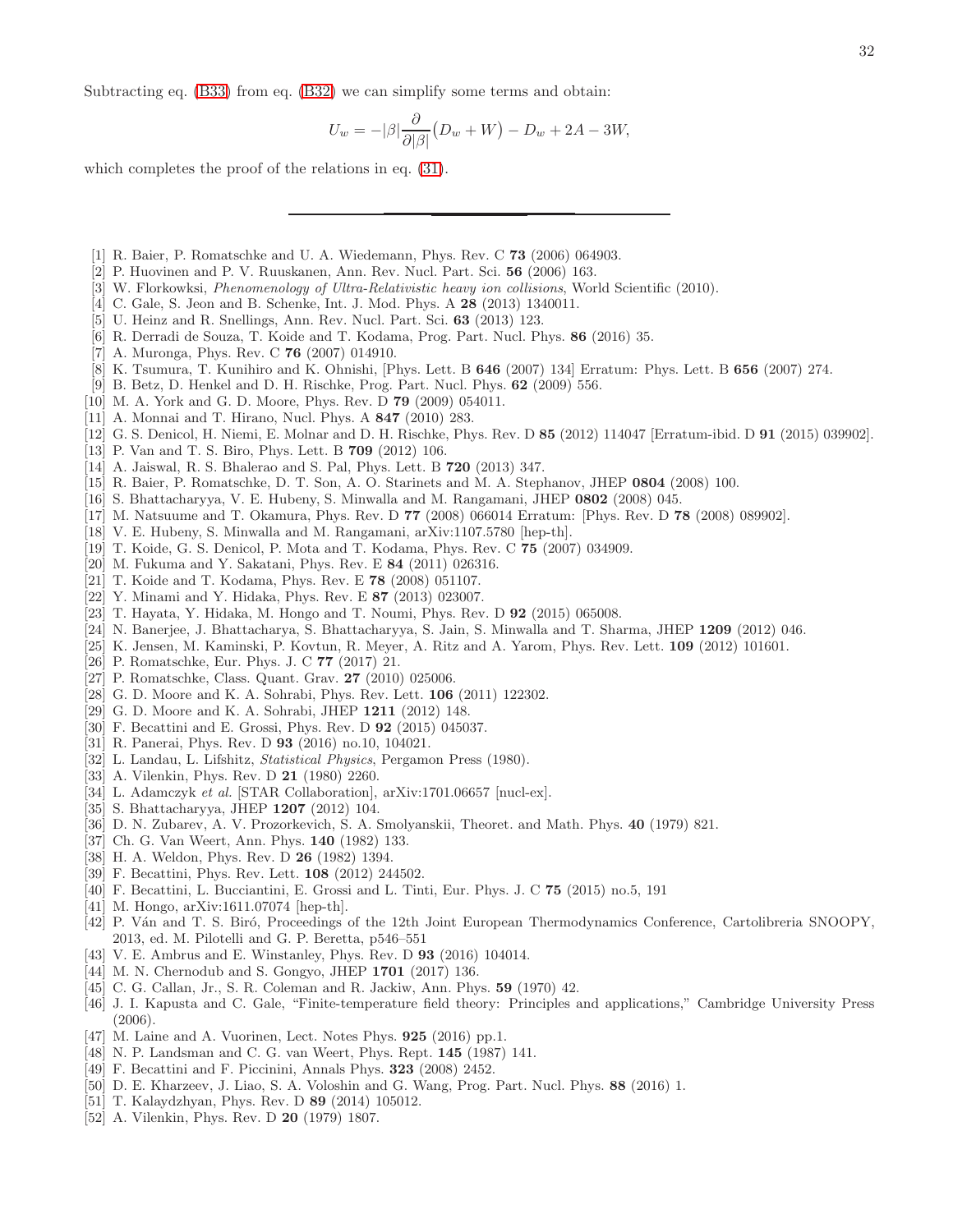Subtracting eq. (B33) from eq. (B32) we can simplify some terms and obtain:

$$U_w = -|\beta| \frac{\partial}{\partial |\beta|}\big(D_w + W\big) - D_w + 2A - 3W,$$

which completes the proof of the relations in eq. (31).

---

[1] R. Baier, P. Romatschke and U. A. Wiedemann, Phys. Rev. C **73** (2006) 064903.
[2] P. Huovinen and P. V. Ruuskanen, Ann. Rev. Nucl. Part. Sci. **56** (2006) 163.
[3] W. Florkowksi, *Phenomenology of Ultra-Relativistic heavy ion collisions*, World Scientific (2010).
[4] C. Gale, S. Jeon and B. Schenke, Int. J. Mod. Phys. A **28** (2013) 1340011.
[5] U. Heinz and R. Snellings, Ann. Rev. Nucl. Part. Sci. **63** (2013) 123.
[6] R. Derradi de Souza, T. Koide and T. Kodama, Prog. Part. Nucl. Phys. **86** (2016) 35.
[7] A. Muronga, Phys. Rev. C **76** (2007) 014910.
[8] K. Tsumura, T. Kunihiro and K. Ohnishi, [Phys. Lett. B **646** (2007) 134] Erratum: Phys. Lett. B **656** (2007) 274.
[9] B. Betz, D. Henkel and D. H. Rischke, Prog. Part. Nucl. Phys. **62** (2009) 556.
[10] M. A. York and G. D. Moore, Phys. Rev. D **79** (2009) 054011.
[11] A. Monnai and T. Hirano, Nucl. Phys. A **847** (2010) 283.
[12] G. S. Denicol, H. Niemi, E. Molnar and D. H. Rischke, Phys. Rev. D **85** (2012) 114047 [Erratum-ibid. D **91** (2015) 039902].
[13] P. Van and T. S. Biro, Phys. Lett. B **709** (2012) 106.
[14] A. Jaiswal, R. S. Bhalerao and S. Pal, Phys. Lett. B **720** (2013) 347.
[15] R. Baier, P. Romatschke, D. T. Son, A. O. Starinets and M. A. Stephanov, JHEP **0804** (2008) 100.
[16] S. Bhattacharyya, V. E. Hubeny, S. Minwalla and M. Rangamani, JHEP **0802** (2008) 045.
[17] M. Natsuume and T. Okamura, Phys. Rev. D **77** (2008) 066014 Erratum: [Phys. Rev. D **78** (2008) 089902].
[18] V. E. Hubeny, S. Minwalla and M. Rangamani, arXiv:1107.5780 [hep-th].
[19] T. Koide, G. S. Denicol, P. Mota and T. Kodama, Phys. Rev. C **75** (2007) 034909.
[20] M. Fukuma and Y. Sakatani, Phys. Rev. E **84** (2011) 026316.
[21] T. Koide and T. Kodama, Phys. Rev. E **78** (2008) 051107.
[22] Y. Minami and Y. Hidaka, Phys. Rev. E **87** (2013) 023007.
[23] T. Hayata, Y. Hidaka, M. Hongo and T. Noumi, Phys. Rev. D **92** (2015) 065008.
[24] N. Banerjee, J. Bhattacharya, S. Bhattacharyya, S. Jain, S. Minwalla and T. Sharma, JHEP **1209** (2012) 046.
[25] K. Jensen, M. Kaminski, P. Kovtun, R. Meyer, A. Ritz and A. Yarom, Phys. Rev. Lett. **109** (2012) 101601.
[26] P. Romatschke, Eur. Phys. J. C **77** (2017) 21.
[27] P. Romatschke, Class. Quant. Grav. **27** (2010) 025006.
[28] G. D. Moore and K. A. Sohrabi, Phys. Rev. Lett. **106** (2011) 122302.
[29] G. D. Moore and K. A. Sohrabi, JHEP **1211** (2012) 148.
[30] F. Becattini and E. Grossi, Phys. Rev. D **92** (2015) 045037.
[31] R. Panerai, Phys. Rev. D **93** (2016) no.10, 104021.
[32] L. Landau, L. Lifshitz, *Statistical Physics*, Pergamon Press (1980).
[33] A. Vilenkin, Phys. Rev. D **21** (1980) 2260.
[34] L. Adamczyk *et al.* [STAR Collaboration], arXiv:1701.06657 [nucl-ex].
[35] S. Bhattacharyya, JHEP **1207** (2012) 104.
[36] D. N. Zubarev, A. V. Prozorkevich, S. A. Smolyanskii, Theoret. and Math. Phys. **40** (1979) 821.
[37] Ch. G. Van Weert, Ann. Phys. **140** (1982) 133.
[38] H. A. Weldon, Phys. Rev. D **26** (1982) 1394.
[39] F. Becattini, Phys. Rev. Lett. **108** (2012) 244502.
[40] F. Becattini, L. Bucciantini, E. Grossi and L. Tinti, Eur. Phys. J. C **75** (2015) no.5, 191
[41] M. Hongo, arXiv:1611.07074 [hep-th].
[42] P. Ván and T. S. Biró, Proceedings of the 12th Joint European Thermodynamics Conference, Cartolibreria SNOOPY, 2013, ed. M. Pilotelli and G. P. Beretta, p546–551
[43] V. E. Ambrus and E. Winstanley, Phys. Rev. D **93** (2016) 104014.
[44] M. N. Chernodub and S. Gongyo, JHEP **1701** (2017) 136.
[45] C. G. Callan, Jr., S. R. Coleman and R. Jackiw, Ann. Phys. **59** (1970) 42.
[46] J. I. Kapusta and C. Gale, "Finite-temperature field theory: Principles and applications," Cambridge University Press (2006).
[47] M. Laine and A. Vuorinen, Lect. Notes Phys. **925** (2016) pp.1.
[48] N. P. Landsman and C. G. van Weert, Phys. Rept. **145** (1987) 141.
[49] F. Becattini and F. Piccinini, Annals Phys. **323** (2008) 2452.
[50] D. E. Kharzeev, J. Liao, S. A. Voloshin and G. Wang, Prog. Part. Nucl. Phys. **88** (2016) 1.
[51] T. Kalaydzhyan, Phys. Rev. D **89** (2014) 105012.
[52] A. Vilenkin, Phys. Rev. D **20** (1979) 1807.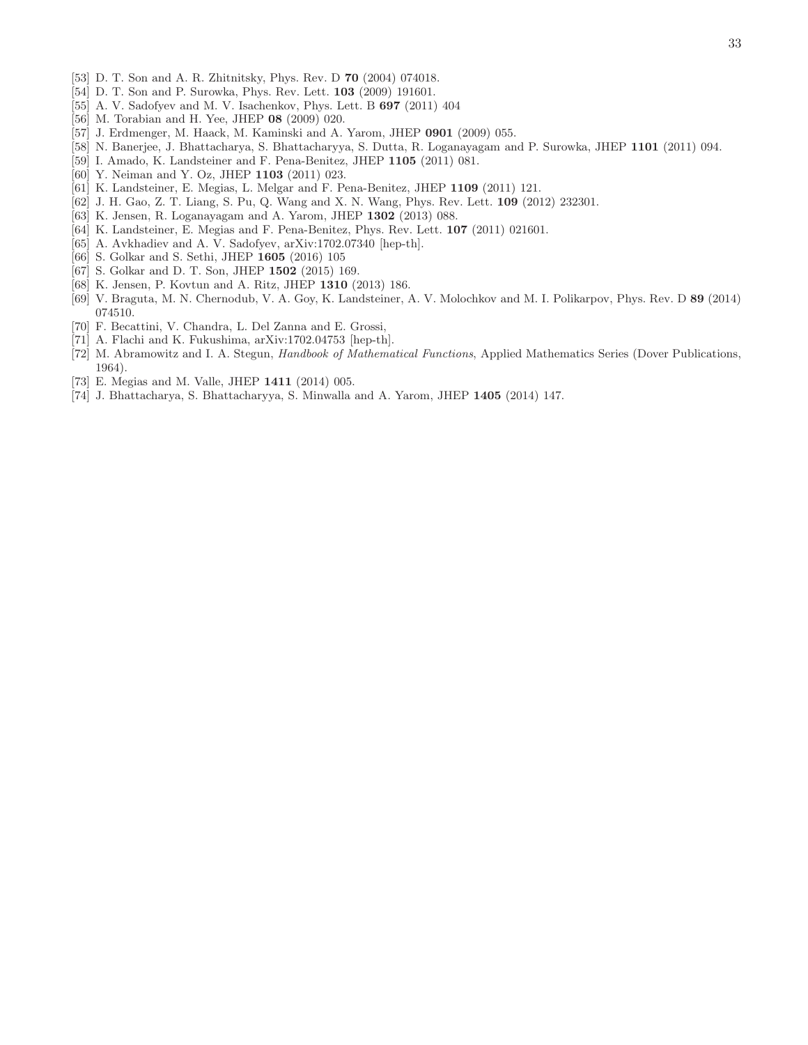[53] D. T. Son and A. R. Zhitnitsky, Phys. Rev. D **70** (2004) 074018.
[54] D. T. Son and P. Surowka, Phys. Rev. Lett. **103** (2009) 191601.
[55] A. V. Sadofyev and M. V. Isachenkov, Phys. Lett. B **697** (2011) 404
[56] M. Torabian and H. Yee, JHEP **08** (2009) 020.
[57] J. Erdmenger, M. Haack, M. Kaminski and A. Yarom, JHEP **0901** (2009) 055.
[58] N. Banerjee, J. Bhattacharya, S. Bhattacharyya, S. Dutta, R. Loganayagam and P. Surowka, JHEP **1101** (2011) 094.
[59] I. Amado, K. Landsteiner and F. Pena-Benitez, JHEP **1105** (2011) 081.
[60] Y. Neiman and Y. Oz, JHEP **1103** (2011) 023.
[61] K. Landsteiner, E. Megias, L. Melgar and F. Pena-Benitez, JHEP **1109** (2011) 121.
[62] J. H. Gao, Z. T. Liang, S. Pu, Q. Wang and X. N. Wang, Phys. Rev. Lett. **109** (2012) 232301.
[63] K. Jensen, R. Loganayagam and A. Yarom, JHEP **1302** (2013) 088.
[64] K. Landsteiner, E. Megias and F. Pena-Benitez, Phys. Rev. Lett. **107** (2011) 021601.
[65] A. Avkhadiev and A. V. Sadofyev, arXiv:1702.07340 [hep-th].
[66] S. Golkar and S. Sethi, JHEP **1605** (2016) 105
[67] S. Golkar and D. T. Son, JHEP **1502** (2015) 169.
[68] K. Jensen, P. Kovtun and A. Ritz, JHEP **1310** (2013) 186.
[69] V. Braguta, M. N. Chernodub, V. A. Goy, K. Landsteiner, A. V. Molochkov and M. I. Polikarpov, Phys. Rev. D **89** (2014) 074510.
[70] F. Becattini, V. Chandra, L. Del Zanna and E. Grossi,
[71] A. Flachi and K. Fukushima, arXiv:1702.04753 [hep-th].
[72] M. Abramowitz and I. A. Stegun, *Handbook of Mathematical Functions*, Applied Mathematics Series (Dover Publications, 1964).
[73] E. Megias and M. Valle, JHEP **1411** (2014) 005.
[74] J. Bhattacharya, S. Bhattacharyya, S. Minwalla and A. Yarom, JHEP **1405** (2014) 147.